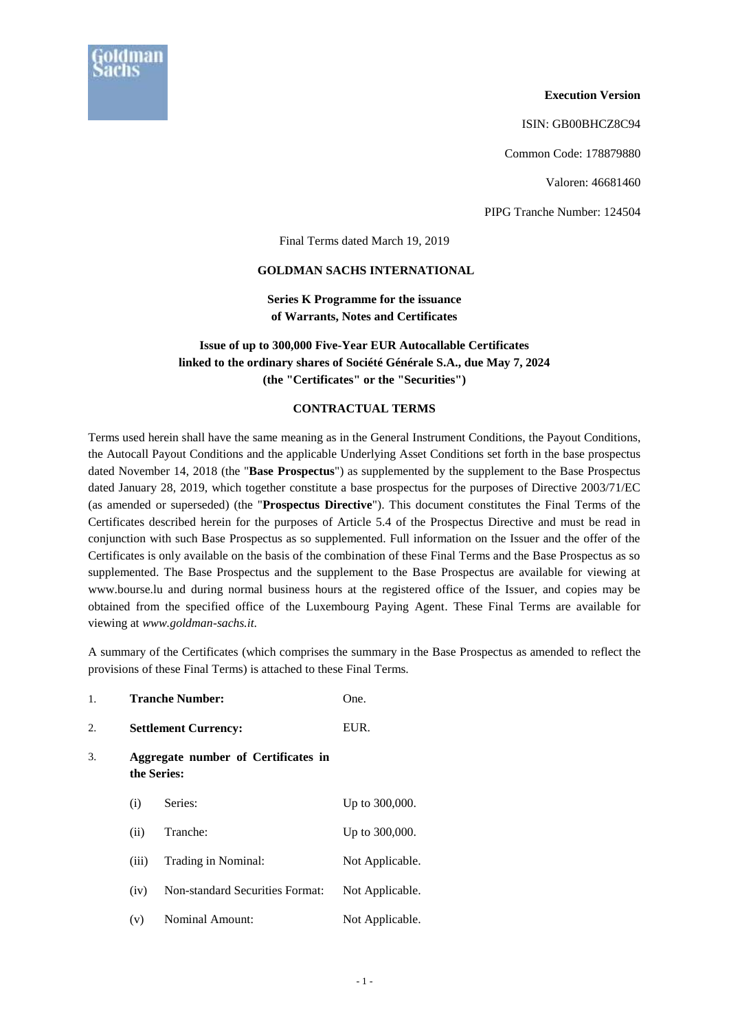**Execution Version**

ISIN: GB00BHCZ8C94

Common Code: 178879880

Valoren: 46681460

PIPG Tranche Number: 124504

Final Terms dated March 19, 2019

**GOLDMAN SACHS INTERNATIONAL**

**Series K Programme for the issuance of Warrants, Notes and Certificates**

**Issue of up to 300,000 Five-Year EUR Autocallable Certificates linked to the ordinary shares of Société Générale S.A., due May 7, 2024 (the "Certificates" or the "Securities")**

**CONTRACTUAL TERMS**

Terms used herein shall have the same meaning as in the General Instrument Conditions, the Payout Conditions, the Autocall Payout Conditions and the applicable Underlying Asset Conditions set forth in the base prospectus dated November 14, 2018 (the "**Base Prospectus**") as supplemented by the supplement to the Base Prospectus dated January 28, 2019, which together constitute a base prospectus for the purposes of Directive 2003/71/EC (as amended or superseded) (the "**Prospectus Directive**"). This document constitutes the Final Terms of the Certificates described herein for the purposes of Article 5.4 of the Prospectus Directive and must be read in conjunction with such Base Prospectus as so supplemented. Full information on the Issuer and the offer of the Certificates is only available on the basis of the combination of these Final Terms and the Base Prospectus as so supplemented. The Base Prospectus and the supplement to the Base Prospectus are available for viewing at www.bourse.lu and during normal business hours at the registered office of the Issuer, and copies may be obtained from the specified office of the Luxembourg Paying Agent. These Final Terms are available for viewing at *www.goldman-sachs.it*.

A summary of the Certificates (which comprises the summary in the Base Prospectus as amended to reflect the provisions of these Final Terms) is attached to these Final Terms.

1. **Tranche Number:** One.

2. **Settlement Currency:** EUR.

3. **Aggregate number of Certificates in the Series:**

   (i) Series: Up to 300,000.

   (ii) Tranche: Up to 300,000.

   (iii) Trading in Nominal: Not Applicable.

   (iv) Non-standard Securities Format: Not Applicable.

   (v) Nominal Amount: Not Applicable.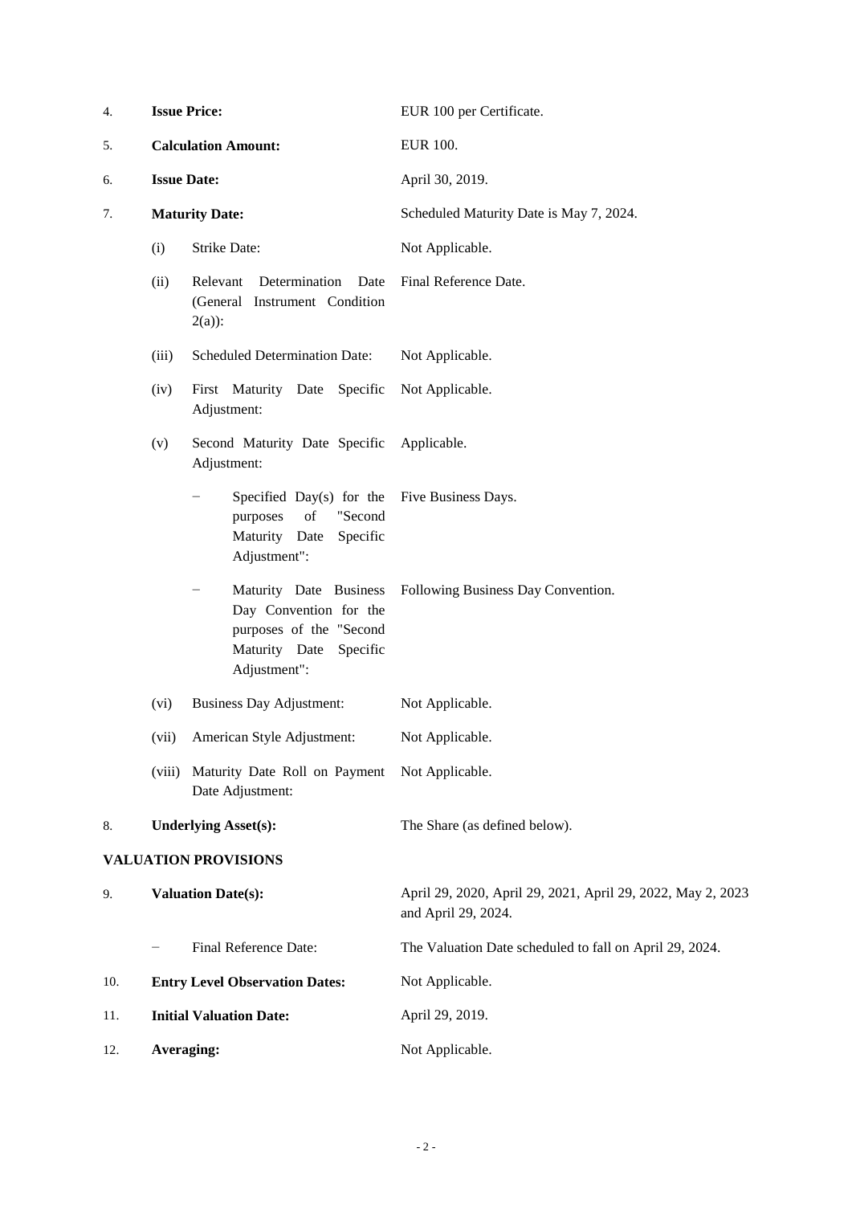| | | |
|---|---|---|
| 4. | **Issue Price:** | EUR 100 per Certificate. |
| 5. | **Calculation Amount:** | EUR 100. |
| 6. | **Issue Date:** | April 30, 2019. |
| 7. | **Maturity Date:** | Scheduled Maturity Date is May 7, 2024. |
| | (i) Strike Date: | Not Applicable. |
| | (ii) Relevant Determination Date (General Instrument Condition 2(a)): | Final Reference Date. |
| | (iii) Scheduled Determination Date: | Not Applicable. |
| | (iv) First Maturity Date Specific Adjustment: | Not Applicable. |
| | (v) Second Maturity Date Specific Adjustment: | Applicable. |
| | − Specified Day(s) for the purposes of "Second Maturity Date Specific Adjustment": | Five Business Days. |
| | − Maturity Date Business Day Convention for the purposes of the "Second Maturity Date Specific Adjustment": | Following Business Day Convention. |
| | (vi) Business Day Adjustment: | Not Applicable. |
| | (vii) American Style Adjustment: | Not Applicable. |
| | (viii) Maturity Date Roll on Payment Date Adjustment: | Not Applicable. |
| 8. | **Underlying Asset(s):** | The Share (as defined below). |

**VALUATION PROVISIONS**

| | | |
|---|---|---|
| 9. | **Valuation Date(s):** | April 29, 2020, April 29, 2021, April 29, 2022, May 2, 2023 and April 29, 2024. |
| | − Final Reference Date: | The Valuation Date scheduled to fall on April 29, 2024. |
| 10. | **Entry Level Observation Dates:** | Not Applicable. |
| 11. | **Initial Valuation Date:** | April 29, 2019. |
| 12. | **Averaging:** | Not Applicable. |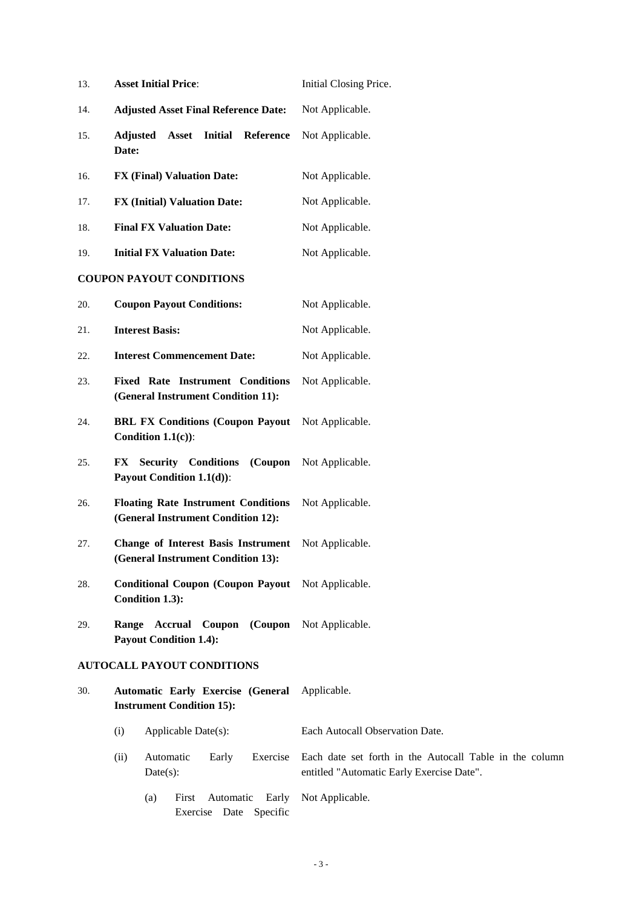| | | |
|---|---|---|
| 13. | **Asset Initial Price**: | Initial Closing Price. |
| 14. | **Adjusted Asset Final Reference Date:** | Not Applicable. |
| 15. | **Adjusted Asset Initial Reference Date:** | Not Applicable. |
| 16. | **FX (Final) Valuation Date:** | Not Applicable. |
| 17. | **FX (Initial) Valuation Date:** | Not Applicable. |
| 18. | **Final FX Valuation Date:** | Not Applicable. |
| 19. | **Initial FX Valuation Date:** | Not Applicable. |

**COUPON PAYOUT CONDITIONS**

| | | |
|---|---|---|
| 20. | **Coupon Payout Conditions:** | Not Applicable. |
| 21. | **Interest Basis:** | Not Applicable. |
| 22. | **Interest Commencement Date:** | Not Applicable. |
| 23. | **Fixed Rate Instrument Conditions (General Instrument Condition 11):** | Not Applicable. |
| 24. | **BRL FX Conditions (Coupon Payout Condition 1.1(c))**: | Not Applicable. |
| 25. | **FX Security Conditions (Coupon Payout Condition 1.1(d))**: | Not Applicable. |
| 26. | **Floating Rate Instrument Conditions (General Instrument Condition 12):** | Not Applicable. |
| 27. | **Change of Interest Basis Instrument (General Instrument Condition 13):** | Not Applicable. |
| 28. | **Conditional Coupon (Coupon Payout Condition 1.3):** | Not Applicable. |
| 29. | **Range Accrual Coupon (Coupon Payout Condition 1.4):** | Not Applicable. |

**AUTOCALL PAYOUT CONDITIONS**

30. **Automatic Early Exercise (General Instrument Condition 15):** Applicable.

    (i) Applicable Date(s): Each Autocall Observation Date.

    (ii) Automatic Early Exercise Date(s): Each date set forth in the Autocall Table in the column entitled "Automatic Early Exercise Date".

    (a) First Automatic Early Exercise Date Specific: Not Applicable.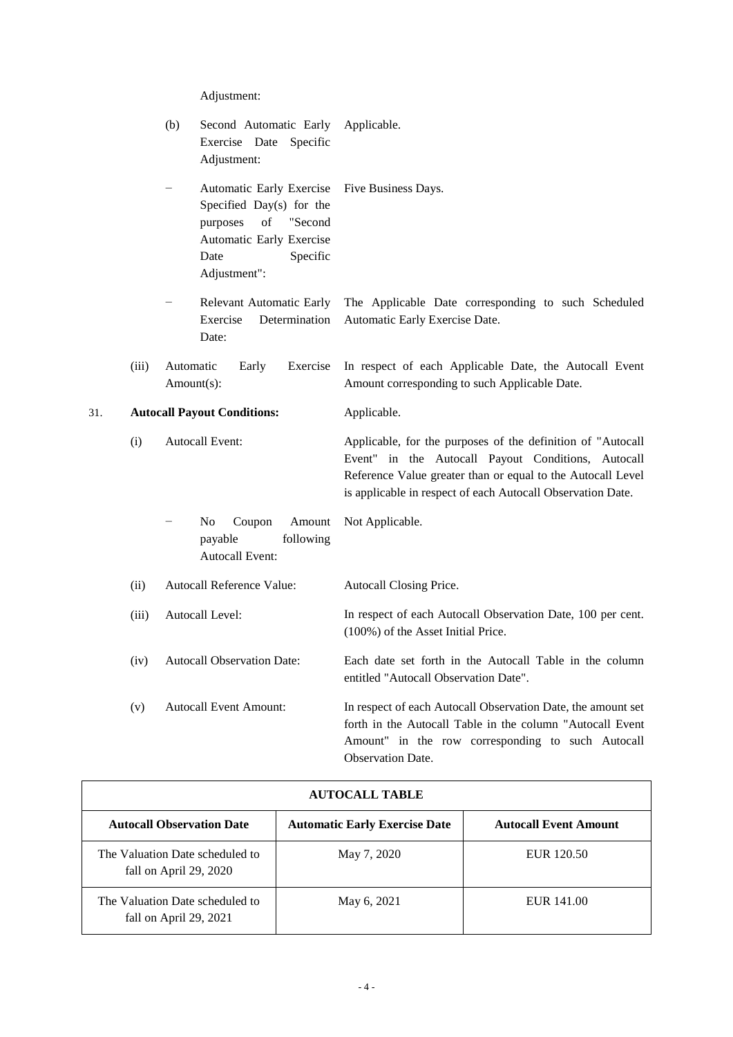Adjustment:

(b) Second Automatic Early Exercise Date Specific Adjustment: Applicable.

− Automatic Early Exercise Specified Day(s) for the purposes of "Second Automatic Early Exercise Date Specific Adjustment": Five Business Days.

− Relevant Automatic Early Exercise Determination Date: The Applicable Date corresponding to such Scheduled Automatic Early Exercise Date.

(iii) Automatic Early Exercise Amount(s): In respect of each Applicable Date, the Autocall Event Amount corresponding to such Applicable Date.

31. **Autocall Payout Conditions:** Applicable.

(i) Autocall Event: Applicable, for the purposes of the definition of "Autocall Event" in the Autocall Payout Conditions, Autocall Reference Value greater than or equal to the Autocall Level is applicable in respect of each Autocall Observation Date.

− No Coupon Amount payable following Autocall Event: Not Applicable.

(ii) Autocall Reference Value: Autocall Closing Price.

(iii) Autocall Level: In respect of each Autocall Observation Date, 100 per cent. (100%) of the Asset Initial Price.

(iv) Autocall Observation Date: Each date set forth in the Autocall Table in the column entitled "Autocall Observation Date".

(v) Autocall Event Amount: In respect of each Autocall Observation Date, the amount set forth in the Autocall Table in the column "Autocall Event Amount" in the row corresponding to such Autocall Observation Date.

| AUTOCALL TABLE | | |
|---|---|---|
| **Autocall Observation Date** | **Automatic Early Exercise Date** | **Autocall Event Amount** |
| The Valuation Date scheduled to fall on April 29, 2020 | May 7, 2020 | EUR 120.50 |
| The Valuation Date scheduled to fall on April 29, 2021 | May 6, 2021 | EUR 141.00 |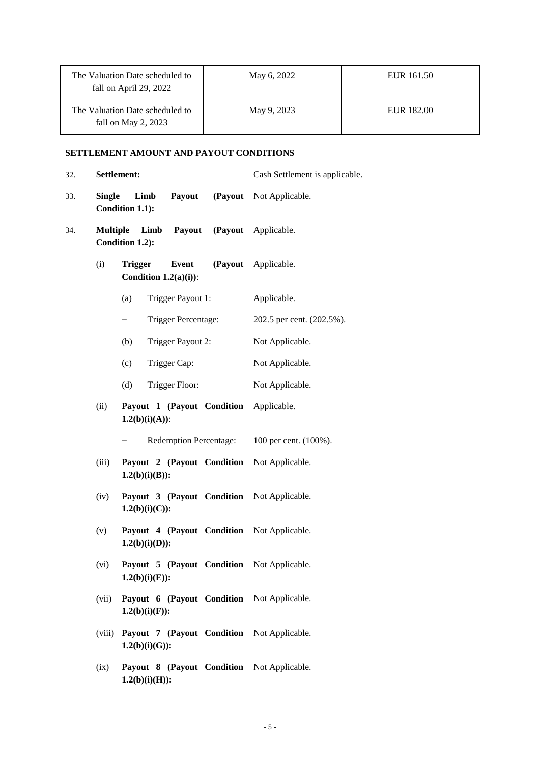| The Valuation Date scheduled to fall on April 29, 2022 | May 6, 2022 | EUR 161.50 |
| --- | --- | --- |
| The Valuation Date scheduled to fall on May 2, 2023 | May 9, 2023 | EUR 182.00 |

**SETTLEMENT AMOUNT AND PAYOUT CONDITIONS**

32. **Settlement:** Cash Settlement is applicable.

33. **Single Limb Payout (Payout Condition 1.1):** Not Applicable.

34. **Multiple Limb Payout (Payout Condition 1.2):** Applicable.

 (i) **Trigger Event (Payout Condition 1.2(a)(i))**: Applicable.

  (a) Trigger Payout 1: Applicable.

  − Trigger Percentage: 202.5 per cent. (202.5%).

  (b) Trigger Payout 2: Not Applicable.

  (c) Trigger Cap: Not Applicable.

  (d) Trigger Floor: Not Applicable.

 (ii) **Payout 1 (Payout Condition 1.2(b)(i)(A))**: Applicable.

  − Redemption Percentage: 100 per cent. (100%).

 (iii) **Payout 2 (Payout Condition 1.2(b)(i)(B)):** Not Applicable.

 (iv) **Payout 3 (Payout Condition 1.2(b)(i)(C)):** Not Applicable.

 (v) **Payout 4 (Payout Condition 1.2(b)(i)(D)):** Not Applicable.

 (vi) **Payout 5 (Payout Condition 1.2(b)(i)(E)):** Not Applicable.

 (vii) **Payout 6 (Payout Condition 1.2(b)(i)(F)):** Not Applicable.

 (viii) **Payout 7 (Payout Condition 1.2(b)(i)(G)):** Not Applicable.

 (ix) **Payout 8 (Payout Condition 1.2(b)(i)(H)):** Not Applicable.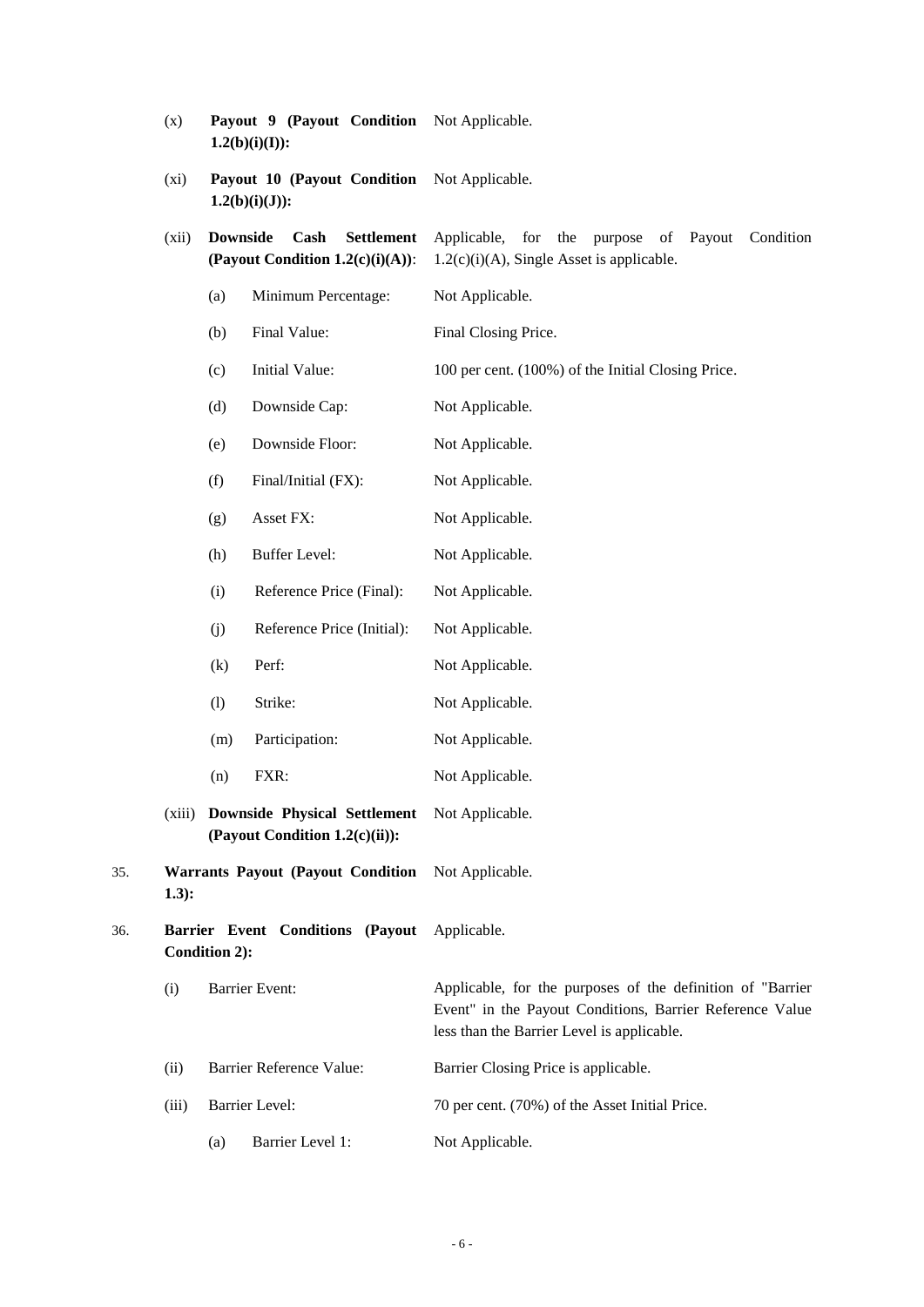| | | | |
|---|---|---|---|
| (x) | **Payout 9 (Payout Condition 1.2(b)(i)(I)):** | | Not Applicable. |
| (xi) | **Payout 10 (Payout Condition 1.2(b)(i)(J)):** | | Not Applicable. |
| (xii) | **Downside Cash Settlement (Payout Condition 1.2(c)(i)(A))**: | | Applicable, for the purpose of Payout Condition 1.2(c)(i)(A), Single Asset is applicable. |
| | (a) | Minimum Percentage: | Not Applicable. |
| | (b) | Final Value: | Final Closing Price. |
| | (c) | Initial Value: | 100 per cent. (100%) of the Initial Closing Price. |
| | (d) | Downside Cap: | Not Applicable. |
| | (e) | Downside Floor: | Not Applicable. |
| | (f) | Final/Initial (FX): | Not Applicable. |
| | (g) | Asset FX: | Not Applicable. |
| | (h) | Buffer Level: | Not Applicable. |
| | (i) | Reference Price (Final): | Not Applicable. |
| | (j) | Reference Price (Initial): | Not Applicable. |
| | (k) | Perf: | Not Applicable. |
| | (l) | Strike: | Not Applicable. |
| | (m) | Participation: | Not Applicable. |
| | (n) | FXR: | Not Applicable. |
| (xiii) | **Downside Physical Settlement (Payout Condition 1.2(c)(ii)):** | | Not Applicable. |

35. **Warrants Payout (Payout Condition 1.3):** Not Applicable.

36. **Barrier Event Conditions (Payout Condition 2):** Applicable.

| | | | |
|---|---|---|---|
| (i) | Barrier Event: | | Applicable, for the purposes of the definition of "Barrier Event" in the Payout Conditions, Barrier Reference Value less than the Barrier Level is applicable. |
| (ii) | Barrier Reference Value: | | Barrier Closing Price is applicable. |
| (iii) | Barrier Level: | | 70 per cent. (70%) of the Asset Initial Price. |
| | (a) | Barrier Level 1: | Not Applicable. |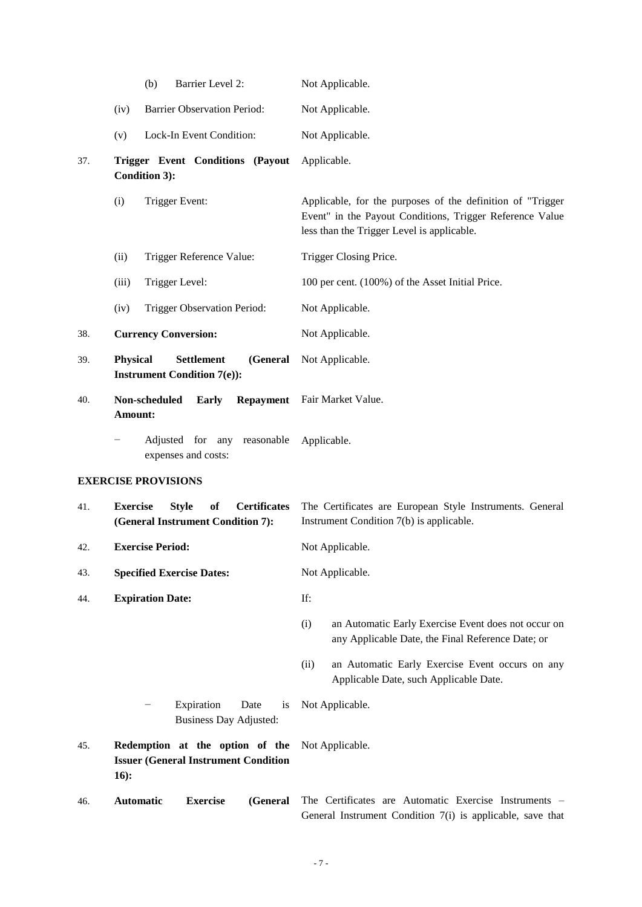| | | |
|---|---|---|
| | (b) Barrier Level 2: | Not Applicable. |
| | (iv) Barrier Observation Period: | Not Applicable. |
| | (v) Lock-In Event Condition: | Not Applicable. |
| 37. | **Trigger Event Conditions (Payout Condition 3):** | Applicable. |
| | (i) Trigger Event: | Applicable, for the purposes of the definition of "Trigger Event" in the Payout Conditions, Trigger Reference Value less than the Trigger Level is applicable. |
| | (ii) Trigger Reference Value: | Trigger Closing Price. |
| | (iii) Trigger Level: | 100 per cent. (100%) of the Asset Initial Price. |
| | (iv) Trigger Observation Period: | Not Applicable. |
| 38. | **Currency Conversion:** | Not Applicable. |
| 39. | **Physical Settlement (General Instrument Condition 7(e)):** | Not Applicable. |
| 40. | **Non-scheduled Early Repayment Amount:** | Fair Market Value. |
| | − Adjusted for any reasonable expenses and costs: | Applicable. |

**EXERCISE PROVISIONS**

| | | |
|---|---|---|
| 41. | **Exercise Style of Certificates (General Instrument Condition 7):** | The Certificates are European Style Instruments. General Instrument Condition 7(b) is applicable. |
| 42. | **Exercise Period:** | Not Applicable. |
| 43. | **Specified Exercise Dates:** | Not Applicable. |
| 44. | **Expiration Date:** | If: (i) an Automatic Early Exercise Event does not occur on any Applicable Date, the Final Reference Date; or (ii) an Automatic Early Exercise Event occurs on any Applicable Date, such Applicable Date. |
| | − Expiration Date is Business Day Adjusted: | Not Applicable. |
| 45. | **Redemption at the option of the Issuer (General Instrument Condition 16):** | Not Applicable. |
| 46. | **Automatic Exercise (General** | The Certificates are Automatic Exercise Instruments – General Instrument Condition 7(i) is applicable, save that |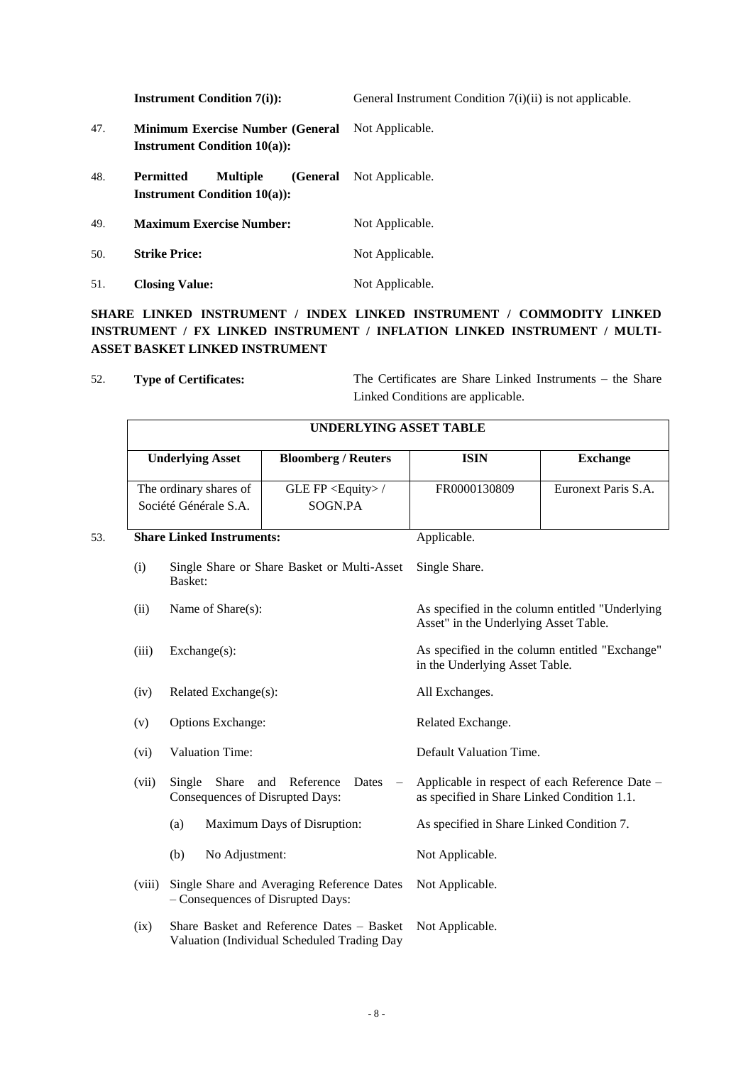**Instrument Condition 7(i)):** General Instrument Condition 7(i)(ii) is not applicable.

47. **Minimum Exercise Number (General Instrument Condition 10(a)):** Not Applicable.

48. **Permitted Multiple (General Instrument Condition 10(a)):** Not Applicable.

49. **Maximum Exercise Number:** Not Applicable.

50. **Strike Price:** Not Applicable.

51. **Closing Value:** Not Applicable.

**SHARE LINKED INSTRUMENT / INDEX LINKED INSTRUMENT / COMMODITY LINKED INSTRUMENT / FX LINKED INSTRUMENT / INFLATION LINKED INSTRUMENT / MULTI-ASSET BASKET LINKED INSTRUMENT**

52. **Type of Certificates:** The Certificates are Share Linked Instruments – the Share Linked Conditions are applicable.

| UNDERLYING ASSET TABLE | | | |
|---|---|---|---|
| **Underlying Asset** | **Bloomberg / Reuters** | **ISIN** | **Exchange** |
| The ordinary shares of Société Générale S.A. | GLE FP <Equity> / SOGN.PA | FR0000130809 | Euronext Paris S.A. |

53. **Share Linked Instruments:** Applicable.

(i) Single Share or Share Basket or Multi-Asset Basket: Single Share.

(ii) Name of Share(s): As specified in the column entitled "Underlying Asset" in the Underlying Asset Table.

(iii) Exchange(s): As specified in the column entitled "Exchange" in the Underlying Asset Table.

(iv) Related Exchange(s): All Exchanges.

(v) Options Exchange: Related Exchange.

(vi) Valuation Time: Default Valuation Time.

(vii) Single Share and Reference Dates – Consequences of Disrupted Days: Applicable in respect of each Reference Date – as specified in Share Linked Condition 1.1.

(a) Maximum Days of Disruption: As specified in Share Linked Condition 7.

(b) No Adjustment: Not Applicable.

(viii) Single Share and Averaging Reference Dates – Consequences of Disrupted Days: Not Applicable.

(ix) Share Basket and Reference Dates – Basket Valuation (Individual Scheduled Trading Day Not Applicable.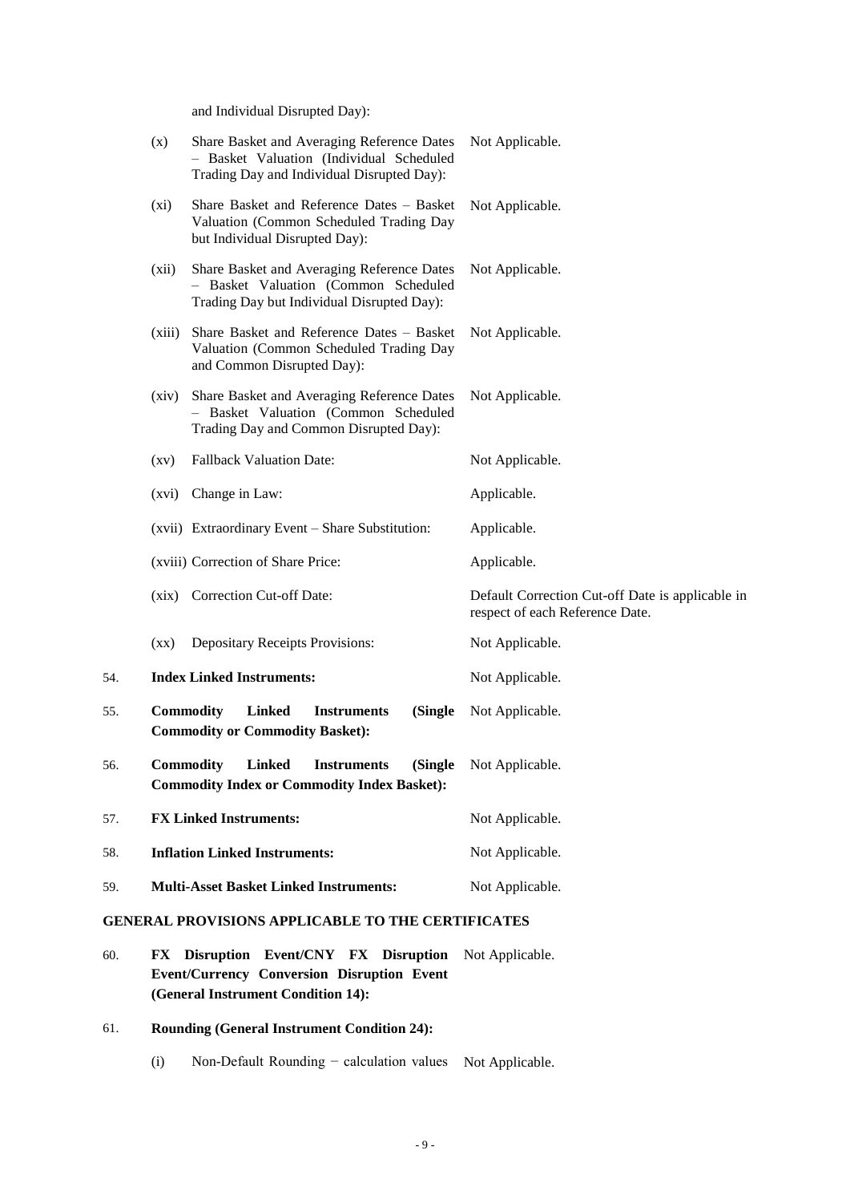and Individual Disrupted Day):

| | | |
|---|---|---|
| (x) | Share Basket and Averaging Reference Dates – Basket Valuation (Individual Scheduled Trading Day and Individual Disrupted Day): | Not Applicable. |
| (xi) | Share Basket and Reference Dates – Basket Valuation (Common Scheduled Trading Day but Individual Disrupted Day): | Not Applicable. |
| (xii) | Share Basket and Averaging Reference Dates – Basket Valuation (Common Scheduled Trading Day but Individual Disrupted Day): | Not Applicable. |
| (xiii) | Share Basket and Reference Dates – Basket Valuation (Common Scheduled Trading Day and Common Disrupted Day): | Not Applicable. |
| (xiv) | Share Basket and Averaging Reference Dates – Basket Valuation (Common Scheduled Trading Day and Common Disrupted Day): | Not Applicable. |
| (xv) | Fallback Valuation Date: | Not Applicable. |
| (xvi) | Change in Law: | Applicable. |
| (xvii) | Extraordinary Event – Share Substitution: | Applicable. |
| (xviii) | Correction of Share Price: | Applicable. |
| (xix) | Correction Cut-off Date: | Default Correction Cut-off Date is applicable in respect of each Reference Date. |
| (xx) | Depositary Receipts Provisions: | Not Applicable. |

54. **Index Linked Instruments:** Not Applicable.

55. **Commodity Linked Instruments (Single Commodity or Commodity Basket):** Not Applicable.

56. **Commodity Linked Instruments (Single Commodity Index or Commodity Index Basket):** Not Applicable.

57. **FX Linked Instruments:** Not Applicable.

58. **Inflation Linked Instruments:** Not Applicable.

59. **Multi-Asset Basket Linked Instruments:** Not Applicable.

**GENERAL PROVISIONS APPLICABLE TO THE CERTIFICATES**

60. **FX Disruption Event/CNY FX Disruption Event/Currency Conversion Disruption Event (General Instrument Condition 14):** Not Applicable.

61. **Rounding (General Instrument Condition 24):**

    (i) Non-Default Rounding − calculation values Not Applicable.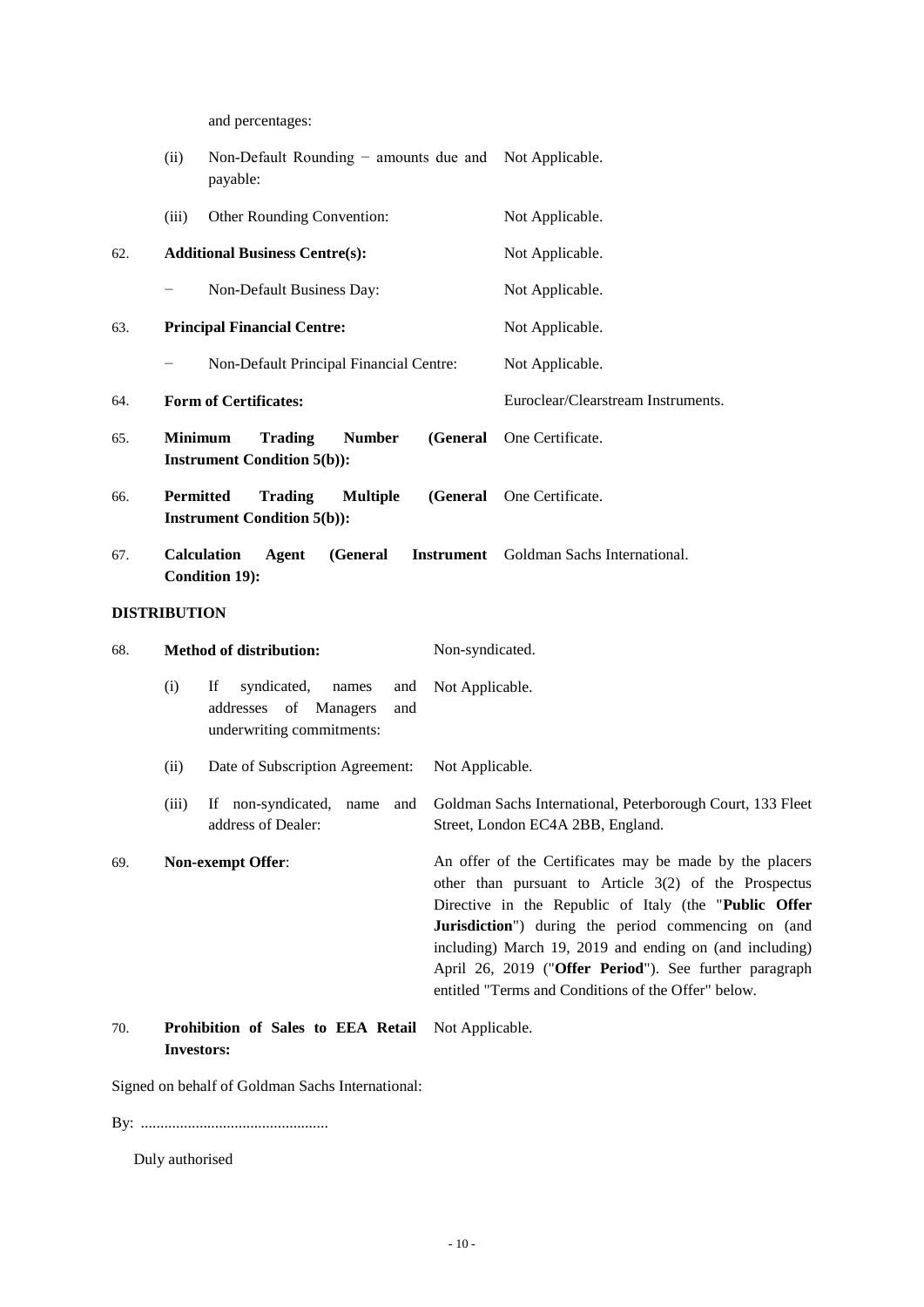and percentages:

| | | |
|---|---|---|
| | (ii) Non-Default Rounding − amounts due and payable: | Not Applicable. |
| | (iii) Other Rounding Convention: | Not Applicable. |
| 62. | **Additional Business Centre(s):** | Not Applicable. |
| | − Non-Default Business Day: | Not Applicable. |
| 63. | **Principal Financial Centre:** | Not Applicable. |
| | − Non-Default Principal Financial Centre: | Not Applicable. |
| 64. | **Form of Certificates:** | Euroclear/Clearstream Instruments. |
| 65. | **Minimum Trading Number (General Instrument Condition 5(b)):** | One Certificate. |
| 66. | **Permitted Trading Multiple (General Instrument Condition 5(b)):** | One Certificate. |
| 67. | **Calculation Agent (General Instrument Condition 19):** | Goldman Sachs International. |

**DISTRIBUTION**

| | | |
|---|---|---|
| 68. | **Method of distribution:** | Non-syndicated. |
| | (i) If syndicated, names and addresses of Managers and underwriting commitments: | Not Applicable. |
| | (ii) Date of Subscription Agreement: | Not Applicable. |
| | (iii) If non-syndicated, name and address of Dealer: | Goldman Sachs International, Peterborough Court, 133 Fleet Street, London EC4A 2BB, England. |
| 69. | **Non-exempt Offer**: | An offer of the Certificates may be made by the placers other than pursuant to Article 3(2) of the Prospectus Directive in the Republic of Italy (the "**Public Offer Jurisdiction**") during the period commencing on (and including) March 19, 2019 and ending on (and including) April 26, 2019 ("**Offer Period**"). See further paragraph entitled "Terms and Conditions of the Offer" below. |
| 70. | **Prohibition of Sales to EEA Retail Investors:** | Not Applicable. |

Signed on behalf of Goldman Sachs International:

By: ................................................

Duly authorised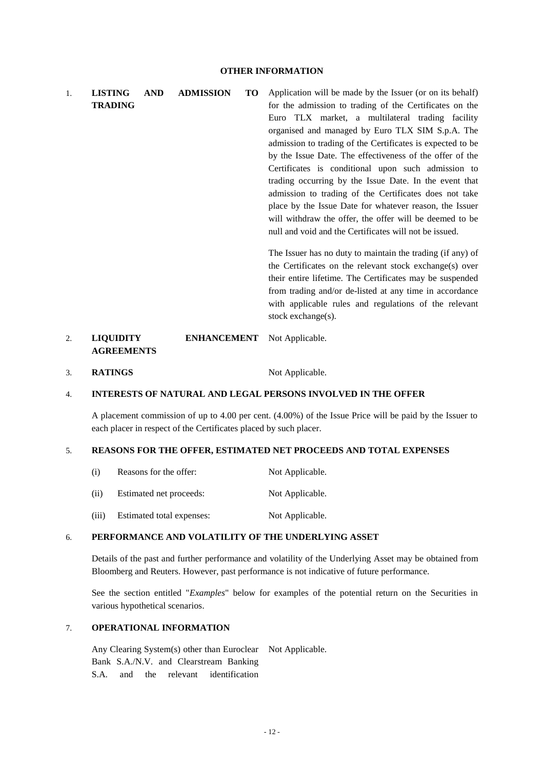## OTHER INFORMATION

1. **LISTING AND ADMISSION TO TRADING**

   Application will be made by the Issuer (or on its behalf) for the admission to trading of the Certificates on the Euro TLX market, a multilateral trading facility organised and managed by Euro TLX SIM S.p.A. The admission to trading of the Certificates is expected to be by the Issue Date. The effectiveness of the offer of the Certificates is conditional upon such admission to trading occurring by the Issue Date. In the event that admission to trading of the Certificates does not take place by the Issue Date for whatever reason, the Issuer will withdraw the offer, the offer will be deemed to be null and void and the Certificates will not be issued.

   The Issuer has no duty to maintain the trading (if any) of the Certificates on the relevant stock exchange(s) over their entire lifetime. The Certificates may be suspended from trading and/or de-listed at any time in accordance with applicable rules and regulations of the relevant stock exchange(s).

2. **LIQUIDITY ENHANCEMENT AGREEMENTS** Not Applicable.

3. **RATINGS** Not Applicable.

4. **INTERESTS OF NATURAL AND LEGAL PERSONS INVOLVED IN THE OFFER**

   A placement commission of up to 4.00 per cent. (4.00%) of the Issue Price will be paid by the Issuer to each placer in respect of the Certificates placed by such placer.

5. **REASONS FOR THE OFFER, ESTIMATED NET PROCEEDS AND TOTAL EXPENSES**

| | | |
|---|---|---|
| (i) | Reasons for the offer: | Not Applicable. |
| (ii) | Estimated net proceeds: | Not Applicable. |
| (iii) | Estimated total expenses: | Not Applicable. |

6. **PERFORMANCE AND VOLATILITY OF THE UNDERLYING ASSET**

   Details of the past and further performance and volatility of the Underlying Asset may be obtained from Bloomberg and Reuters. However, past performance is not indicative of future performance.

   See the section entitled "*Examples*" below for examples of the potential return on the Securities in various hypothetical scenarios.

7. **OPERATIONAL INFORMATION**

   Any Clearing System(s) other than Euroclear Bank S.A./N.V. and Clearstream Banking S.A. and the relevant identification — Not Applicable.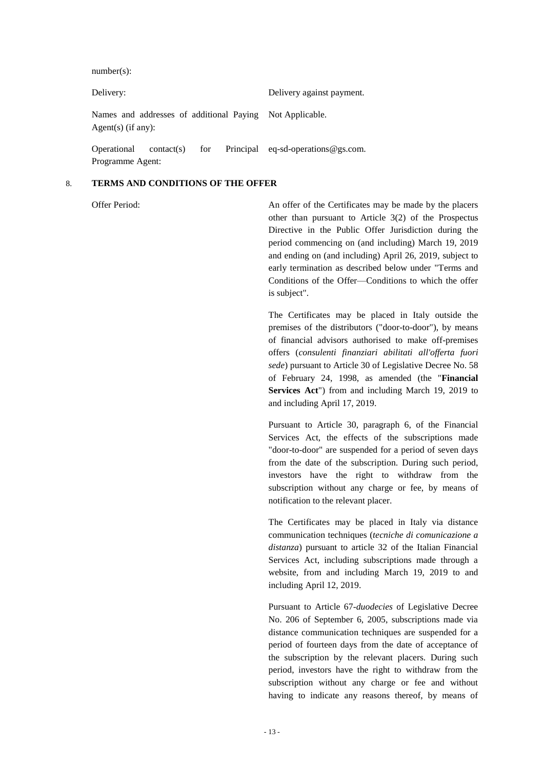number(s):

| | |
|---|---|
| Delivery: | Delivery against payment. |
| Names and addresses of additional Paying Agent(s) (if any): | Not Applicable. |
| Operational contact(s) for Principal Programme Agent: | eq-sd-operations@gs.com. |

## 8. TERMS AND CONDITIONS OF THE OFFER

Offer Period:

An offer of the Certificates may be made by the placers other than pursuant to Article 3(2) of the Prospectus Directive in the Public Offer Jurisdiction during the period commencing on (and including) March 19, 2019 and ending on (and including) April 26, 2019, subject to early termination as described below under "Terms and Conditions of the Offer—Conditions to which the offer is subject".

The Certificates may be placed in Italy outside the premises of the distributors ("door-to-door"), by means of financial advisors authorised to make off-premises offers (*consulenti finanziari abilitati all'offerta fuori sede*) pursuant to Article 30 of Legislative Decree No. 58 of February 24, 1998, as amended (the "**Financial Services Act**") from and including March 19, 2019 to and including April 17, 2019.

Pursuant to Article 30, paragraph 6, of the Financial Services Act, the effects of the subscriptions made "door-to-door" are suspended for a period of seven days from the date of the subscription. During such period, investors have the right to withdraw from the subscription without any charge or fee, by means of notification to the relevant placer.

The Certificates may be placed in Italy via distance communication techniques (*tecniche di comunicazione a distanza*) pursuant to article 32 of the Italian Financial Services Act, including subscriptions made through a website, from and including March 19, 2019 to and including April 12, 2019.

Pursuant to Article 67-*duodecies* of Legislative Decree No. 206 of September 6, 2005, subscriptions made via distance communication techniques are suspended for a period of fourteen days from the date of acceptance of the subscription by the relevant placers. During such period, investors have the right to withdraw from the subscription without any charge or fee and without having to indicate any reasons thereof, by means of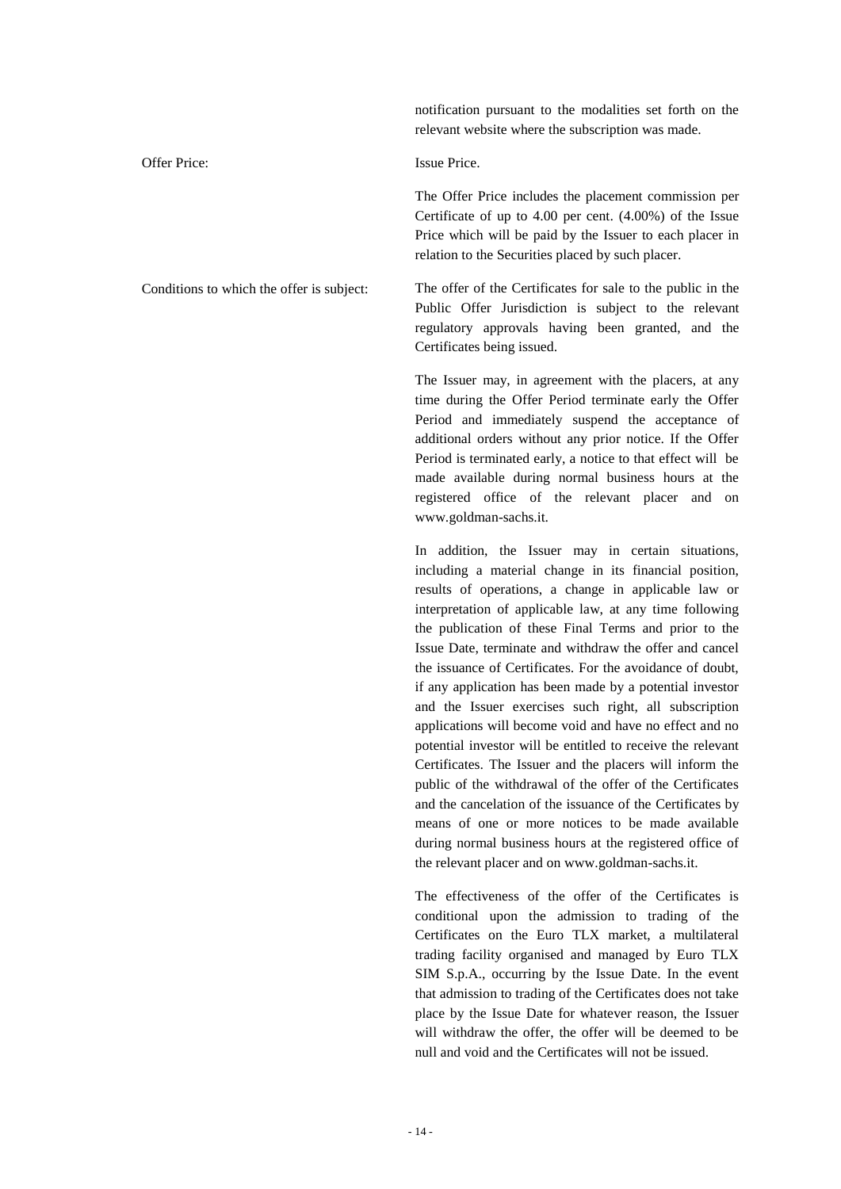notification pursuant to the modalities set forth on the relevant website where the subscription was made.

| | |
|---|---|
| Offer Price: | Issue Price.<br><br>The Offer Price includes the placement commission per Certificate of up to 4.00 per cent. (4.00%) of the Issue Price which will be paid by the Issuer to each placer in relation to the Securities placed by such placer. |
| Conditions to which the offer is subject: | The offer of the Certificates for sale to the public in the Public Offer Jurisdiction is subject to the relevant regulatory approvals having been granted, and the Certificates being issued.<br><br>The Issuer may, in agreement with the placers, at any time during the Offer Period terminate early the Offer Period and immediately suspend the acceptance of additional orders without any prior notice. If the Offer Period is terminated early, a notice to that effect will be made available during normal business hours at the registered office of the relevant placer and on www.goldman-sachs.it.<br><br>In addition, the Issuer may in certain situations, including a material change in its financial position, results of operations, a change in applicable law or interpretation of applicable law, at any time following the publication of these Final Terms and prior to the Issue Date, terminate and withdraw the offer and cancel the issuance of Certificates. For the avoidance of doubt, if any application has been made by a potential investor and the Issuer exercises such right, all subscription applications will become void and have no effect and no potential investor will be entitled to receive the relevant Certificates. The Issuer and the placers will inform the public of the withdrawal of the offer of the Certificates and the cancelation of the issuance of the Certificates by means of one or more notices to be made available during normal business hours at the registered office of the relevant placer and on www.goldman-sachs.it.<br><br>The effectiveness of the offer of the Certificates is conditional upon the admission to trading of the Certificates on the Euro TLX market, a multilateral trading facility organised and managed by Euro TLX SIM S.p.A., occurring by the Issue Date. In the event that admission to trading of the Certificates does not take place by the Issue Date for whatever reason, the Issuer will withdraw the offer, the offer will be deemed to be null and void and the Certificates will not be issued. |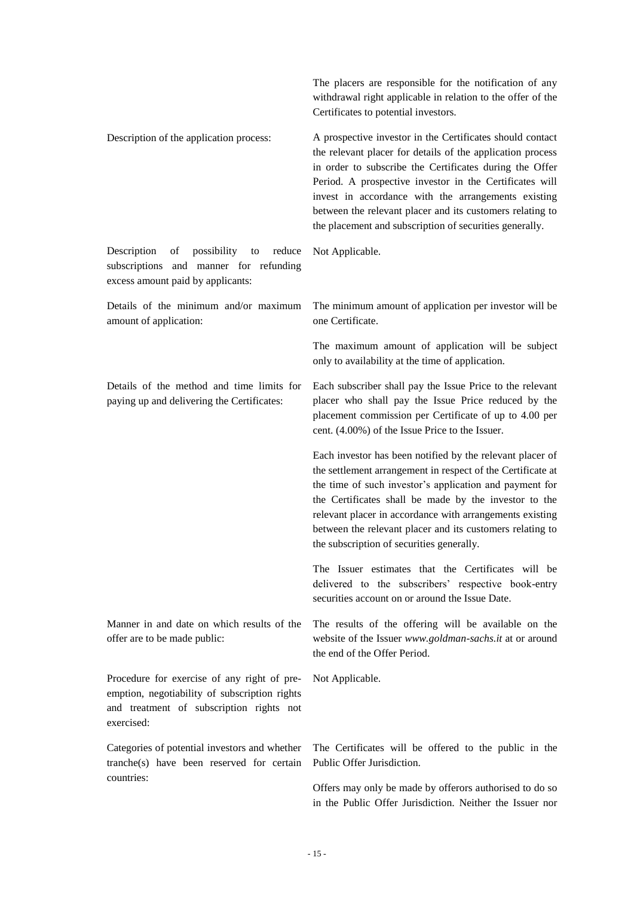| | |
|---|---|
| | The placers are responsible for the notification of any withdrawal right applicable in relation to the offer of the Certificates to potential investors. |
| Description of the application process: | A prospective investor in the Certificates should contact the relevant placer for details of the application process in order to subscribe the Certificates during the Offer Period. A prospective investor in the Certificates will invest in accordance with the arrangements existing between the relevant placer and its customers relating to the placement and subscription of securities generally. |
| Description of possibility to reduce subscriptions and manner for refunding excess amount paid by applicants: | Not Applicable. |
| Details of the minimum and/or maximum amount of application: | The minimum amount of application per investor will be one Certificate.<br><br>The maximum amount of application will be subject only to availability at the time of application. |
| Details of the method and time limits for paying up and delivering the Certificates: | Each subscriber shall pay the Issue Price to the relevant placer who shall pay the Issue Price reduced by the placement commission per Certificate of up to 4.00 per cent. (4.00%) of the Issue Price to the Issuer.<br><br>Each investor has been notified by the relevant placer of the settlement arrangement in respect of the Certificate at the time of such investor's application and payment for the Certificates shall be made by the investor to the relevant placer in accordance with arrangements existing between the relevant placer and its customers relating to the subscription of securities generally.<br><br>The Issuer estimates that the Certificates will be delivered to the subscribers' respective book-entry securities account on or around the Issue Date. |
| Manner in and date on which results of the offer are to be made public: | The results of the offering will be available on the website of the Issuer *www.goldman-sachs.it* at or around the end of the Offer Period. |
| Procedure for exercise of any right of pre-emption, negotiability of subscription rights and treatment of subscription rights not exercised: | Not Applicable. |
| Categories of potential investors and whether tranche(s) have been reserved for certain countries: | The Certificates will be offered to the public in the Public Offer Jurisdiction.<br><br>Offers may only be made by offerors authorised to do so in the Public Offer Jurisdiction. Neither the Issuer nor |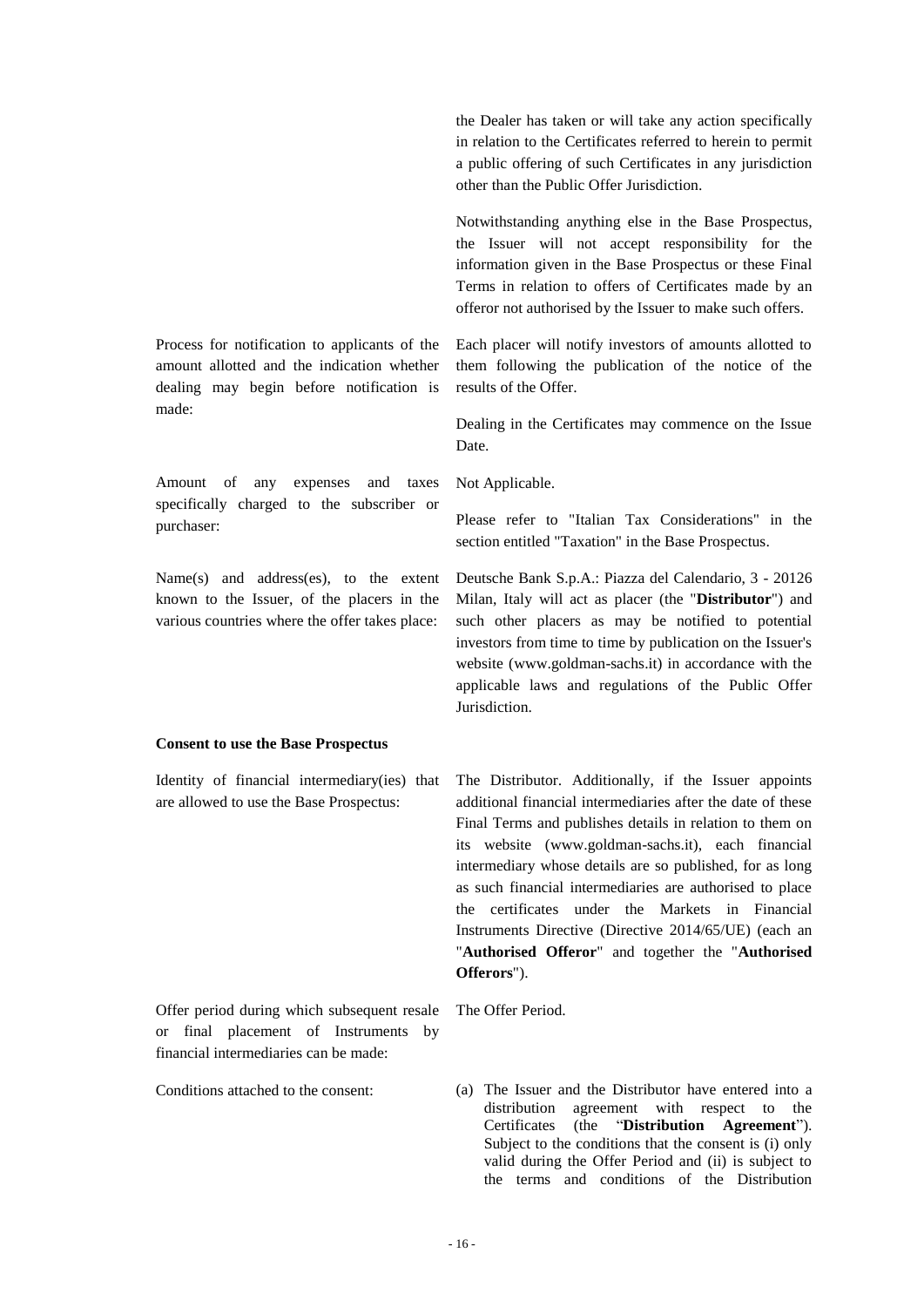| | |
|---|---|
| | the Dealer has taken or will take any action specifically in relation to the Certificates referred to herein to permit a public offering of such Certificates in any jurisdiction other than the Public Offer Jurisdiction.<br><br>Notwithstanding anything else in the Base Prospectus, the Issuer will not accept responsibility for the information given in the Base Prospectus or these Final Terms in relation to offers of Certificates made by an offeror not authorised by the Issuer to make such offers. |
| Process for notification to applicants of the amount allotted and the indication whether dealing may begin before notification is made: | Each placer will notify investors of amounts allotted to them following the publication of the notice of the results of the Offer.<br><br>Dealing in the Certificates may commence on the Issue Date. |
| Amount of any expenses and taxes specifically charged to the subscriber or purchaser: | Not Applicable.<br><br>Please refer to "Italian Tax Considerations" in the section entitled "Taxation" in the Base Prospectus. |
| Name(s) and address(es), to the extent known to the Issuer, of the placers in the various countries where the offer takes place: | Deutsche Bank S.p.A.: Piazza del Calendario, 3 - 20126 Milan, Italy will act as placer (the "**Distributor**") and such other placers as may be notified to potential investors from time to time by publication on the Issuer's website (www.goldman-sachs.it) in accordance with the applicable laws and regulations of the Public Offer Jurisdiction. |

**Consent to use the Base Prospectus**

| | |
|---|---|
| Identity of financial intermediary(ies) that are allowed to use the Base Prospectus: | The Distributor. Additionally, if the Issuer appoints additional financial intermediaries after the date of these Final Terms and publishes details in relation to them on its website (www.goldman-sachs.it), each financial intermediary whose details are so published, for as long as such financial intermediaries are authorised to place the certificates under the Markets in Financial Instruments Directive (Directive 2014/65/UE) (each an "**Authorised Offeror**" and together the "**Authorised Offerors**"). |
| Offer period during which subsequent resale or final placement of Instruments by financial intermediaries can be made: | The Offer Period. |
| Conditions attached to the consent: | (a) The Issuer and the Distributor have entered into a distribution agreement with respect to the Certificates (the "**Distribution Agreement**"). Subject to the conditions that the consent is (i) only valid during the Offer Period and (ii) is subject to the terms and conditions of the Distribution |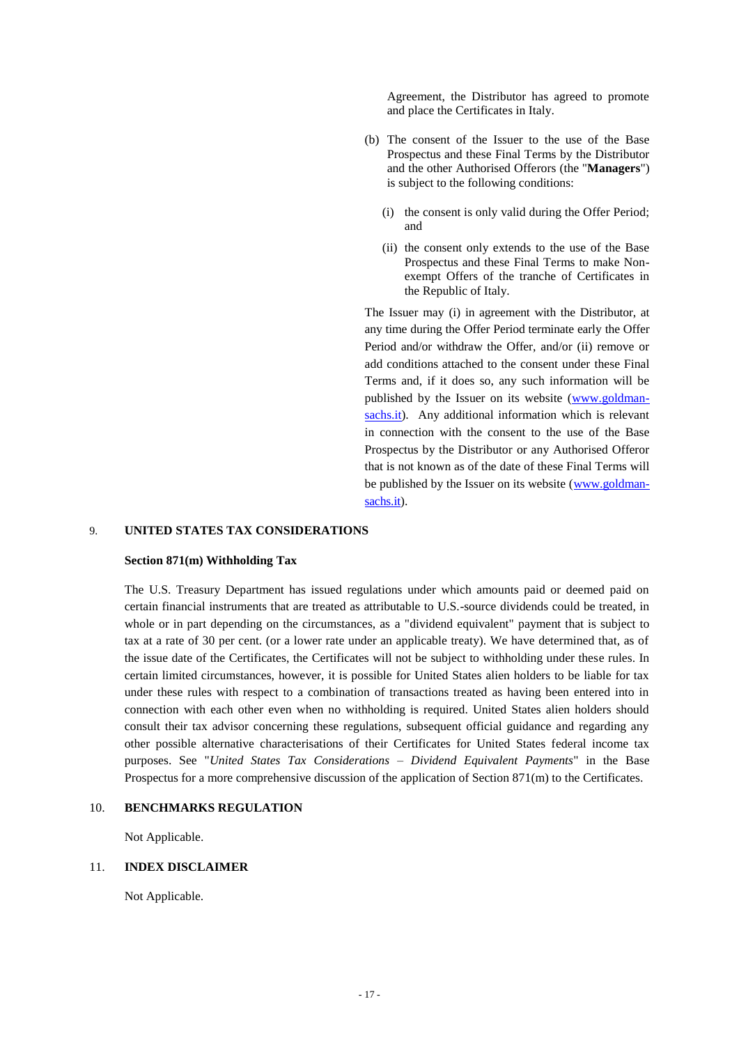Agreement, the Distributor has agreed to promote and place the Certificates in Italy.

(b) The consent of the Issuer to the use of the Base Prospectus and these Final Terms by the Distributor and the other Authorised Offerors (the "**Managers**") is subject to the following conditions:

   (i) the consent is only valid during the Offer Period; and

   (ii) the consent only extends to the use of the Base Prospectus and these Final Terms to make Non-exempt Offers of the tranche of Certificates in the Republic of Italy.

The Issuer may (i) in agreement with the Distributor, at any time during the Offer Period terminate early the Offer Period and/or withdraw the Offer, and/or (ii) remove or add conditions attached to the consent under these Final Terms and, if it does so, any such information will be published by the Issuer on its website (www.goldman-sachs.it). Any additional information which is relevant in connection with the consent to the use of the Base Prospectus by the Distributor or any Authorised Offeror that is not known as of the date of these Final Terms will be published by the Issuer on its website (www.goldman-sachs.it).

## 9. UNITED STATES TAX CONSIDERATIONS

**Section 871(m) Withholding Tax**

The U.S. Treasury Department has issued regulations under which amounts paid or deemed paid on certain financial instruments that are treated as attributable to U.S.-source dividends could be treated, in whole or in part depending on the circumstances, as a "dividend equivalent" payment that is subject to tax at a rate of 30 per cent. (or a lower rate under an applicable treaty). We have determined that, as of the issue date of the Certificates, the Certificates will not be subject to withholding under these rules. In certain limited circumstances, however, it is possible for United States alien holders to be liable for tax under these rules with respect to a combination of transactions treated as having been entered into in connection with each other even when no withholding is required. United States alien holders should consult their tax advisor concerning these regulations, subsequent official guidance and regarding any other possible alternative characterisations of their Certificates for United States federal income tax purposes. See "*United States Tax Considerations – Dividend Equivalent Payments*" in the Base Prospectus for a more comprehensive discussion of the application of Section 871(m) to the Certificates.

## 10. BENCHMARKS REGULATION

Not Applicable.

## 11. INDEX DISCLAIMER

Not Applicable.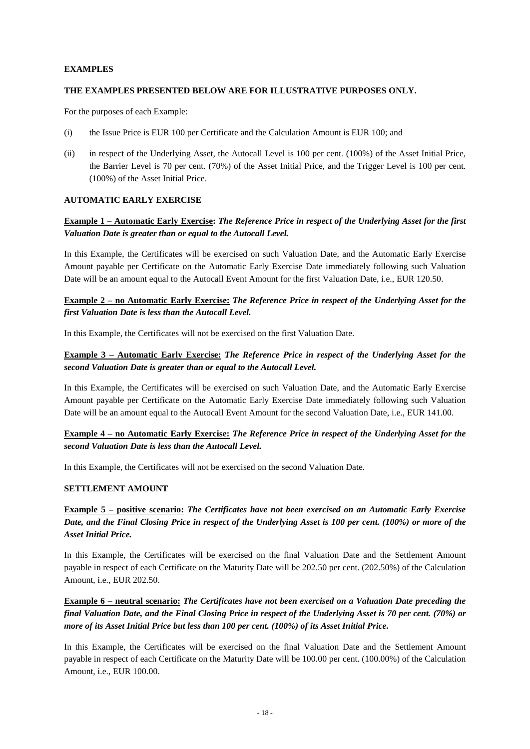**EXAMPLES**

**THE EXAMPLES PRESENTED BELOW ARE FOR ILLUSTRATIVE PURPOSES ONLY.**

For the purposes of each Example:

(i) the Issue Price is EUR 100 per Certificate and the Calculation Amount is EUR 100; and

(ii) in respect of the Underlying Asset, the Autocall Level is 100 per cent. (100%) of the Asset Initial Price, the Barrier Level is 70 per cent. (70%) of the Asset Initial Price, and the Trigger Level is 100 per cent. (100%) of the Asset Initial Price.

**AUTOMATIC EARLY EXERCISE**

**Example 1 – Automatic Early Exercise:** ***The Reference Price in respect of the Underlying Asset for the first Valuation Date is greater than or equal to the Autocall Level.***

In this Example, the Certificates will be exercised on such Valuation Date, and the Automatic Early Exercise Amount payable per Certificate on the Automatic Early Exercise Date immediately following such Valuation Date will be an amount equal to the Autocall Event Amount for the first Valuation Date, i.e., EUR 120.50.

**Example 2 – no Automatic Early Exercise:** ***The Reference Price in respect of the Underlying Asset for the first Valuation Date is less than the Autocall Level.***

In this Example, the Certificates will not be exercised on the first Valuation Date.

**Example 3 – Automatic Early Exercise:** ***The Reference Price in respect of the Underlying Asset for the second Valuation Date is greater than or equal to the Autocall Level.***

In this Example, the Certificates will be exercised on such Valuation Date, and the Automatic Early Exercise Amount payable per Certificate on the Automatic Early Exercise Date immediately following such Valuation Date will be an amount equal to the Autocall Event Amount for the second Valuation Date, i.e., EUR 141.00.

**Example 4 – no Automatic Early Exercise:** ***The Reference Price in respect of the Underlying Asset for the second Valuation Date is less than the Autocall Level.***

In this Example, the Certificates will not be exercised on the second Valuation Date.

**SETTLEMENT AMOUNT**

**Example 5 – positive scenario:** ***The Certificates have not been exercised on an Automatic Early Exercise Date, and the Final Closing Price in respect of the Underlying Asset is 100 per cent. (100%) or more of the Asset Initial Price.***

In this Example, the Certificates will be exercised on the final Valuation Date and the Settlement Amount payable in respect of each Certificate on the Maturity Date will be 202.50 per cent. (202.50%) of the Calculation Amount, i.e., EUR 202.50.

**Example 6 – neutral scenario:** ***The Certificates have not been exercised on a Valuation Date preceding the final Valuation Date, and the Final Closing Price in respect of the Underlying Asset is 70 per cent. (70%) or more of its Asset Initial Price but less than 100 per cent. (100%) of its Asset Initial Price.***

In this Example, the Certificates will be exercised on the final Valuation Date and the Settlement Amount payable in respect of each Certificate on the Maturity Date will be 100.00 per cent. (100.00%) of the Calculation Amount, i.e., EUR 100.00.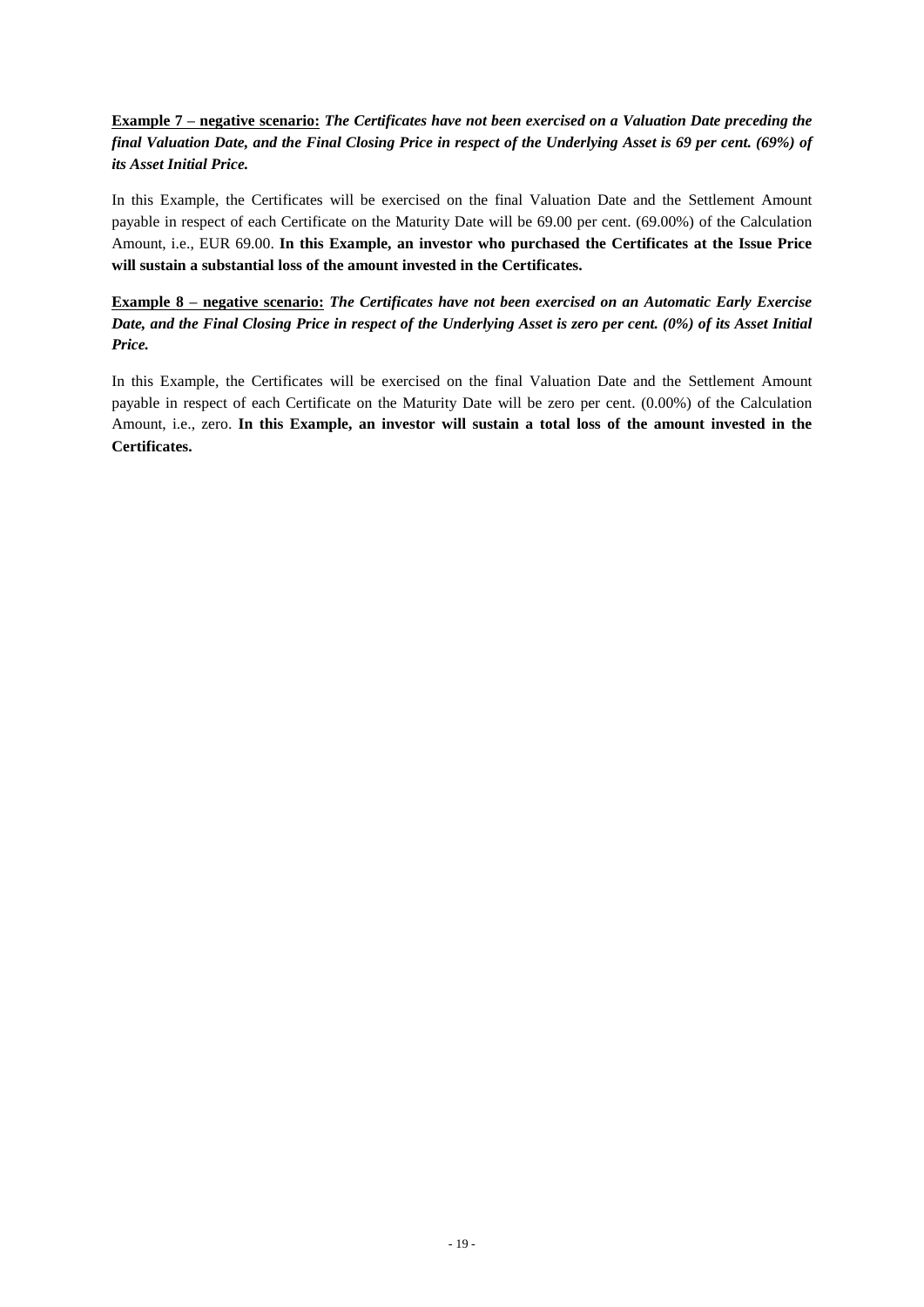<u>**Example 7 – negative scenario:**</u> ***The Certificates have not been exercised on a Valuation Date preceding the final Valuation Date, and the Final Closing Price in respect of the Underlying Asset is 69 per cent. (69%) of its Asset Initial Price.***

In this Example, the Certificates will be exercised on the final Valuation Date and the Settlement Amount payable in respect of each Certificate on the Maturity Date will be 69.00 per cent. (69.00%) of the Calculation Amount, i.e., EUR 69.00. **In this Example, an investor who purchased the Certificates at the Issue Price will sustain a substantial loss of the amount invested in the Certificates.**

<u>**Example 8 – negative scenario:**</u> ***The Certificates have not been exercised on an Automatic Early Exercise Date, and the Final Closing Price in respect of the Underlying Asset is zero per cent. (0%) of its Asset Initial Price.***

In this Example, the Certificates will be exercised on the final Valuation Date and the Settlement Amount payable in respect of each Certificate on the Maturity Date will be zero per cent. (0.00%) of the Calculation Amount, i.e., zero. **In this Example, an investor will sustain a total loss of the amount invested in the Certificates.**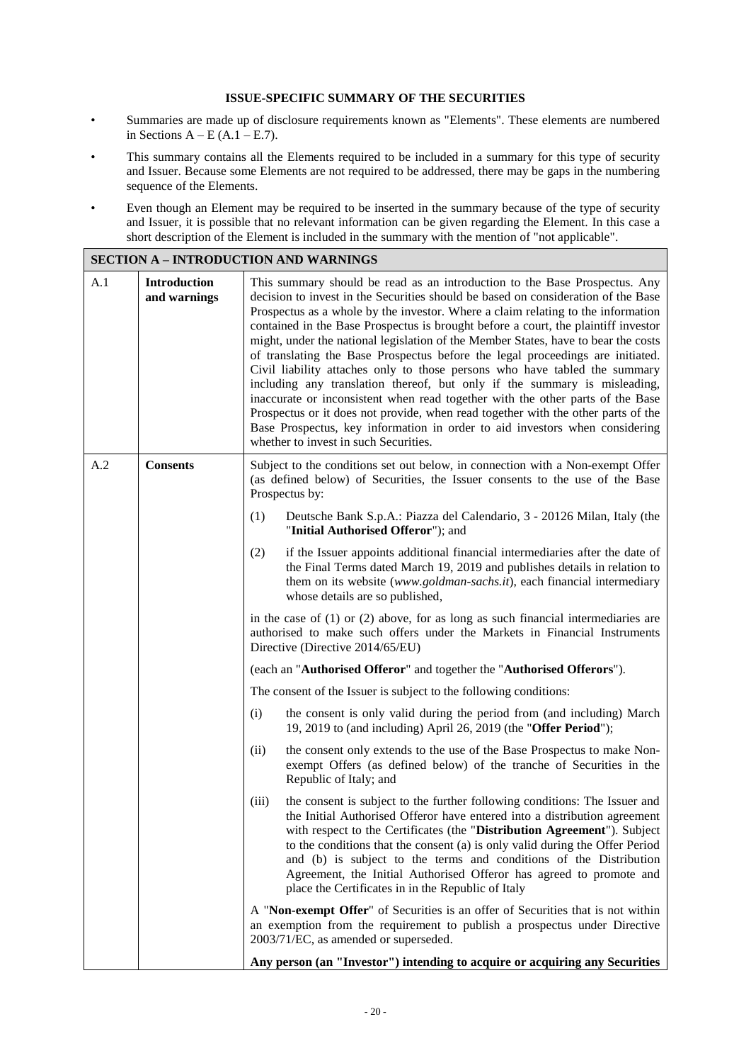**ISSUE-SPECIFIC SUMMARY OF THE SECURITIES**

- Summaries are made up of disclosure requirements known as "Elements". These elements are numbered in Sections A – E (A.1 – E.7).
- This summary contains all the Elements required to be included in a summary for this type of security and Issuer. Because some Elements are not required to be addressed, there may be gaps in the numbering sequence of the Elements.
- Even though an Element may be required to be inserted in the summary because of the type of security and Issuer, it is possible that no relevant information can be given regarding the Element. In this case a short description of the Element is included in the summary with the mention of "not applicable".

| SECTION A – INTRODUCTION AND WARNINGS | | |
|---|---|---|
| A.1 | **Introduction and warnings** | This summary should be read as an introduction to the Base Prospectus. Any decision to invest in the Securities should be based on consideration of the Base Prospectus as a whole by the investor. Where a claim relating to the information contained in the Base Prospectus is brought before a court, the plaintiff investor might, under the national legislation of the Member States, have to bear the costs of translating the Base Prospectus before the legal proceedings are initiated. Civil liability attaches only to those persons who have tabled the summary including any translation thereof, but only if the summary is misleading, inaccurate or inconsistent when read together with the other parts of the Base Prospectus or it does not provide, when read together with the other parts of the Base Prospectus, key information in order to aid investors when considering whether to invest in such Securities. |
| A.2 | **Consents** | Subject to the conditions set out below, in connection with a Non-exempt Offer (as defined below) of Securities, the Issuer consents to the use of the Base Prospectus by:<br><br>(1) Deutsche Bank S.p.A.: Piazza del Calendario, 3 - 20126 Milan, Italy (the "**Initial Authorised Offeror**"); and<br><br>(2) if the Issuer appoints additional financial intermediaries after the date of the Final Terms dated March 19, 2019 and publishes details in relation to them on its website (*www.goldman-sachs.it*), each financial intermediary whose details are so published,<br><br>in the case of (1) or (2) above, for as long as such financial intermediaries are authorised to make such offers under the Markets in Financial Instruments Directive (Directive 2014/65/EU)<br><br>(each an "**Authorised Offeror**" and together the "**Authorised Offerors**").<br><br>The consent of the Issuer is subject to the following conditions:<br><br>(i) the consent is only valid during the period from (and including) March 19, 2019 to (and including) April 26, 2019 (the "**Offer Period**");<br><br>(ii) the consent only extends to the use of the Base Prospectus to make Non-exempt Offers (as defined below) of the tranche of Securities in the Republic of Italy; and<br><br>(iii) the consent is subject to the further following conditions: The Issuer and the Initial Authorised Offeror have entered into a distribution agreement with respect to the Certificates (the "**Distribution Agreement**"). Subject to the conditions that the consent (a) is only valid during the Offer Period and (b) is subject to the terms and conditions of the Distribution Agreement, the Initial Authorised Offeror has agreed to promote and place the Certificates in in the Republic of Italy<br><br>A "**Non-exempt Offer**" of Securities is an offer of Securities that is not within an exemption from the requirement to publish a prospectus under Directive 2003/71/EC, as amended or superseded.<br><br>**Any person (an "Investor") intending to acquire or acquiring any Securities** |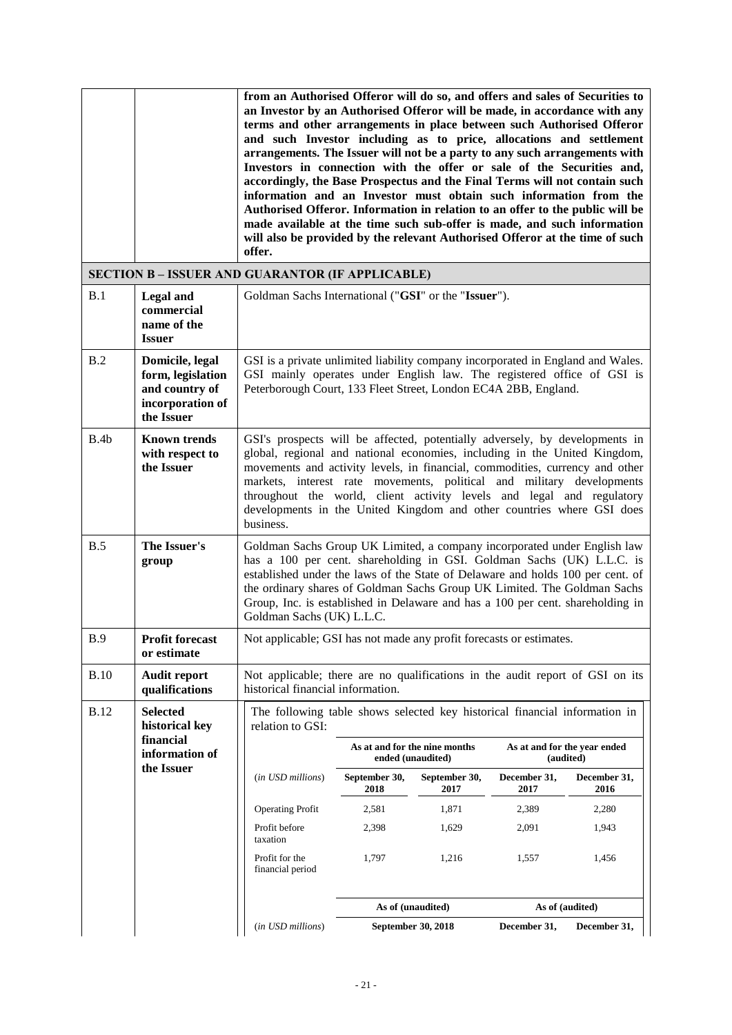| | | **from an Authorised Offeror will do so, and offers and sales of Securities to an Investor by an Authorised Offeror will be made, in accordance with any terms and other arrangements in place between such Authorised Offeror and such Investor including as to price, allocations and settlement arrangements. The Issuer will not be a party to any such arrangements with Investors in connection with the offer or sale of the Securities and, accordingly, the Base Prospectus and the Final Terms will not contain such information and an Investor must obtain such information from the Authorised Offeror. Information in relation to an offer to the public will be made available at the time such sub-offer is made, and such information will also be provided by the relevant Authorised Offeror at the time of such offer.** |
|---|---|---|

**SECTION B – ISSUER AND GUARANTOR (IF APPLICABLE)**

| | | |
|---|---|---|
| B.1 | **Legal and commercial name of the Issuer** | Goldman Sachs International ("**GSI**" or the "**Issuer**"). |
| B.2 | **Domicile, legal form, legislation and country of incorporation of the Issuer** | GSI is a private unlimited liability company incorporated in England and Wales. GSI mainly operates under English law. The registered office of GSI is Peterborough Court, 133 Fleet Street, London EC4A 2BB, England. |
| B.4b | **Known trends with respect to the Issuer** | GSI's prospects will be affected, potentially adversely, by developments in global, regional and national economies, including in the United Kingdom, movements and activity levels, in financial, commodities, currency and other markets, interest rate movements, political and military developments throughout the world, client activity levels and legal and regulatory developments in the United Kingdom and other countries where GSI does business. |
| B.5 | **The Issuer's group** | Goldman Sachs Group UK Limited, a company incorporated under English law has a 100 per cent. shareholding in GSI. Goldman Sachs (UK) L.L.C. is established under the laws of the State of Delaware and holds 100 per cent. of the ordinary shares of Goldman Sachs Group UK Limited. The Goldman Sachs Group, Inc. is established in Delaware and has a 100 per cent. shareholding in Goldman Sachs (UK) L.L.C. |
| B.9 | **Profit forecast or estimate** | Not applicable; GSI has not made any profit forecasts or estimates. |
| B.10 | **Audit report qualifications** | Not applicable; there are no qualifications in the audit report of GSI on its historical financial information. |
| B.12 | **Selected historical key financial information of the Issuer** | The following table shows selected key historical financial information in relation to GSI: |

| | As at and for the nine months ended (unaudited) | | As at and for the year ended (audited) | |
|---|---|---|---|---|
| *(in USD millions)* | **September 30, 2018** | **September 30, 2017** | **December 31, 2017** | **December 31, 2016** |
| Operating Profit | 2,581 | 1,871 | 2,389 | 2,280 |
| Profit before taxation | 2,398 | 1,629 | 2,091 | 1,943 |
| Profit for the financial period | 1,797 | 1,216 | 1,557 | 1,456 |
| | **As of (unaudited)** | | **As of (audited)** | |
| *(in USD millions)* | **September 30, 2018** | | **December 31,** | **December 31,** |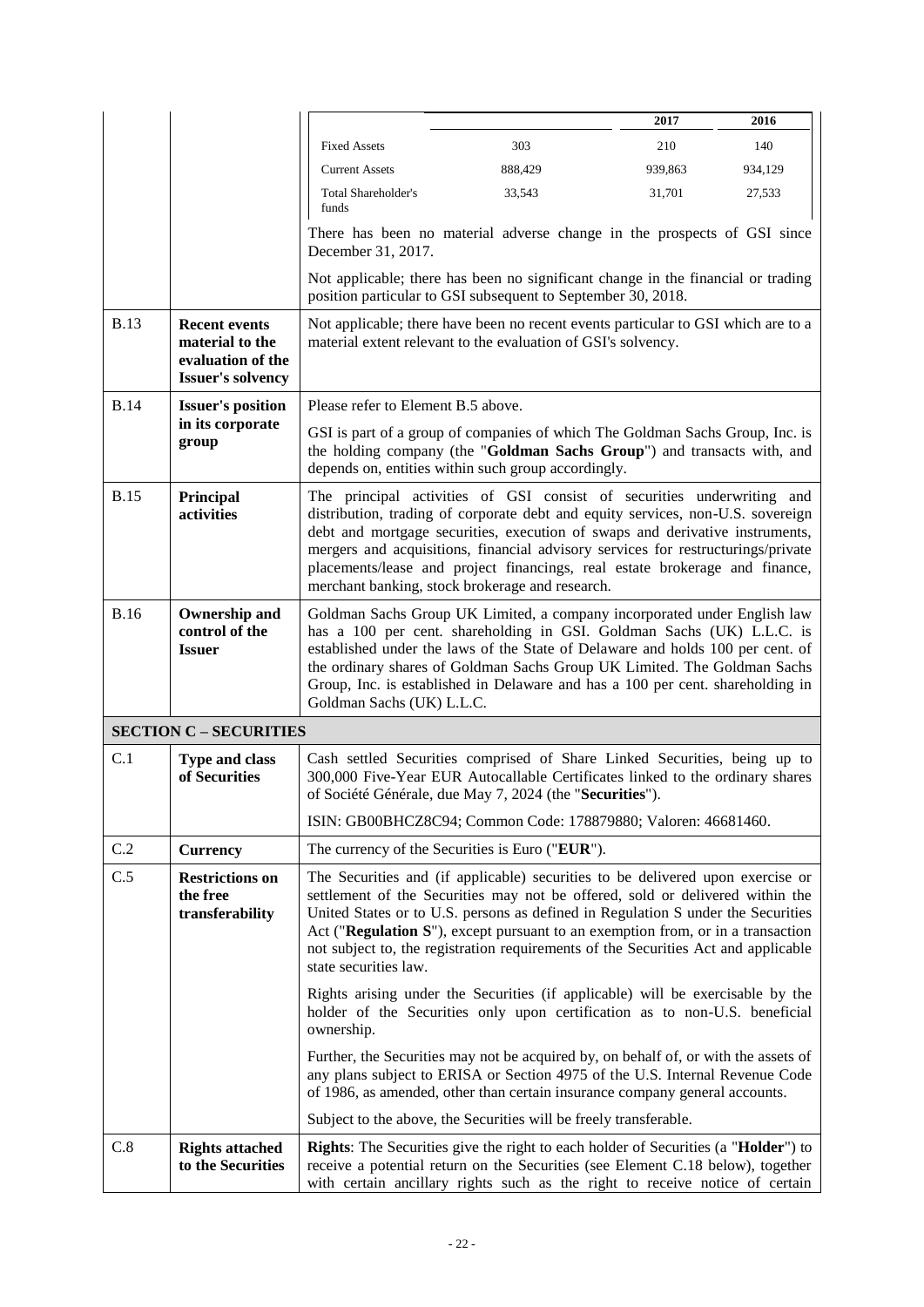| | | | 2017 | 2016 |
|---|---|---|---|---|
| Fixed Assets | 303 | 210 | 140 |
| Current Assets | 888,429 | 939,863 | 934,129 |
| Total Shareholder's funds | 33,543 | 31,701 | 27,533 |

There has been no material adverse change in the prospects of GSI since December 31, 2017.

Not applicable; there has been no significant change in the financial or trading position particular to GSI subsequent to September 30, 2018.

| | | |
|---|---|---|
| B.13 | **Recent events material to the evaluation of the Issuer's solvency** | Not applicable; there have been no recent events particular to GSI which are to a material extent relevant to the evaluation of GSI's solvency. |
| B.14 | **Issuer's position in its corporate group** | Please refer to Element B.5 above.<br><br>GSI is part of a group of companies of which The Goldman Sachs Group, Inc. is the holding company (the "**Goldman Sachs Group**") and transacts with, and depends on, entities within such group accordingly. |
| B.15 | **Principal activities** | The principal activities of GSI consist of securities underwriting and distribution, trading of corporate debt and equity services, non-U.S. sovereign debt and mortgage securities, execution of swaps and derivative instruments, mergers and acquisitions, financial advisory services for restructurings/private placements/lease and project financings, real estate brokerage and finance, merchant banking, stock brokerage and research. |
| B.16 | **Ownership and control of the Issuer** | Goldman Sachs Group UK Limited, a company incorporated under English law has a 100 per cent. shareholding in GSI. Goldman Sachs (UK) L.L.C. is established under the laws of the State of Delaware and holds 100 per cent. of the ordinary shares of Goldman Sachs Group UK Limited. The Goldman Sachs Group, Inc. is established in Delaware and has a 100 per cent. shareholding in Goldman Sachs (UK) L.L.C. |
| **SECTION C – SECURITIES** | | |
| C.1 | **Type and class of Securities** | Cash settled Securities comprised of Share Linked Securities, being up to 300,000 Five-Year EUR Autocallable Certificates linked to the ordinary shares of Société Générale, due May 7, 2024 (the "**Securities**").<br><br>ISIN: GB00BHCZ8C94; Common Code: 178879880; Valoren: 46681460. |
| C.2 | **Currency** | The currency of the Securities is Euro ("**EUR**"). |
| C.5 | **Restrictions on the free transferability** | The Securities and (if applicable) securities to be delivered upon exercise or settlement of the Securities may not be offered, sold or delivered within the United States or to U.S. persons as defined in Regulation S under the Securities Act ("**Regulation S**"), except pursuant to an exemption from, or in a transaction not subject to, the registration requirements of the Securities Act and applicable state securities law.<br><br>Rights arising under the Securities (if applicable) will be exercisable by the holder of the Securities only upon certification as to non-U.S. beneficial ownership.<br><br>Further, the Securities may not be acquired by, on behalf of, or with the assets of any plans subject to ERISA or Section 4975 of the U.S. Internal Revenue Code of 1986, as amended, other than certain insurance company general accounts.<br><br>Subject to the above, the Securities will be freely transferable. |
| C.8 | **Rights attached to the Securities** | **Rights**: The Securities give the right to each holder of Securities (a "**Holder**") to receive a potential return on the Securities (see Element C.18 below), together with certain ancillary rights such as the right to receive notice of certain |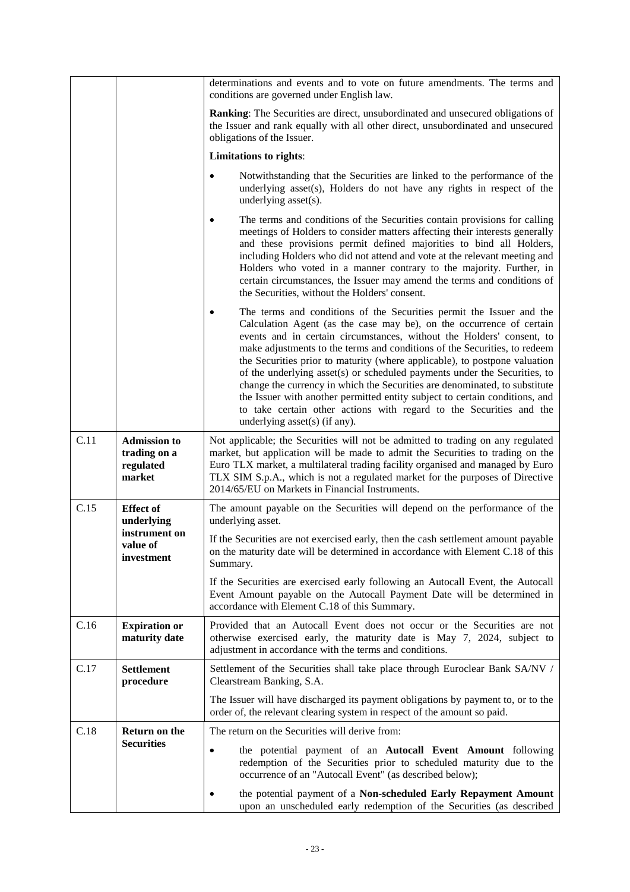| | | |
|---|---|---|
| | | determinations and events and to vote on future amendments. The terms and conditions are governed under English law.<br><br>**Ranking**: The Securities are direct, unsubordinated and unsecured obligations of the Issuer and rank equally with all other direct, unsubordinated and unsecured obligations of the Issuer.<br><br>**Limitations to rights**:<br><br>• Notwithstanding that the Securities are linked to the performance of the underlying asset(s), Holders do not have any rights in respect of the underlying asset(s).<br><br>• The terms and conditions of the Securities contain provisions for calling meetings of Holders to consider matters affecting their interests generally and these provisions permit defined majorities to bind all Holders, including Holders who did not attend and vote at the relevant meeting and Holders who voted in a manner contrary to the majority. Further, in certain circumstances, the Issuer may amend the terms and conditions of the Securities, without the Holders' consent.<br><br>• The terms and conditions of the Securities permit the Issuer and the Calculation Agent (as the case may be), on the occurrence of certain events and in certain circumstances, without the Holders' consent, to make adjustments to the terms and conditions of the Securities, to redeem the Securities prior to maturity (where applicable), to postpone valuation of the underlying asset(s) or scheduled payments under the Securities, to change the currency in which the Securities are denominated, to substitute the Issuer with another permitted entity subject to certain conditions, and to take certain other actions with regard to the Securities and the underlying asset(s) (if any). |
| C.11 | **Admission to trading on a regulated market** | Not applicable; the Securities will not be admitted to trading on any regulated market, but application will be made to admit the Securities to trading on the Euro TLX market, a multilateral trading facility organised and managed by Euro TLX SIM S.p.A., which is not a regulated market for the purposes of Directive 2014/65/EU on Markets in Financial Instruments. |
| C.15 | **Effect of underlying instrument on value of investment** | The amount payable on the Securities will depend on the performance of the underlying asset.<br><br>If the Securities are not exercised early, then the cash settlement amount payable on the maturity date will be determined in accordance with Element C.18 of this Summary.<br><br>If the Securities are exercised early following an Autocall Event, the Autocall Event Amount payable on the Autocall Payment Date will be determined in accordance with Element C.18 of this Summary. |
| C.16 | **Expiration or maturity date** | Provided that an Autocall Event does not occur or the Securities are not otherwise exercised early, the maturity date is May 7, 2024, subject to adjustment in accordance with the terms and conditions. |
| C.17 | **Settlement procedure** | Settlement of the Securities shall take place through Euroclear Bank SA/NV / Clearstream Banking, S.A.<br><br>The Issuer will have discharged its payment obligations by payment to, or to the order of, the relevant clearing system in respect of the amount so paid. |
| C.18 | **Return on the Securities** | The return on the Securities will derive from:<br><br>• the potential payment of an **Autocall Event Amount** following redemption of the Securities prior to scheduled maturity due to the occurrence of an "Autocall Event" (as described below);<br><br>• the potential payment of a **Non-scheduled Early Repayment Amount** upon an unscheduled early redemption of the Securities (as described |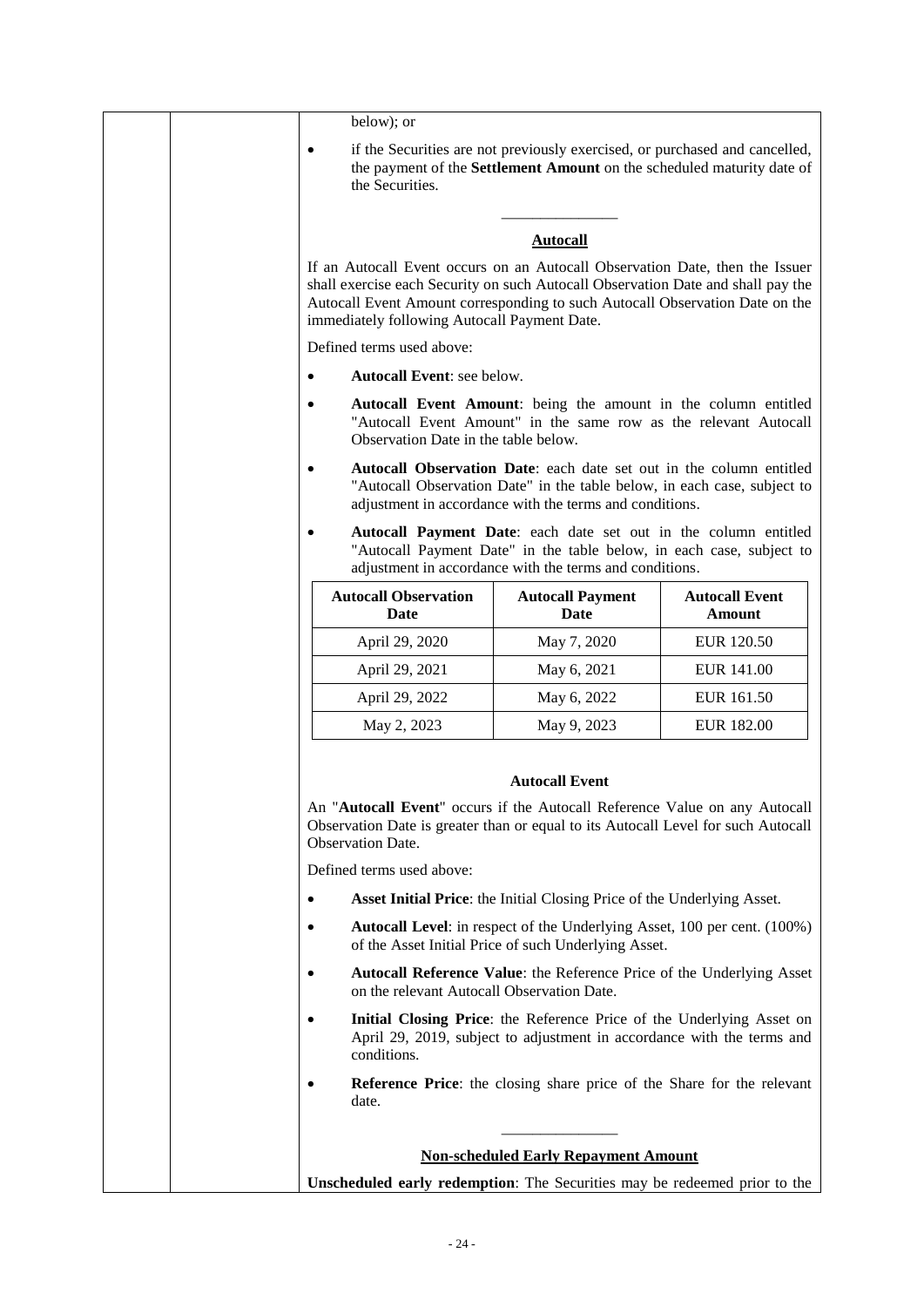below); or

- if the Securities are not previously exercised, or purchased and cancelled, the payment of the **Settlement Amount** on the scheduled maturity date of the Securities.

---

**Autocall**

If an Autocall Event occurs on an Autocall Observation Date, then the Issuer shall exercise each Security on such Autocall Observation Date and shall pay the Autocall Event Amount corresponding to such Autocall Observation Date on the immediately following Autocall Payment Date.

Defined terms used above:

- **Autocall Event**: see below.
- **Autocall Event Amount**: being the amount in the column entitled "Autocall Event Amount" in the same row as the relevant Autocall Observation Date in the table below.
- **Autocall Observation Date**: each date set out in the column entitled "Autocall Observation Date" in the table below, in each case, subject to adjustment in accordance with the terms and conditions.
- **Autocall Payment Date**: each date set out in the column entitled "Autocall Payment Date" in the table below, in each case, subject to adjustment in accordance with the terms and conditions.

| Autocall Observation Date | Autocall Payment Date | Autocall Event Amount |
|---|---|---|
| April 29, 2020 | May 7, 2020 | EUR 120.50 |
| April 29, 2021 | May 6, 2021 | EUR 141.00 |
| April 29, 2022 | May 6, 2022 | EUR 161.50 |
| May 2, 2023 | May 9, 2023 | EUR 182.00 |

**Autocall Event**

An "**Autocall Event**" occurs if the Autocall Reference Value on any Autocall Observation Date is greater than or equal to its Autocall Level for such Autocall Observation Date.

Defined terms used above:

- **Asset Initial Price**: the Initial Closing Price of the Underlying Asset.
- **Autocall Level**: in respect of the Underlying Asset, 100 per cent. (100%) of the Asset Initial Price of such Underlying Asset.
- **Autocall Reference Value**: the Reference Price of the Underlying Asset on the relevant Autocall Observation Date.
- **Initial Closing Price**: the Reference Price of the Underlying Asset on April 29, 2019, subject to adjustment in accordance with the terms and conditions.
- **Reference Price**: the closing share price of the Share for the relevant date.

---

**Non-scheduled Early Repayment Amount**

**Unscheduled early redemption**: The Securities may be redeemed prior to the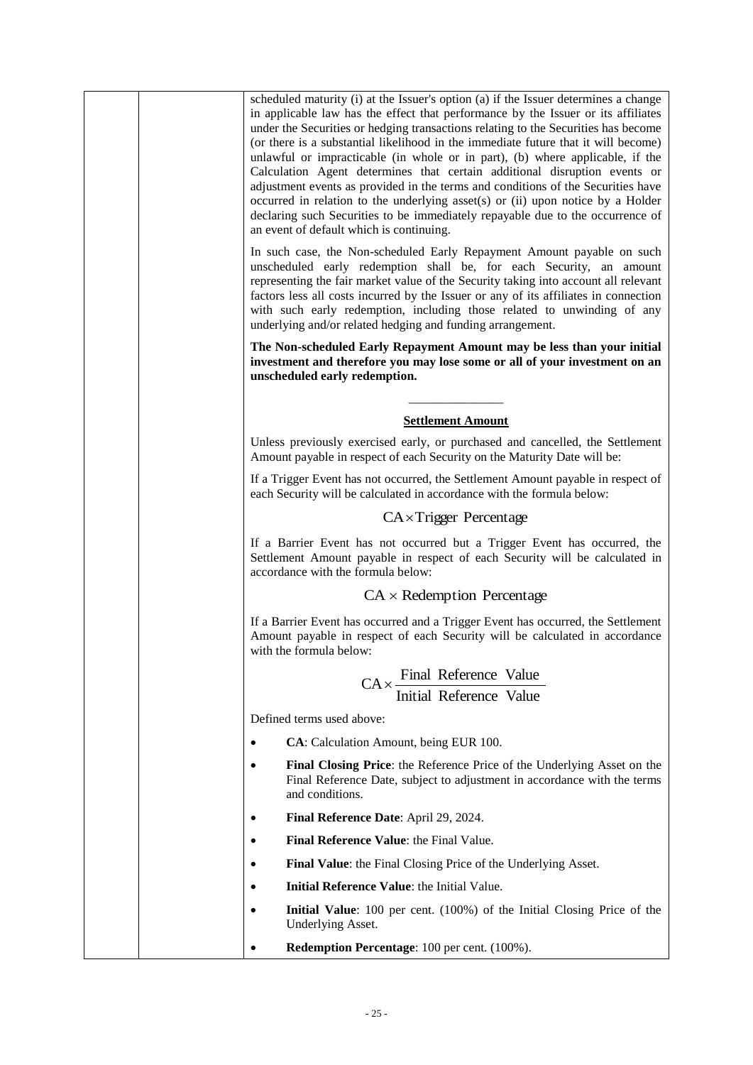scheduled maturity (i) at the Issuer's option (a) if the Issuer determines a change in applicable law has the effect that performance by the Issuer or its affiliates under the Securities or hedging transactions relating to the Securities has become (or there is a substantial likelihood in the immediate future that it will become) unlawful or impracticable (in whole or in part), (b) where applicable, if the Calculation Agent determines that certain additional disruption events or adjustment events as provided in the terms and conditions of the Securities have occurred in relation to the underlying asset(s) or (ii) upon notice by a Holder declaring such Securities to be immediately repayable due to the occurrence of an event of default which is continuing.

In such case, the Non-scheduled Early Repayment Amount payable on such unscheduled early redemption shall be, for each Security, an amount representing the fair market value of the Security taking into account all relevant factors less all costs incurred by the Issuer or any of its affiliates in connection with such early redemption, including those related to unwinding of any underlying and/or related hedging and funding arrangement.

**The Non-scheduled Early Repayment Amount may be less than your initial investment and therefore you may lose some or all of your investment on an unscheduled early redemption.**

---

**Settlement Amount**

Unless previously exercised early, or purchased and cancelled, the Settlement Amount payable in respect of each Security on the Maturity Date will be:

If a Trigger Event has not occurred, the Settlement Amount payable in respect of each Security will be calculated in accordance with the formula below:

$$\text{CA} \times \text{Trigger Percentage}$$

If a Barrier Event has not occurred but a Trigger Event has occurred, the Settlement Amount payable in respect of each Security will be calculated in accordance with the formula below:

$$\text{CA} \times \text{Redemption Percentage}$$

If a Barrier Event has occurred and a Trigger Event has occurred, the Settlement Amount payable in respect of each Security will be calculated in accordance with the formula below:

$$\text{CA} \times \frac{\text{Final Reference Value}}{\text{Initial Reference Value}}$$

Defined terms used above:

- **CA**: Calculation Amount, being EUR 100.
- **Final Closing Price**: the Reference Price of the Underlying Asset on the Final Reference Date, subject to adjustment in accordance with the terms and conditions.
- **Final Reference Date**: April 29, 2024.
- **Final Reference Value**: the Final Value.
- **Final Value**: the Final Closing Price of the Underlying Asset.
- **Initial Reference Value**: the Initial Value.
- **Initial Value**: 100 per cent. (100%) of the Initial Closing Price of the Underlying Asset.
- **Redemption Percentage**: 100 per cent. (100%).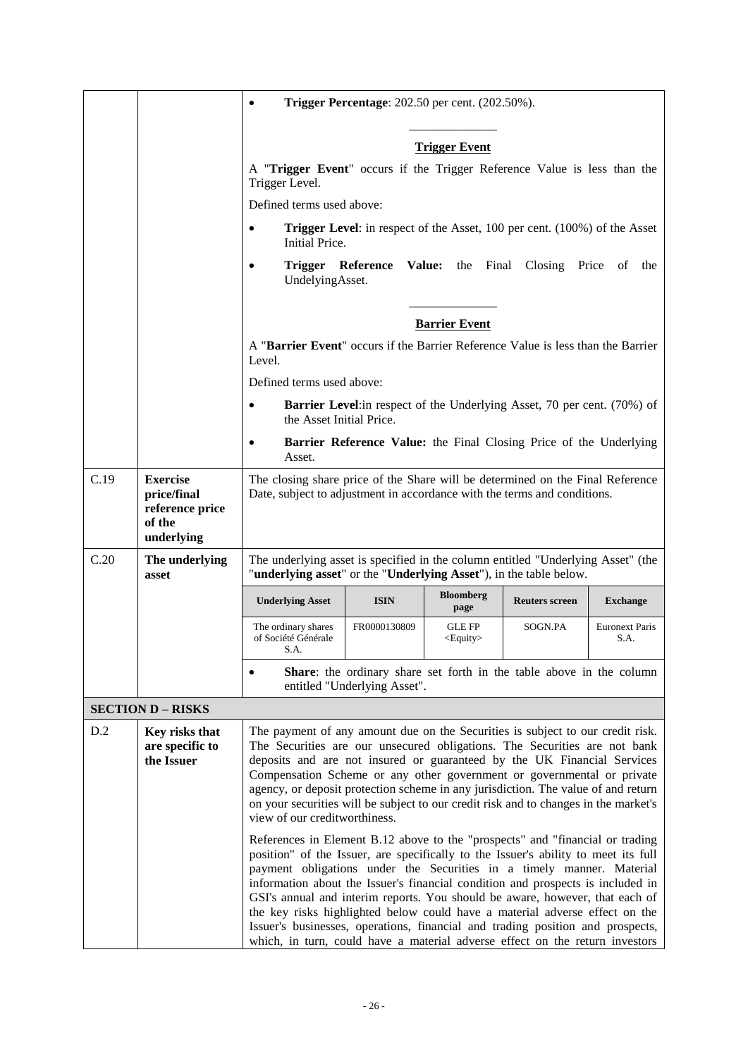| | | • **Trigger Percentage**: 202.50 per cent. (202.50%).<br><br>**Trigger Event**<br><br>A "**Trigger Event**" occurs if the Trigger Reference Value is less than the Trigger Level.<br><br>Defined terms used above:<br><br>• **Trigger Level**: in respect of the Asset, 100 per cent. (100%) of the Asset Initial Price.<br><br>• **Trigger Reference Value:** the Final Closing Price of the UndelyingAsset.<br><br>**Barrier Event**<br><br>A "**Barrier Event**" occurs if the Barrier Reference Value is less than the Barrier Level.<br><br>Defined terms used above:<br><br>• **Barrier Level**:in respect of the Underlying Asset, 70 per cent. (70%) of the Asset Initial Price.<br><br>• **Barrier Reference Value:** the Final Closing Price of the Underlying Asset. |
|---|---|---|
| C.19 | **Exercise price/final reference price of the underlying** | The closing share price of the Share will be determined on the Final Reference Date, subject to adjustment in accordance with the terms and conditions. |
| C.20 | **The underlying asset** | The underlying asset is specified in the column entitled "Underlying Asset" (the "**underlying asset**" or the "**Underlying Asset**"), in the table below.<br><br>**Underlying Asset**: The ordinary shares of Société Générale S.A. — **ISIN**: FR0000130809 — **Bloomberg page**: GLE FP <Equity> — **Reuters screen**: SOGN.PA — **Exchange**: Euronext Paris S.A.<br><br>• **Share**: the ordinary share set forth in the table above in the column entitled "Underlying Asset". |
| **SECTION D – RISKS** | | |
| D.2 | **Key risks that are specific to the Issuer** | The payment of any amount due on the Securities is subject to our credit risk. The Securities are our unsecured obligations. The Securities are not bank deposits and are not insured or guaranteed by the UK Financial Services Compensation Scheme or any other government or governmental or private agency, or deposit protection scheme in any jurisdiction. The value of and return on your securities will be subject to our credit risk and to changes in the market's view of our creditworthiness.<br><br>References in Element B.12 above to the "prospects" and "financial or trading position" of the Issuer, are specifically to the Issuer's ability to meet its full payment obligations under the Securities in a timely manner. Material information about the Issuer's financial condition and prospects is included in GSI's annual and interim reports. You should be aware, however, that each of the key risks highlighted below could have a material adverse effect on the Issuer's businesses, operations, financial and trading position and prospects, which, in turn, could have a material adverse effect on the return investors |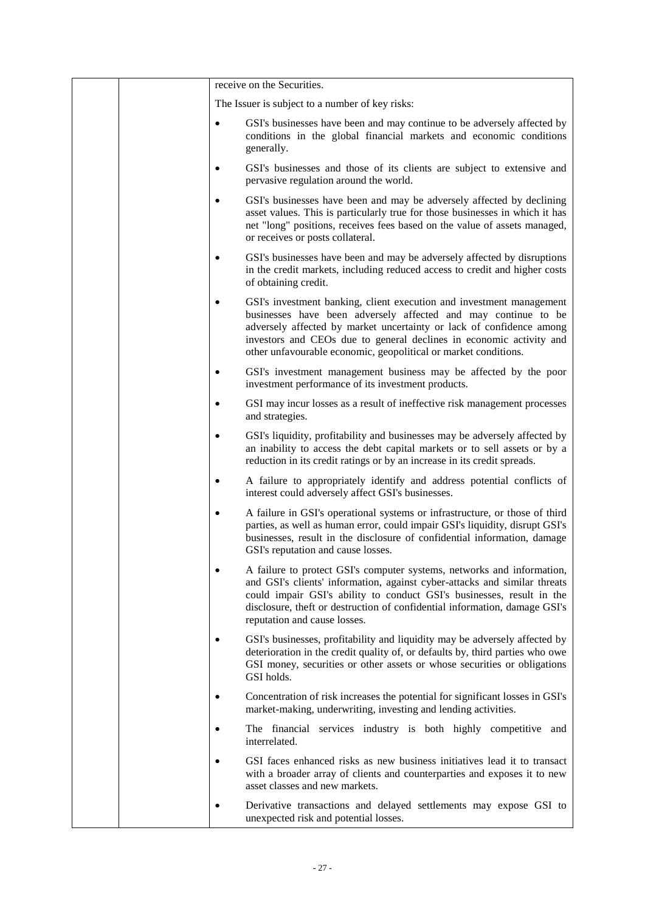| | | receive on the Securities.<br><br>The Issuer is subject to a number of key risks:<br><br>• GSI's businesses have been and may continue to be adversely affected by conditions in the global financial markets and economic conditions generally.<br><br>• GSI's businesses and those of its clients are subject to extensive and pervasive regulation around the world.<br><br>• GSI's businesses have been and may be adversely affected by declining asset values. This is particularly true for those businesses in which it has net "long" positions, receives fees based on the value of assets managed, or receives or posts collateral.<br><br>• GSI's businesses have been and may be adversely affected by disruptions in the credit markets, including reduced access to credit and higher costs of obtaining credit.<br><br>• GSI's investment banking, client execution and investment management businesses have been adversely affected and may continue to be adversely affected by market uncertainty or lack of confidence among investors and CEOs due to general declines in economic activity and other unfavourable economic, geopolitical or market conditions.<br><br>• GSI's investment management business may be affected by the poor investment performance of its investment products.<br><br>• GSI may incur losses as a result of ineffective risk management processes and strategies.<br><br>• GSI's liquidity, profitability and businesses may be adversely affected by an inability to access the debt capital markets or to sell assets or by a reduction in its credit ratings or by an increase in its credit spreads.<br><br>• A failure to appropriately identify and address potential conflicts of interest could adversely affect GSI's businesses.<br><br>• A failure in GSI's operational systems or infrastructure, or those of third parties, as well as human error, could impair GSI's liquidity, disrupt GSI's businesses, result in the disclosure of confidential information, damage GSI's reputation and cause losses.<br><br>• A failure to protect GSI's computer systems, networks and information, and GSI's clients' information, against cyber-attacks and similar threats could impair GSI's ability to conduct GSI's businesses, result in the disclosure, theft or destruction of confidential information, damage GSI's reputation and cause losses.<br><br>• GSI's businesses, profitability and liquidity may be adversely affected by deterioration in the credit quality of, or defaults by, third parties who owe GSI money, securities or other assets or whose securities or obligations GSI holds.<br><br>• Concentration of risk increases the potential for significant losses in GSI's market-making, underwriting, investing and lending activities.<br><br>• The financial services industry is both highly competitive and interrelated.<br><br>• GSI faces enhanced risks as new business initiatives lead it to transact with a broader array of clients and counterparties and exposes it to new asset classes and new markets.<br><br>• Derivative transactions and delayed settlements may expose GSI to unexpected risk and potential losses. |
|---|---|---|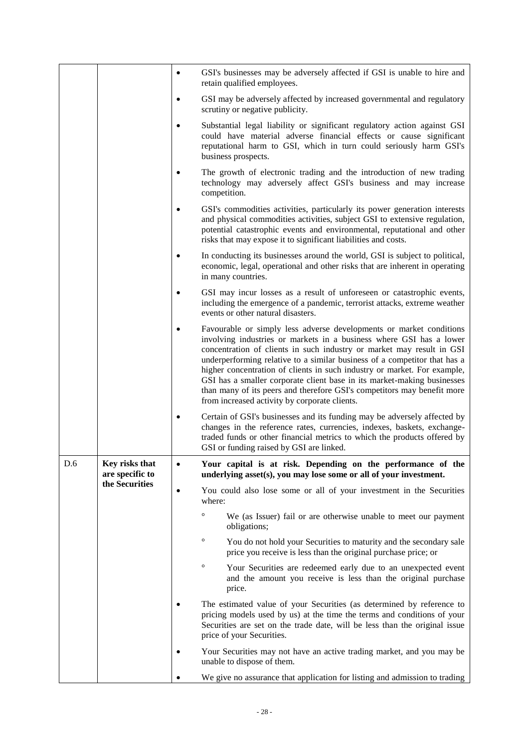| | | |
|---|---|---|
| | | • GSI's businesses may be adversely affected if GSI is unable to hire and retain qualified employees.<br>• GSI may be adversely affected by increased governmental and regulatory scrutiny or negative publicity.<br>• Substantial legal liability or significant regulatory action against GSI could have material adverse financial effects or cause significant reputational harm to GSI, which in turn could seriously harm GSI's business prospects.<br>• The growth of electronic trading and the introduction of new trading technology may adversely affect GSI's business and may increase competition.<br>• GSI's commodities activities, particularly its power generation interests and physical commodities activities, subject GSI to extensive regulation, potential catastrophic events and environmental, reputational and other risks that may expose it to significant liabilities and costs.<br>• In conducting its businesses around the world, GSI is subject to political, economic, legal, operational and other risks that are inherent in operating in many countries.<br>• GSI may incur losses as a result of unforeseen or catastrophic events, including the emergence of a pandemic, terrorist attacks, extreme weather events or other natural disasters.<br>• Favourable or simply less adverse developments or market conditions involving industries or markets in a business where GSI has a lower concentration of clients in such industry or market may result in GSI underperforming relative to a similar business of a competitor that has a higher concentration of clients in such industry or market. For example, GSI has a smaller corporate client base in its market-making businesses than many of its peers and therefore GSI's competitors may benefit more from increased activity by corporate clients.<br>• Certain of GSI's businesses and its funding may be adversely affected by changes in the reference rates, currencies, indexes, baskets, exchange-traded funds or other financial metrics to which the products offered by GSI or funding raised by GSI are linked. |
| D.6 | **Key risks that are specific to the Securities** | • **Your capital is at risk. Depending on the performance of the underlying asset(s), you may lose some or all of your investment.**<br>• You could also lose some or all of your investment in the Securities where:<br>° We (as Issuer) fail or are otherwise unable to meet our payment obligations;<br>° You do not hold your Securities to maturity and the secondary sale price you receive is less than the original purchase price; or<br>° Your Securities are redeemed early due to an unexpected event and the amount you receive is less than the original purchase price.<br>• The estimated value of your Securities (as determined by reference to pricing models used by us) at the time the terms and conditions of your Securities are set on the trade date, will be less than the original issue price of your Securities.<br>• Your Securities may not have an active trading market, and you may be unable to dispose of them.<br>• We give no assurance that application for listing and admission to trading |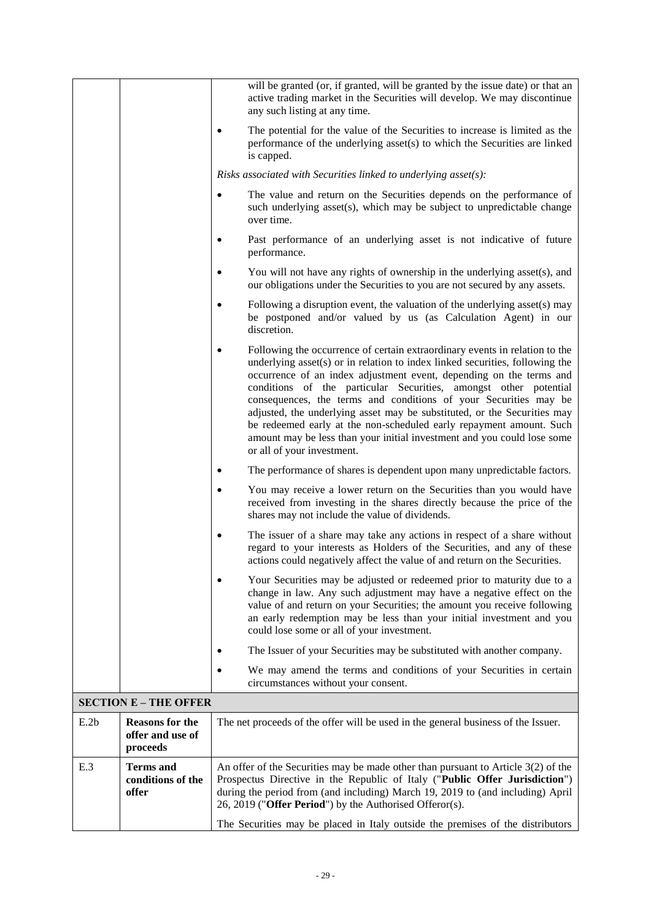| | | will be granted (or, if granted, will be granted by the issue date) or that an active trading market in the Securities will develop. We may discontinue any such listing at any time.<br><br>• The potential for the value of the Securities to increase is limited as the performance of the underlying asset(s) to which the Securities are linked is capped.<br><br>*Risks associated with Securities linked to underlying asset(s):*<br><br>• The value and return on the Securities depends on the performance of such underlying asset(s), which may be subject to unpredictable change over time.<br><br>• Past performance of an underlying asset is not indicative of future performance.<br><br>• You will not have any rights of ownership in the underlying asset(s), and our obligations under the Securities to you are not secured by any assets.<br><br>• Following a disruption event, the valuation of the underlying asset(s) may be postponed and/or valued by us (as Calculation Agent) in our discretion.<br><br>• Following the occurrence of certain extraordinary events in relation to the underlying asset(s) or in relation to index linked securities, following the occurrence of an index adjustment event, depending on the terms and conditions of the particular Securities, amongst other potential consequences, the terms and conditions of your Securities may be adjusted, the underlying asset may be substituted, or the Securities may be redeemed early at the non-scheduled early repayment amount. Such amount may be less than your initial investment and you could lose some or all of your investment.<br><br>• The performance of shares is dependent upon many unpredictable factors.<br><br>• You may receive a lower return on the Securities than you would have received from investing in the shares directly because the price of the shares may not include the value of dividends.<br><br>• The issuer of a share may take any actions in respect of a share without regard to your interests as Holders of the Securities, and any of these actions could negatively affect the value of and return on the Securities.<br><br>• Your Securities may be adjusted or redeemed prior to maturity due to a change in law. Any such adjustment may have a negative effect on the value of and return on your Securities; the amount you receive following an early redemption may be less than your initial investment and you could lose some or all of your investment.<br><br>• The Issuer of your Securities may be substituted with another company.<br><br>• We may amend the terms and conditions of your Securities in certain circumstances without your consent. |
|---|---|---|
| **SECTION E – THE OFFER** | | |
| E.2b | **Reasons for the offer and use of proceeds** | The net proceeds of the offer will be used in the general business of the Issuer. |
| E.3 | **Terms and conditions of the offer** | An offer of the Securities may be made other than pursuant to Article 3(2) of the Prospectus Directive in the Republic of Italy ("**Public Offer Jurisdiction**") during the period from (and including) March 19, 2019 to (and including) April 26, 2019 ("**Offer Period**") by the Authorised Offeror(s).<br><br>The Securities may be placed in Italy outside the premises of the distributors |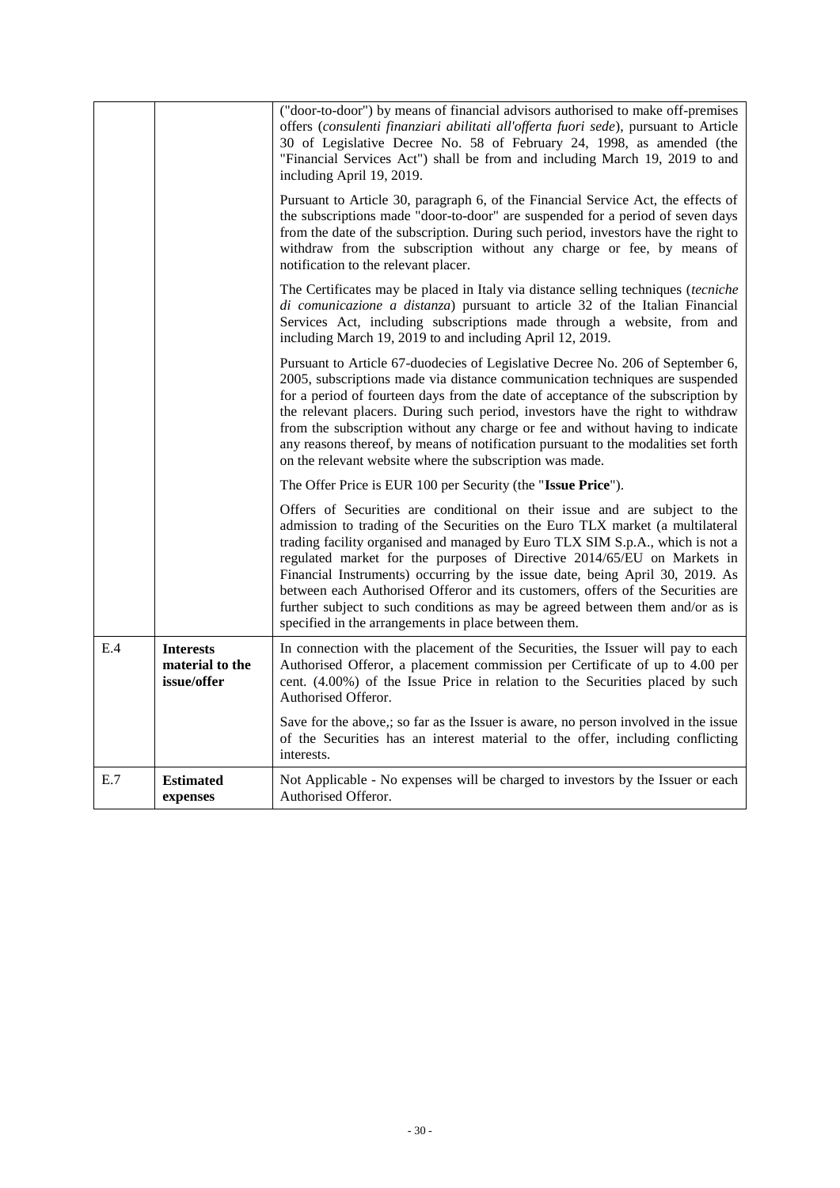| | | |
|---|---|---|
| | | ("door-to-door") by means of financial advisors authorised to make off-premises offers (*consulenti finanziari abilitati all'offerta fuori sede*), pursuant to Article 30 of Legislative Decree No. 58 of February 24, 1998, as amended (the "Financial Services Act") shall be from and including March 19, 2019 to and including April 19, 2019.<br><br>Pursuant to Article 30, paragraph 6, of the Financial Service Act, the effects of the subscriptions made "door-to-door" are suspended for a period of seven days from the date of the subscription. During such period, investors have the right to withdraw from the subscription without any charge or fee, by means of notification to the relevant placer.<br><br>The Certificates may be placed in Italy via distance selling techniques (*tecniche di comunicazione a distanza*) pursuant to article 32 of the Italian Financial Services Act, including subscriptions made through a website, from and including March 19, 2019 to and including April 12, 2019.<br><br>Pursuant to Article 67-duodecies of Legislative Decree No. 206 of September 6, 2005, subscriptions made via distance communication techniques are suspended for a period of fourteen days from the date of acceptance of the subscription by the relevant placers. During such period, investors have the right to withdraw from the subscription without any charge or fee and without having to indicate any reasons thereof, by means of notification pursuant to the modalities set forth on the relevant website where the subscription was made.<br><br>The Offer Price is EUR 100 per Security (the "**Issue Price**").<br><br>Offers of Securities are conditional on their issue and are subject to the admission to trading of the Securities on the Euro TLX market (a multilateral trading facility organised and managed by Euro TLX SIM S.p.A., which is not a regulated market for the purposes of Directive 2014/65/EU on Markets in Financial Instruments) occurring by the issue date, being April 30, 2019. As between each Authorised Offeror and its customers, offers of the Securities are further subject to such conditions as may be agreed between them and/or as is specified in the arrangements in place between them. |
| E.4 | **Interests material to the issue/offer** | In connection with the placement of the Securities, the Issuer will pay to each Authorised Offeror, a placement commission per Certificate of up to 4.00 per cent. (4.00%) of the Issue Price in relation to the Securities placed by such Authorised Offeror.<br><br>Save for the above,; so far as the Issuer is aware, no person involved in the issue of the Securities has an interest material to the offer, including conflicting interests. |
| E.7 | **Estimated expenses** | Not Applicable - No expenses will be charged to investors by the Issuer or each Authorised Offeror. |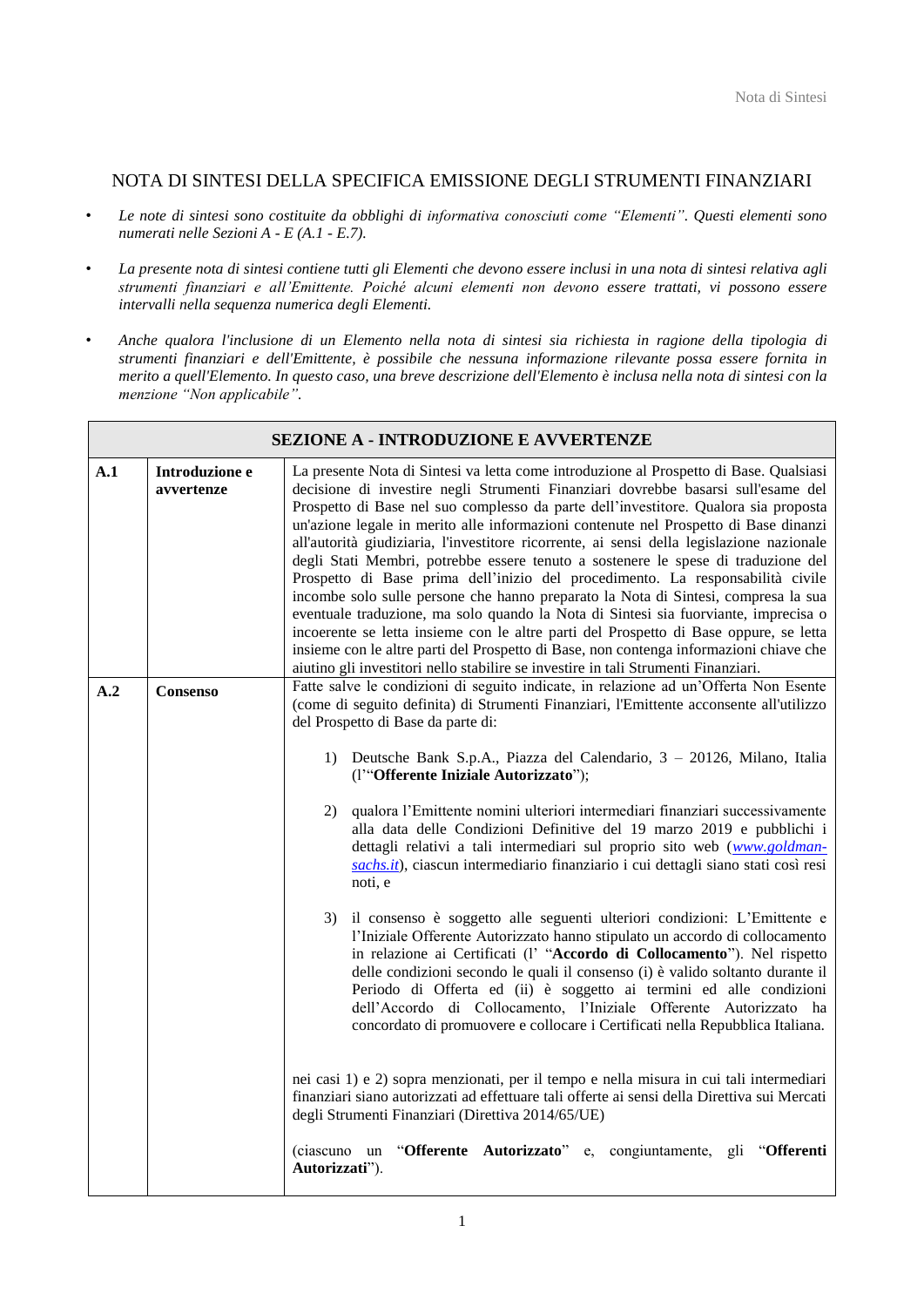## NOTA DI SINTESI DELLA SPECIFICA EMISSIONE DEGLI STRUMENTI FINANZIARI

- *Le note di sintesi sono costituite da obblighi di informativa conosciuti come "Elementi". Questi elementi sono numerati nelle Sezioni A - E (A.1 - E.7).*
- *La presente nota di sintesi contiene tutti gli Elementi che devono essere inclusi in una nota di sintesi relativa agli strumenti finanziari e all'Emittente. Poiché alcuni elementi non devono essere trattati, vi possono essere intervalli nella sequenza numerica degli Elementi.*
- *Anche qualora l'inclusione di un Elemento nella nota di sintesi sia richiesta in ragione della tipologia di strumenti finanziari e dell'Emittente, è possibile che nessuna informazione rilevante possa essere fornita in merito a quell'Elemento. In questo caso, una breve descrizione dell'Elemento è inclusa nella nota di sintesi con la menzione "Non applicabile".*

| **SEZIONE A - INTRODUZIONE E AVVERTENZE** | | |
|---|---|---|
| **A.1** | **Introduzione e avvertenze** | La presente Nota di Sintesi va letta come introduzione al Prospetto di Base. Qualsiasi decisione di investire negli Strumenti Finanziari dovrebbe basarsi sull'esame del Prospetto di Base nel suo complesso da parte dell'investitore. Qualora sia proposta un'azione legale in merito alle informazioni contenute nel Prospetto di Base dinanzi all'autorità giudiziaria, l'investitore ricorrente, ai sensi della legislazione nazionale degli Stati Membri, potrebbe essere tenuto a sostenere le spese di traduzione del Prospetto di Base prima dell'inizio del procedimento. La responsabilità civile incombe solo sulle persone che hanno preparato la Nota di Sintesi, compresa la sua eventuale traduzione, ma solo quando la Nota di Sintesi sia fuorviante, imprecisa o incoerente se letta insieme con le altre parti del Prospetto di Base oppure, se letta insieme con le altre parti del Prospetto di Base, non contenga informazioni chiave che aiutino gli investitori nello stabilire se investire in tali Strumenti Finanziari. |
| **A.2** | **Consenso** | Fatte salve le condizioni di seguito indicate, in relazione ad un'Offerta Non Esente (come di seguito definita) di Strumenti Finanziari, l'Emittente acconsente all'utilizzo del Prospetto di Base da parte di:<br><br>1) Deutsche Bank S.p.A., Piazza del Calendario, 3 – 20126, Milano, Italia (l'"**Offerente Iniziale Autorizzato**");<br><br>2) qualora l'Emittente nomini ulteriori intermediari finanziari successivamente alla data delle Condizioni Definitive del 19 marzo 2019 e pubblichi i dettagli relativi a tali intermediari sul proprio sito web (*www.goldman-sachs.it*), ciascun intermediario finanziario i cui dettagli siano stati così resi noti, e<br><br>3) il consenso è soggetto alle seguenti ulteriori condizioni: L'Emittente e l'Iniziale Offerente Autorizzato hanno stipulato un accordo di collocamento in relazione ai Certificati (l' "**Accordo di Collocamento**"). Nel rispetto delle condizioni secondo le quali il consenso (i) è valido soltanto durante il Periodo di Offerta ed (ii) è soggetto ai termini ed alle condizioni dell'Accordo di Collocamento, l'Iniziale Offerente Autorizzato ha concordato di promuovere e collocare i Certificati nella Repubblica Italiana.<br><br>nei casi 1) e 2) sopra menzionati, per il tempo e nella misura in cui tali intermediari finanziari siano autorizzati ad effettuare tali offerte ai sensi della Direttiva sui Mercati degli Strumenti Finanziari (Direttiva 2014/65/UE)<br><br>(ciascuno un "**Offerente Autorizzato**" e, congiuntamente, gli "**Offerenti Autorizzati**"). |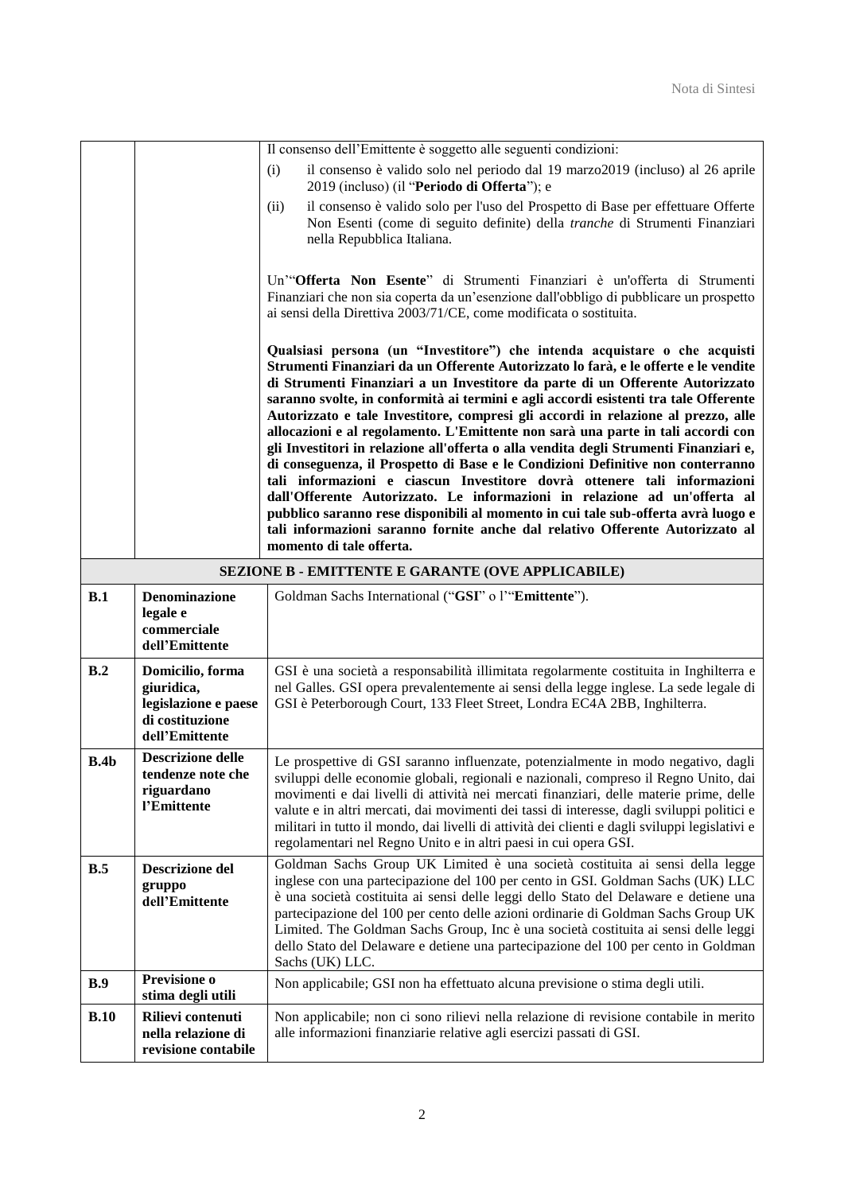| | | |
|---|---|---|
| | | Il consenso dell'Emittente è soggetto alle seguenti condizioni:<br>(i) il consenso è valido solo nel periodo dal 19 marzo2019 (incluso) al 26 aprile 2019 (incluso) (il "**Periodo di Offerta**"); e<br>(ii) il consenso è valido solo per l'uso del Prospetto di Base per effettuare Offerte Non Esenti (come di seguito definite) della *tranche* di Strumenti Finanziari nella Repubblica Italiana.<br><br>Un'"**Offerta Non Esente**" di Strumenti Finanziari è un'offerta di Strumenti Finanziari che non sia coperta da un'esenzione dall'obbligo di pubblicare un prospetto ai sensi della Direttiva 2003/71/CE, come modificata o sostituita.<br><br>**Qualsiasi persona (un "Investitore") che intenda acquistare o che acquisti Strumenti Finanziari da un Offerente Autorizzato lo farà, e le offerte e le vendite di Strumenti Finanziari a un Investitore da parte di un Offerente Autorizzato saranno svolte, in conformità ai termini e agli accordi esistenti tra tale Offerente Autorizzato e tale Investitore, compresi gli accordi in relazione al prezzo, alle allocazioni e al regolamento. L'Emittente non sarà una parte in tali accordi con gli Investitori in relazione all'offerta o alla vendita degli Strumenti Finanziari e, di conseguenza, il Prospetto di Base e le Condizioni Definitive non conterranno tali informazioni e ciascun Investitore dovrà ottenere tali informazioni dall'Offerente Autorizzato. Le informazioni in relazione ad un'offerta al pubblico saranno rese disponibili al momento in cui tale sub-offerta avrà luogo e tali informazioni saranno fornite anche dal relativo Offerente Autorizzato al momento di tale offerta.** |
| **SEZIONE B - EMITTENTE E GARANTE (OVE APPLICABILE)** | | |
| **B.1** | **Denominazione legale e commerciale dell'Emittente** | Goldman Sachs International ("**GSI**" o l'"**Emittente**"). |
| **B.2** | **Domicilio, forma giuridica, legislazione e paese di costituzione dell'Emittente** | GSI è una società a responsabilità illimitata regolarmente costituita in Inghilterra e nel Galles. GSI opera prevalentemente ai sensi della legge inglese. La sede legale di GSI è Peterborough Court, 133 Fleet Street, Londra EC4A 2BB, Inghilterra. |
| **B.4b** | **Descrizione delle tendenze note che riguardano l'Emittente** | Le prospettive di GSI saranno influenzate, potenzialmente in modo negativo, dagli sviluppi delle economie globali, regionali e nazionali, compreso il Regno Unito, dai movimenti e dai livelli di attività nei mercati finanziari, delle materie prime, delle valute e in altri mercati, dai movimenti dei tassi di interesse, dagli sviluppi politici e militari in tutto il mondo, dai livelli di attività dei clienti e dagli sviluppi legislativi e regolamentari nel Regno Unito e in altri paesi in cui opera GSI. |
| **B.5** | **Descrizione del gruppo dell'Emittente** | Goldman Sachs Group UK Limited è una società costituita ai sensi della legge inglese con una partecipazione del 100 per cento in GSI. Goldman Sachs (UK) LLC è una società costituita ai sensi delle leggi dello Stato del Delaware e detiene una partecipazione del 100 per cento delle azioni ordinarie di Goldman Sachs Group UK Limited. The Goldman Sachs Group, Inc è una società costituita ai sensi delle leggi dello Stato del Delaware e detiene una partecipazione del 100 per cento in Goldman Sachs (UK) LLC. |
| **B.9** | **Previsione o stima degli utili** | Non applicabile; GSI non ha effettuato alcuna previsione o stima degli utili. |
| **B.10** | **Rilievi contenuti nella relazione di revisione contabile** | Non applicabile; non ci sono rilievi nella relazione di revisione contabile in merito alle informazioni finanziarie relative agli esercizi passati di GSI. |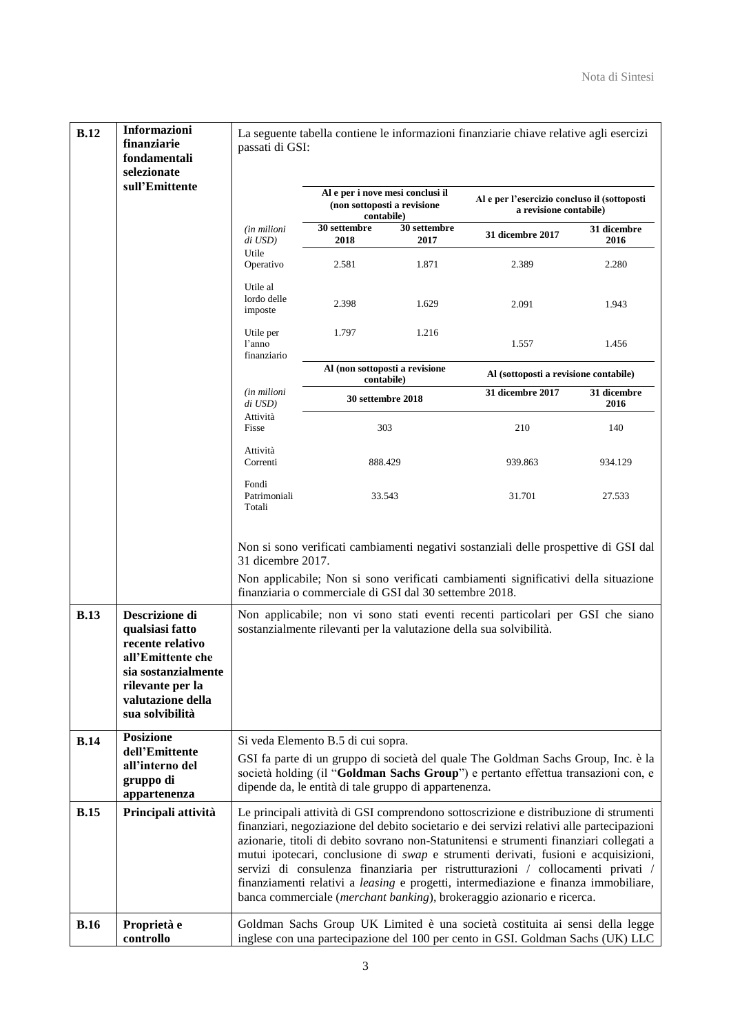| | | |
|---|---|---|
| **B.12** | **Informazioni finanziarie fondamentali selezionate sull'Emittente** | La seguente tabella contiene le informazioni finanziarie chiave relative agli esercizi passati di GSI: |

| | Al e per i nove mesi conclusi il (non sottoposti a revisione contabile) | | Al e per l'esercizio concluso il (sottoposti a revisione contabile) | |
|---|---|---|---|---|
| *(in milioni di USD)* | **30 settembre 2018** | **30 settembre 2017** | **31 dicembre 2017** | **31 dicembre 2016** |
| Utile Operativo | 2.581 | 1.871 | 2.389 | 2.280 |
| Utile al lordo delle imposte | 2.398 | 1.629 | 2.091 | 1.943 |
| Utile per l'anno finanziario | 1.797 | 1.216 | 1.557 | 1.456 |

| | Al (non sottoposti a revisione contabile) | Al (sottoposti a revisione contabile) | |
|---|---|---|---|
| *(in milioni di USD)* | **30 settembre 2018** | **31 dicembre 2017** | **31 dicembre 2016** |
| Attività Fisse | 303 | 210 | 140 |
| Attività Correnti | 888.429 | 939.863 | 934.129 |
| Fondi Patrimoniali Totali | 33.543 | 31.701 | 27.533 |

Non si sono verificati cambiamenti negativi sostanziali delle prospettive di GSI dal 31 dicembre 2017.

Non applicabile; Non si sono verificati cambiamenti significativi della situazione finanziaria o commerciale di GSI dal 30 settembre 2018.

| | | |
|---|---|---|
| **B.13** | **Descrizione di qualsiasi fatto recente relativo all'Emittente che sia sostanzialmente rilevante per la valutazione della sua solvibilità** | Non applicabile; non vi sono stati eventi recenti particolari per GSI che siano sostanzialmente rilevanti per la valutazione della sua solvibilità. |
| **B.14** | **Posizione dell'Emittente all'interno del gruppo di appartenenza** | Si veda Elemento B.5 di cui sopra.<br><br>GSI fa parte di un gruppo di società del quale The Goldman Sachs Group, Inc. è la società holding (il "**Goldman Sachs Group**") e pertanto effettua transazioni con, e dipende da, le entità di tale gruppo di appartenenza. |
| **B.15** | **Principali attività** | Le principali attività di GSI comprendono sottoscrizione e distribuzione di strumenti finanziari, negoziazione del debito societario e dei servizi relativi alle partecipazioni azionarie, titoli di debito sovrano non-Statunitensi e strumenti finanziari collegati a mutui ipotecari, conclusione di *swap* e strumenti derivati, fusioni e acquisizioni, servizi di consulenza finanziaria per ristrutturazioni / collocamenti privati / finanziamenti relativi a *leasing* e progetti, intermediazione e finanza immobiliare, banca commerciale (*merchant banking*), brokeraggio azionario e ricerca. |
| **B.16** | **Proprietà e controllo** | Goldman Sachs Group UK Limited è una società costituita ai sensi della legge inglese con una partecipazione del 100 per cento in GSI. Goldman Sachs (UK) LLC |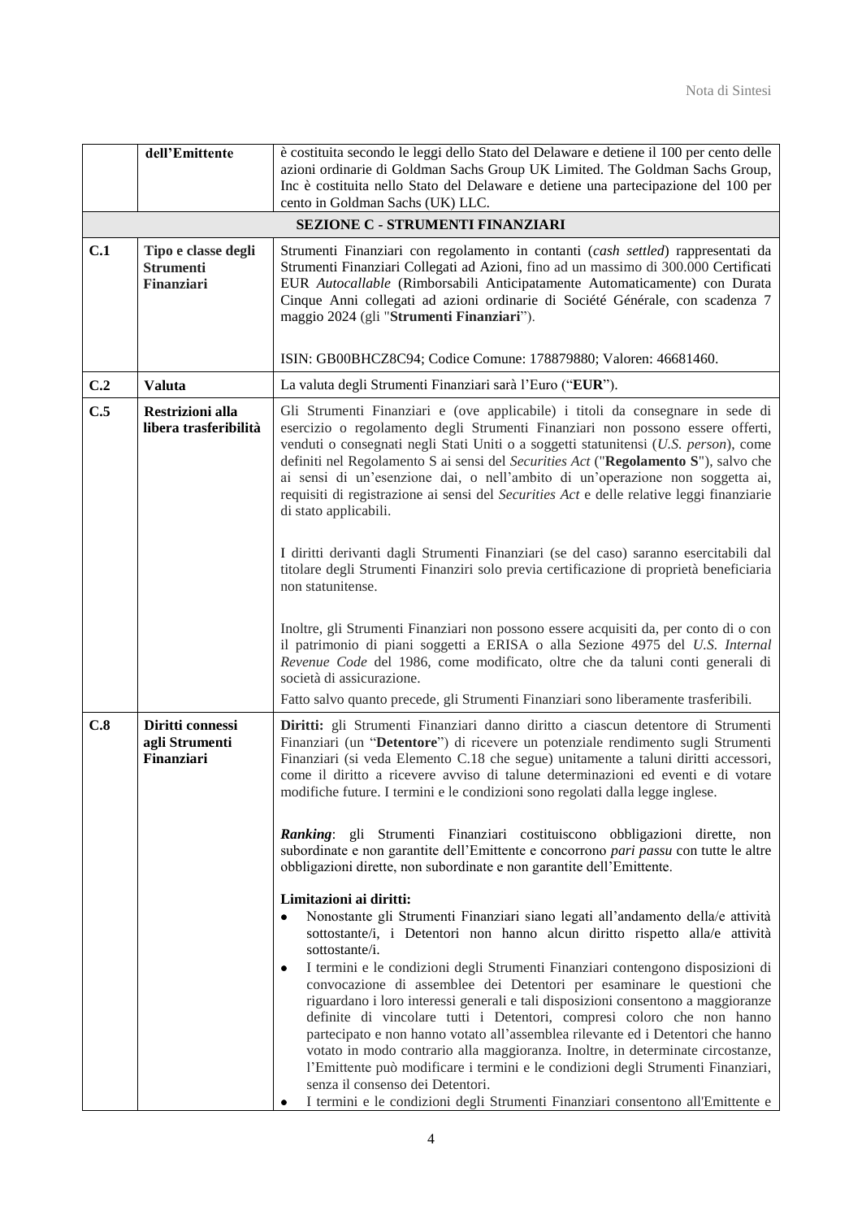| | | |
|---|---|---|
| | **dell'Emittente** | è costituita secondo le leggi dello Stato del Delaware e detiene il 100 per cento delle azioni ordinarie di Goldman Sachs Group UK Limited. The Goldman Sachs Group, Inc è costituita nello Stato del Delaware e detiene una partecipazione del 100 per cento in Goldman Sachs (UK) LLC. |
| | **SEZIONE C - STRUMENTI FINANZIARI** | |
| **C.1** | **Tipo e classe degli Strumenti Finanziari** | Strumenti Finanziari con regolamento in contanti (*cash settled*) rappresentati da Strumenti Finanziari Collegati ad Azioni, fino ad un massimo di 300.000 Certificati EUR *Autocallable* (Rimborsabili Anticipatamente Automaticamente) con Durata Cinque Anni collegati ad azioni ordinarie di Société Générale, con scadenza 7 maggio 2024 (gli "**Strumenti Finanziari**").<br><br>ISIN: GB00BHCZ8C94; Codice Comune: 178879880; Valoren: 46681460. |
| **C.2** | **Valuta** | La valuta degli Strumenti Finanziari sarà l'Euro ("**EUR**"). |
| **C.5** | **Restrizioni alla libera trasferibilità** | Gli Strumenti Finanziari e (ove applicabile) i titoli da consegnare in sede di esercizio o regolamento degli Strumenti Finanziari non possono essere offerti, venduti o consegnati negli Stati Uniti o a soggetti statunitensi (*U.S. person*), come definiti nel Regolamento S ai sensi del *Securities Act* ("**Regolamento S**"), salvo che ai sensi di un'esenzione dai, o nell'ambito di un'operazione non soggetta ai, requisiti di registrazione ai sensi del *Securities Act* e delle relative leggi finanziarie di stato applicabili.<br><br>I diritti derivanti dagli Strumenti Finanziari (se del caso) saranno esercitabili dal titolare degli Strumenti Finanziri solo previa certificazione di proprietà beneficiaria non statunitense.<br><br>Inoltre, gli Strumenti Finanziari non possono essere acquisiti da, per conto di o con il patrimonio di piani soggetti a ERISA o alla Sezione 4975 del *U.S. Internal Revenue Code* del 1986, come modificato, oltre che da taluni conti generali di società di assicurazione.<br><br>Fatto salvo quanto precede, gli Strumenti Finanziari sono liberamente trasferibili. |
| **C.8** | **Diritti connessi agli Strumenti Finanziari** | **Diritti:** gli Strumenti Finanziari danno diritto a ciascun detentore di Strumenti Finanziari (un "**Detentore**") di ricevere un potenziale rendimento sugli Strumenti Finanziari (si veda Elemento C.18 che segue) unitamente a taluni diritti accessori, come il diritto a ricevere avviso di talune determinazioni ed eventi e di votare modifiche future. I termini e le condizioni sono regolati dalla legge inglese.<br><br>***Ranking***: gli Strumenti Finanziari costituiscono obbligazioni dirette, non subordinate e non garantite dell'Emittente e concorrono *pari passu* con tutte le altre obbligazioni dirette, non subordinate e non garantite dell'Emittente.<br><br>**Limitazioni ai diritti:**<br>• Nonostante gli Strumenti Finanziari siano legati all'andamento della/e attività sottostante/i, i Detentori non hanno alcun diritto rispetto alla/e attività sottostante/i.<br>• I termini e le condizioni degli Strumenti Finanziari contengono disposizioni di convocazione di assemblee dei Detentori per esaminare le questioni che riguardano i loro interessi generali e tali disposizioni consentono a maggioranze definite di vincolare tutti i Detentori, compresi coloro che non hanno partecipato e non hanno votato all'assemblea rilevante ed i Detentori che hanno votato in modo contrario alla maggioranza. Inoltre, in determinate circostanze, l'Emittente può modificare i termini e le condizioni degli Strumenti Finanziari, senza il consenso dei Detentori.<br>• I termini e le condizioni degli Strumenti Finanziari consentono all'Emittente e |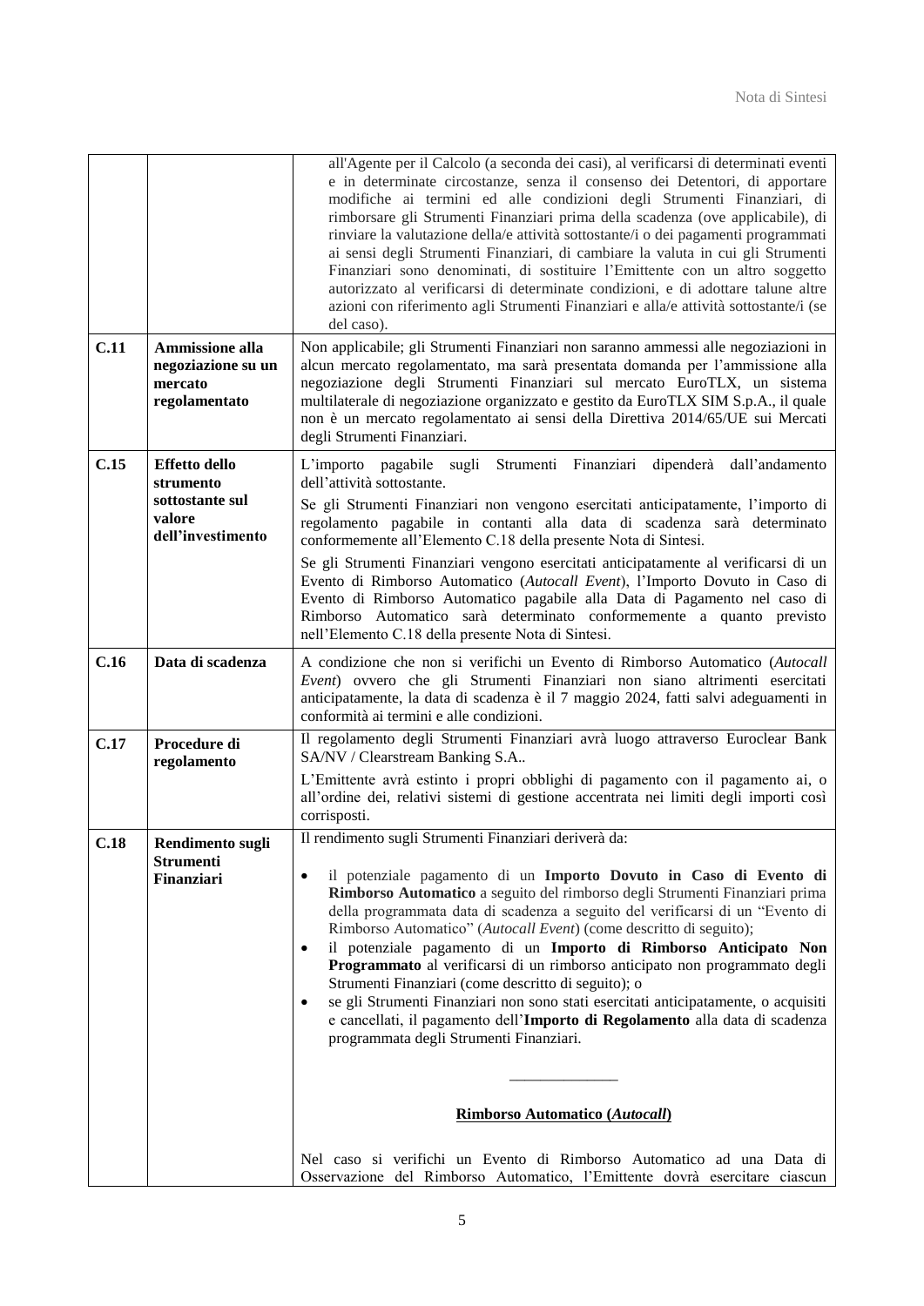| | | |
|---|---|---|
| | | all'Agente per il Calcolo (a seconda dei casi), al verificarsi di determinati eventi e in determinate circostanze, senza il consenso dei Detentori, di apportare modifiche ai termini ed alle condizioni degli Strumenti Finanziari, di rimborsare gli Strumenti Finanziari prima della scadenza (ove applicabile), di rinviare la valutazione della/e attività sottostante/i o dei pagamenti programmati ai sensi degli Strumenti Finanziari, di cambiare la valuta in cui gli Strumenti Finanziari sono denominati, di sostituire l'Emittente con un altro soggetto autorizzato al verificarsi di determinate condizioni, e di adottare talune altre azioni con riferimento agli Strumenti Finanziari e alla/e attività sottostante/i (se del caso). |
| **C.11** | **Ammissione alla negoziazione su un mercato regolamentato** | Non applicabile; gli Strumenti Finanziari non saranno ammessi alle negoziazioni in alcun mercato regolamentato, ma sarà presentata domanda per l'ammissione alla negoziazione degli Strumenti Finanziari sul mercato EuroTLX, un sistema multilaterale di negoziazione organizzato e gestito da EuroTLX SIM S.p.A., il quale non è un mercato regolamentato ai sensi della Direttiva 2014/65/UE sui Mercati degli Strumenti Finanziari. |
| **C.15** | **Effetto dello strumento sottostante sul valore dell'investimento** | L'importo pagabile sugli Strumenti Finanziari dipenderà dall'andamento dell'attività sottostante.<br><br>Se gli Strumenti Finanziari non vengono esercitati anticipatamente, l'importo di regolamento pagabile in contanti alla data di scadenza sarà determinato conformemente all'Elemento C.18 della presente Nota di Sintesi.<br><br>Se gli Strumenti Finanziari vengono esercitati anticipatamente al verificarsi di un Evento di Rimborso Automatico (*Autocall Event*), l'Importo Dovuto in Caso di Evento di Rimborso Automatico pagabile alla Data di Pagamento nel caso di Rimborso Automatico sarà determinato conformemente a quanto previsto nell'Elemento C.18 della presente Nota di Sintesi. |
| **C.16** | **Data di scadenza** | A condizione che non si verifichi un Evento di Rimborso Automatico (*Autocall Event*) ovvero che gli Strumenti Finanziari non siano altrimenti esercitati anticipatamente, la data di scadenza è il 7 maggio 2024, fatti salvi adeguamenti in conformità ai termini e alle condizioni. |
| **C.17** | **Procedure di regolamento** | Il regolamento degli Strumenti Finanziari avrà luogo attraverso Euroclear Bank SA/NV / Clearstream Banking S.A..<br><br>L'Emittente avrà estinto i propri obblighi di pagamento con il pagamento ai, o all'ordine dei, relativi sistemi di gestione accentrata nei limiti degli importi così corrisposti. |
| **C.18** | **Rendimento sugli Strumenti Finanziari** | Il rendimento sugli Strumenti Finanziari deriverà da:<br><br>• il potenziale pagamento di un **Importo Dovuto in Caso di Evento di Rimborso Automatico** a seguito del rimborso degli Strumenti Finanziari prima della programmata data di scadenza a seguito del verificarsi di un "Evento di Rimborso Automatico" (*Autocall Event*) (come descritto di seguito);<br>• il potenziale pagamento di un **Importo di Rimborso Anticipato Non Programmato** al verificarsi di un rimborso anticipato non programmato degli Strumenti Finanziari (come descritto di seguito); o<br>• se gli Strumenti Finanziari non sono stati esercitati anticipatamente, o acquisiti e cancellati, il pagamento dell'**Importo di Regolamento** alla data di scadenza programmata degli Strumenti Finanziari.<br><br>\_\_\_\_\_\_\_\_\_\_\_\_\_\_<br><br>**<u>Rimborso Automatico (*Autocall*)</u>**<br><br>Nel caso si verifichi un Evento di Rimborso Automatico ad una Data di Osservazione del Rimborso Automatico, l'Emittente dovrà esercitare ciascun |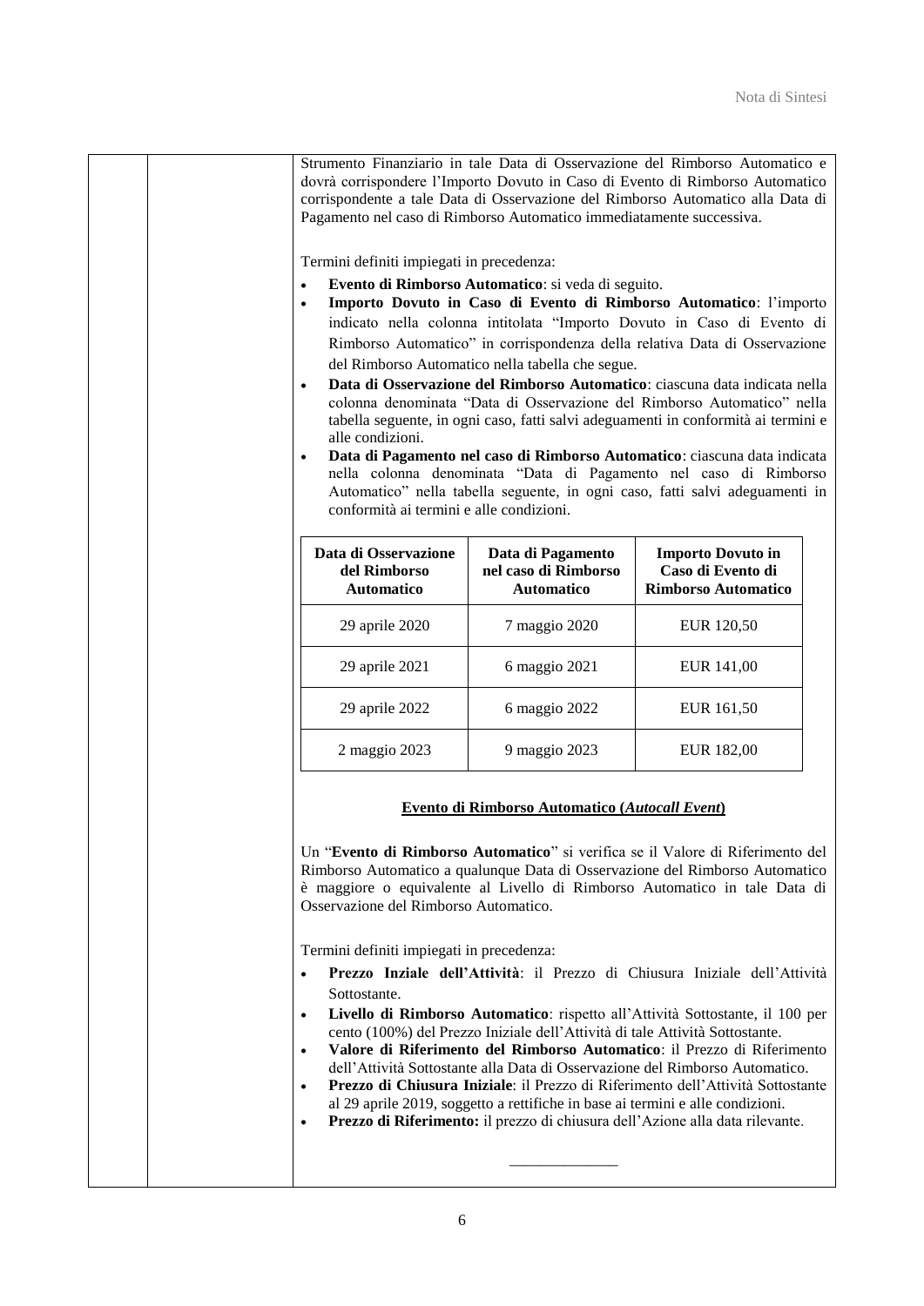Strumento Finanziario in tale Data di Osservazione del Rimborso Automatico e dovrà corrispondere l'Importo Dovuto in Caso di Evento di Rimborso Automatico corrispondente a tale Data di Osservazione del Rimborso Automatico alla Data di Pagamento nel caso di Rimborso Automatico immediatamente successiva.

Termini definiti impiegati in precedenza:

- **Evento di Rimborso Automatico**: si veda di seguito.
- **Importo Dovuto in Caso di Evento di Rimborso Automatico**: l'importo indicato nella colonna intitolata "Importo Dovuto in Caso di Evento di Rimborso Automatico" in corrispondenza della relativa Data di Osservazione del Rimborso Automatico nella tabella che segue.
- **Data di Osservazione del Rimborso Automatico**: ciascuna data indicata nella colonna denominata "Data di Osservazione del Rimborso Automatico" nella tabella seguente, in ogni caso, fatti salvi adeguamenti in conformità ai termini e alle condizioni.
- **Data di Pagamento nel caso di Rimborso Automatico**: ciascuna data indicata nella colonna denominata "Data di Pagamento nel caso di Rimborso Automatico" nella tabella seguente, in ogni caso, fatti salvi adeguamenti in conformità ai termini e alle condizioni.

| Data di Osservazione del Rimborso Automatico | Data di Pagamento nel caso di Rimborso Automatico | Importo Dovuto in Caso di Evento di Rimborso Automatico |
|---|---|---|
| 29 aprile 2020 | 7 maggio 2020 | EUR 120,50 |
| 29 aprile 2021 | 6 maggio 2021 | EUR 141,00 |
| 29 aprile 2022 | 6 maggio 2022 | EUR 161,50 |
| 2 maggio 2023 | 9 maggio 2023 | EUR 182,00 |

**Evento di Rimborso Automatico (*Autocall Event*)**

Un "**Evento di Rimborso Automatico**" si verifica se il Valore di Riferimento del Rimborso Automatico a qualunque Data di Osservazione del Rimborso Automatico è maggiore o equivalente al Livello di Rimborso Automatico in tale Data di Osservazione del Rimborso Automatico.

Termini definiti impiegati in precedenza:

- **Prezzo Inziale dell'Attività**: il Prezzo di Chiusura Iniziale dell'Attività Sottostante.
- **Livello di Rimborso Automatico**: rispetto all'Attività Sottostante, il 100 per cento (100%) del Prezzo Iniziale dell'Attività di tale Attività Sottostante.
- **Valore di Riferimento del Rimborso Automatico**: il Prezzo di Riferimento dell'Attività Sottostante alla Data di Osservazione del Rimborso Automatico.
- **Prezzo di Chiusura Iniziale**: il Prezzo di Riferimento dell'Attività Sottostante al 29 aprile 2019, soggetto a rettifiche in base ai termini e alle condizioni.
- **Prezzo di Riferimento:** il prezzo di chiusura dell'Azione alla data rilevante.

______________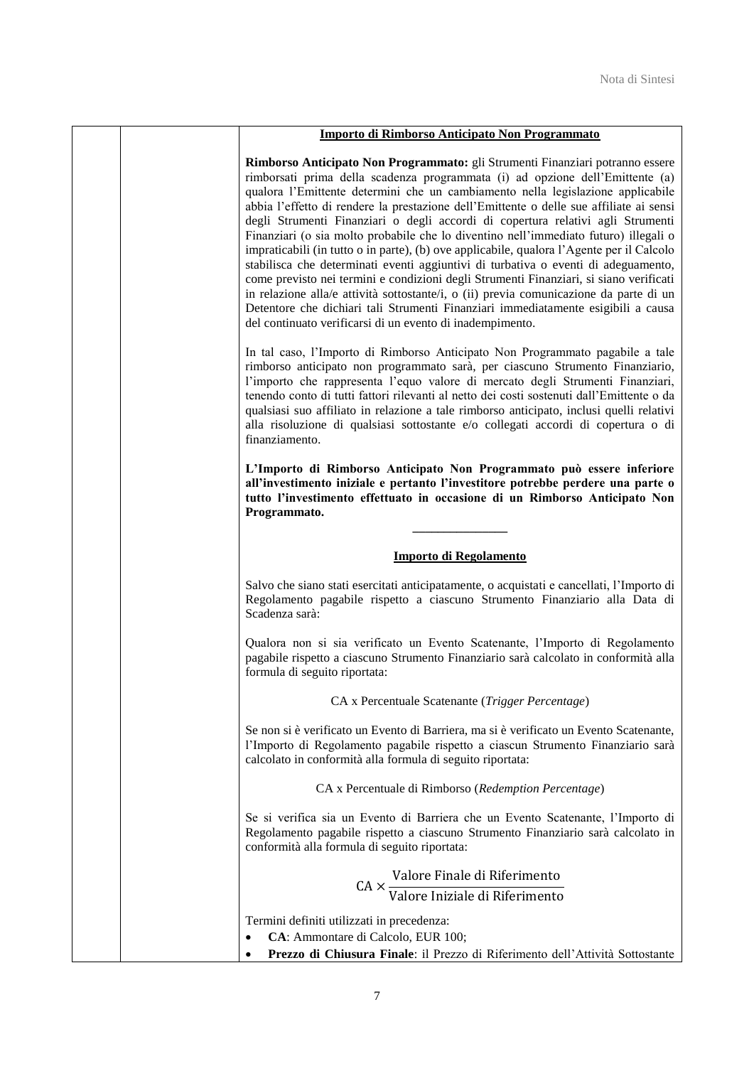**Importo di Rimborso Anticipato Non Programmato**

**Rimborso Anticipato Non Programmato:** gli Strumenti Finanziari potranno essere rimborsati prima della scadenza programmata (i) ad opzione dell'Emittente (a) qualora l'Emittente determini che un cambiamento nella legislazione applicabile abbia l'effetto di rendere la prestazione dell'Emittente o delle sue affiliate ai sensi degli Strumenti Finanziari o degli accordi di copertura relativi agli Strumenti Finanziari (o sia molto probabile che lo diventino nell'immediato futuro) illegali o impraticabili (in tutto o in parte), (b) ove applicabile, qualora l'Agente per il Calcolo stabilisca che determinati eventi aggiuntivi di turbativa o eventi di adeguamento, come previsto nei termini e condizioni degli Strumenti Finanziari, si siano verificati in relazione alla/e attività sottostante/i, o (ii) previa comunicazione da parte di un Detentore che dichiari tali Strumenti Finanziari immediatamente esigibili a causa del continuato verificarsi di un evento di inadempimento.

In tal caso, l'Importo di Rimborso Anticipato Non Programmato pagabile a tale rimborso anticipato non programmato sarà, per ciascuno Strumento Finanziario, l'importo che rappresenta l'equo valore di mercato degli Strumenti Finanziari, tenendo conto di tutti fattori rilevanti al netto dei costi sostenuti dall'Emittente o da qualsiasi suo affiliato in relazione a tale rimborso anticipato, inclusi quelli relativi alla risoluzione di qualsiasi sottostante e/o collegati accordi di copertura o di finanziamento.

**L'Importo di Rimborso Anticipato Non Programmato può essere inferiore all'investimento iniziale e pertanto l'investitore potrebbe perdere una parte o tutto l'investimento effettuato in occasione di un Rimborso Anticipato Non Programmato.**

---

**Importo di Regolamento**

Salvo che siano stati esercitati anticipatamente, o acquistati e cancellati, l'Importo di Regolamento pagabile rispetto a ciascuno Strumento Finanziario alla Data di Scadenza sarà:

Qualora non si sia verificato un Evento Scatenante, l'Importo di Regolamento pagabile rispetto a ciascuno Strumento Finanziario sarà calcolato in conformità alla formula di seguito riportata:

CA x Percentuale Scatenante (*Trigger Percentage*)

Se non si è verificato un Evento di Barriera, ma si è verificato un Evento Scatenante, l'Importo di Regolamento pagabile rispetto a ciascun Strumento Finanziario sarà calcolato in conformità alla formula di seguito riportata:

CA x Percentuale di Rimborso (*Redemption Percentage*)

Se si verifica sia un Evento di Barriera che un Evento Scatenante, l'Importo di Regolamento pagabile rispetto a ciascuno Strumento Finanziario sarà calcolato in conformità alla formula di seguito riportata:

$$\text{CA} \times \frac{\text{Valore Finale di Riferimento}}{\text{Valore Iniziale di Riferimento}}$$

Termini definiti utilizzati in precedenza:

- **CA**: Ammontare di Calcolo, EUR 100;
- **Prezzo di Chiusura Finale**: il Prezzo di Riferimento dell'Attività Sottostante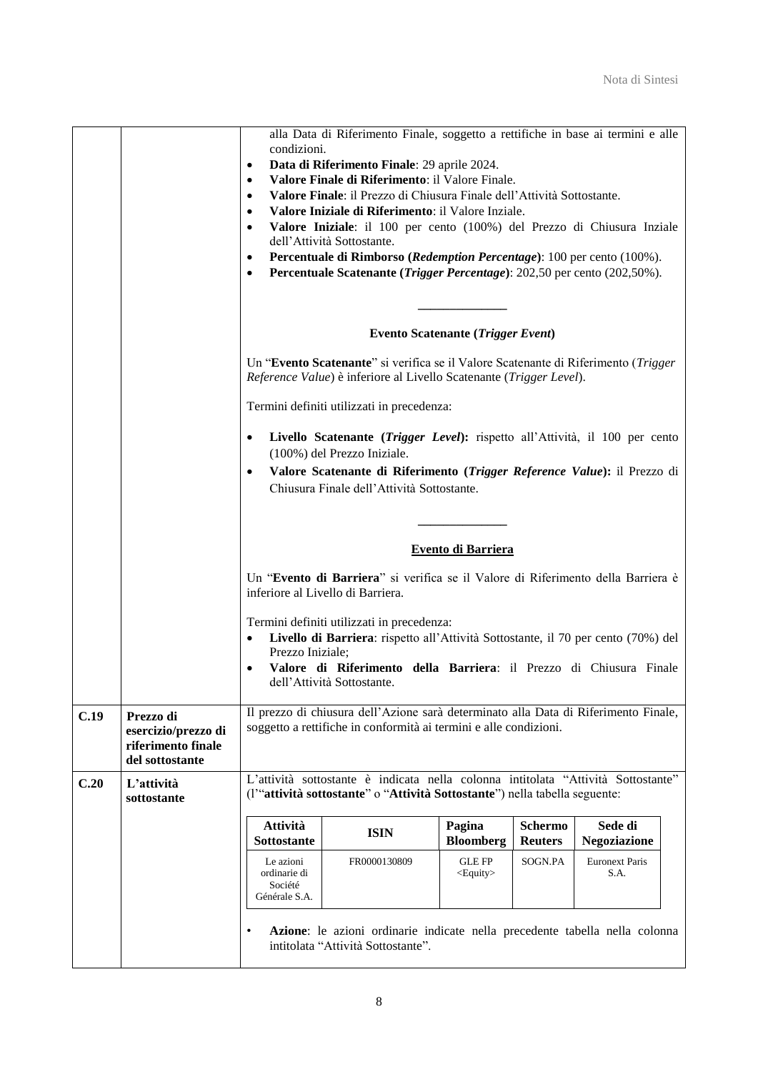| | | alla Data di Riferimento Finale, soggetto a rettifiche in base ai termini e alle condizioni.<br>• **Data di Riferimento Finale**: 29 aprile 2024.<br>• **Valore Finale di Riferimento**: il Valore Finale.<br>• **Valore Finale**: il Prezzo di Chiusura Finale dell'Attività Sottostante.<br>• **Valore Iniziale di Riferimento**: il Valore Inziale.<br>• **Valore Iniziale**: il 100 per cento (100%) del Prezzo di Chiusura Inziale dell'Attività Sottostante.<br>• **Percentuale di Rimborso (*Redemption Percentage*)**: 100 per cento (100%).<br>• **Percentuale Scatenante (*Trigger Percentage*)**: 202,50 per cento (202,50%).<br><br>______________<br><br>**Evento Scatenante (*Trigger Event*)**<br><br>Un "**Evento Scatenante**" si verifica se il Valore Scatenante di Riferimento (*Trigger Reference Value*) è inferiore al Livello Scatenante (*Trigger Level*).<br><br>Termini definiti utilizzati in precedenza:<br><br>• **Livello Scatenante (*Trigger Level*):** rispetto all'Attività, il 100 per cento (100%) del Prezzo Iniziale.<br>• **Valore Scatenante di Riferimento (*Trigger Reference Value*):** il Prezzo di Chiusura Finale dell'Attività Sottostante.<br><br>______________<br><br>**Evento di Barriera**<br><br>Un "**Evento di Barriera**" si verifica se il Valore di Riferimento della Barriera è inferiore al Livello di Barriera.<br><br>Termini definiti utilizzati in precedenza:<br>• **Livello di Barriera**: rispetto all'Attività Sottostante, il 70 per cento (70%) del Prezzo Iniziale;<br>• **Valore di Riferimento della Barriera**: il Prezzo di Chiusura Finale dell'Attività Sottostante. |
|---|---|---|
| **C.19** | **Prezzo di esercizio/prezzo di riferimento finale del sottostante** | Il prezzo di chiusura dell'Azione sarà determinato alla Data di Riferimento Finale, soggetto a rettifiche in conformità ai termini e alle condizioni. |
| **C.20** | **L'attività sottostante** | L'attività sottostante è indicata nella colonna intitolata "Attività Sottostante" (l'"**attività sottostante**" o "**Attività Sottostante**") nella tabella seguente:<br><br>**Attività Sottostante**: Le azioni ordinarie di Société Générale S.A. — **ISIN**: FR0000130809 — **Pagina Bloomberg**: GLE FP &lt;Equity&gt; — **Schermo Reuters**: SOGN.PA — **Sede di Negoziazione**: Euronext Paris S.A.<br><br>• **Azione**: le azioni ordinarie indicate nella precedente tabella nella colonna intitolata "Attività Sottostante". |

| Attività Sottostante | ISIN | Pagina Bloomberg | Schermo Reuters | Sede di Negoziazione |
|---|---|---|---|---|
| Le azioni ordinarie di Société Générale S.A. | FR0000130809 | GLE FP <Equity> | SOGN.PA | Euronext Paris S.A. |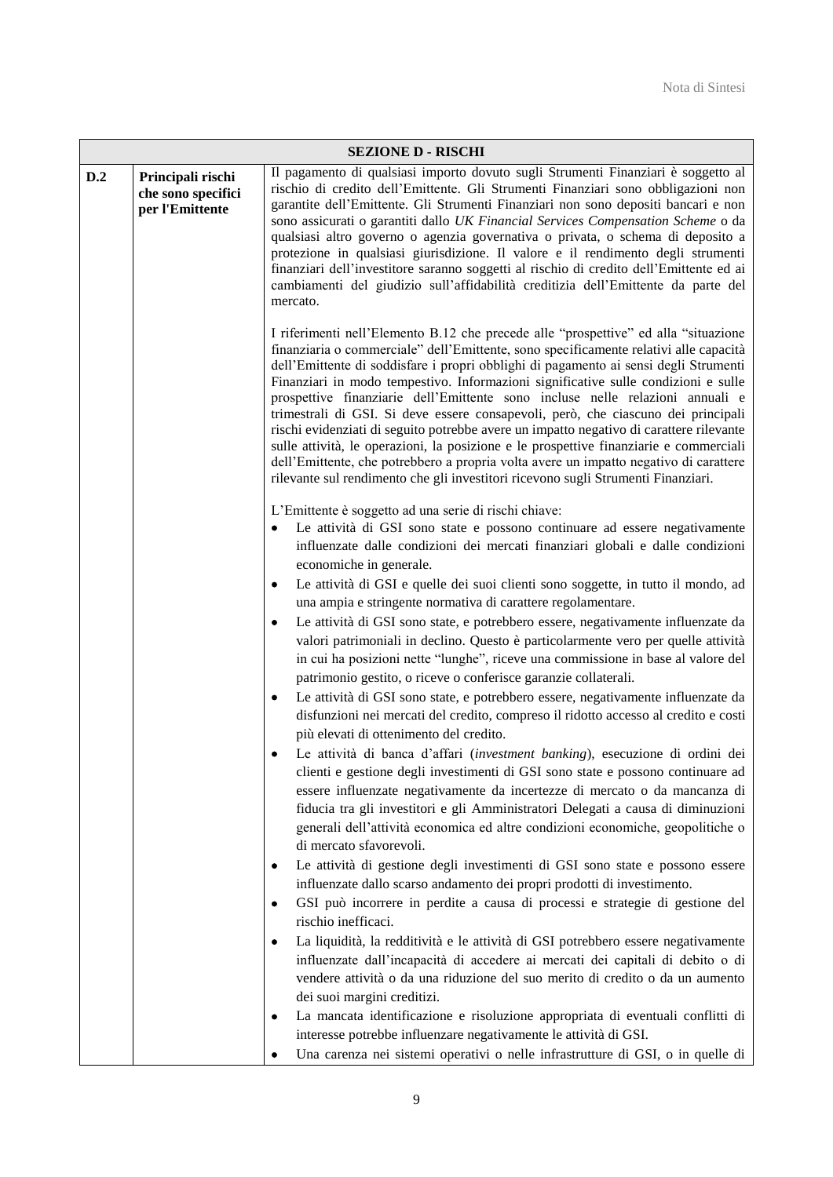| SEZIONE D - RISCHI | | |
|---|---|---|
| **D.2** | **Principali rischi che sono specifici per l'Emittente** | Il pagamento di qualsiasi importo dovuto sugli Strumenti Finanziari è soggetto al rischio di credito dell'Emittente. Gli Strumenti Finanziari sono obbligazioni non garantite dell'Emittente. Gli Strumenti Finanziari non sono depositi bancari e non sono assicurati o garantiti dallo *UK Financial Services Compensation Scheme* o da qualsiasi altro governo o agenzia governativa o privata, o schema di deposito a protezione in qualsiasi giurisdizione. Il valore e il rendimento degli strumenti finanziari dell'investitore saranno soggetti al rischio di credito dell'Emittente ed ai cambiamenti del giudizio sull'affidabilità creditizia dell'Emittente da parte del mercato.<br><br>I riferimenti nell'Elemento B.12 che precede alle "prospettive" ed alla "situazione finanziaria o commerciale" dell'Emittente, sono specificamente relativi alle capacità dell'Emittente di soddisfare i propri obblighi di pagamento ai sensi degli Strumenti Finanziari in modo tempestivo. Informazioni significative sulle condizioni e sulle prospettive finanziarie dell'Emittente sono incluse nelle relazioni annuali e trimestrali di GSI. Si deve essere consapevoli, però, che ciascuno dei principali rischi evidenziati di seguito potrebbe avere un impatto negativo di carattere rilevante sulle attività, le operazioni, la posizione e le prospettive finanziarie e commerciali dell'Emittente, che potrebbero a propria volta avere un impatto negativo di carattere rilevante sul rendimento che gli investitori ricevono sugli Strumenti Finanziari.<br><br>L'Emittente è soggetto ad una serie di rischi chiave:<br>• Le attività di GSI sono state e possono continuare ad essere negativamente influenzate dalle condizioni dei mercati finanziari globali e dalle condizioni economiche in generale.<br>• Le attività di GSI e quelle dei suoi clienti sono soggette, in tutto il mondo, ad una ampia e stringente normativa di carattere regolamentare.<br>• Le attività di GSI sono state, e potrebbero essere, negativamente influenzate da valori patrimoniali in declino. Questo è particolarmente vero per quelle attività in cui ha posizioni nette "lunghe", riceve una commissione in base al valore del patrimonio gestito, o riceve o conferisce garanzie collaterali.<br>• Le attività di GSI sono state, e potrebbero essere, negativamente influenzate da disfunzioni nei mercati del credito, compreso il ridotto accesso al credito e costi più elevati di ottenimento del credito.<br>• Le attività di banca d'affari (*investment banking*), esecuzione di ordini dei clienti e gestione degli investimenti di GSI sono state e possono continuare ad essere influenzate negativamente da incertezze di mercato o da mancanza di fiducia tra gli investitori e gli Amministratori Delegati a causa di diminuzioni generali dell'attività economica ed altre condizioni economiche, geopolitiche o di mercato sfavorevoli.<br>• Le attività di gestione degli investimenti di GSI sono state e possono essere influenzate dallo scarso andamento dei propri prodotti di investimento.<br>• GSI può incorrere in perdite a causa di processi e strategie di gestione del rischio inefficaci.<br>• La liquidità, la redditività e le attività di GSI potrebbero essere negativamente influenzate dall'incapacità di accedere ai mercati dei capitali di debito o di vendere attività o da una riduzione del suo merito di credito o da un aumento dei suoi margini creditizi.<br>• La mancata identificazione e risoluzione appropriata di eventuali conflitti di interesse potrebbe influenzare negativamente le attività di GSI.<br>• Una carenza nei sistemi operativi o nelle infrastrutture di GSI, o in quelle di |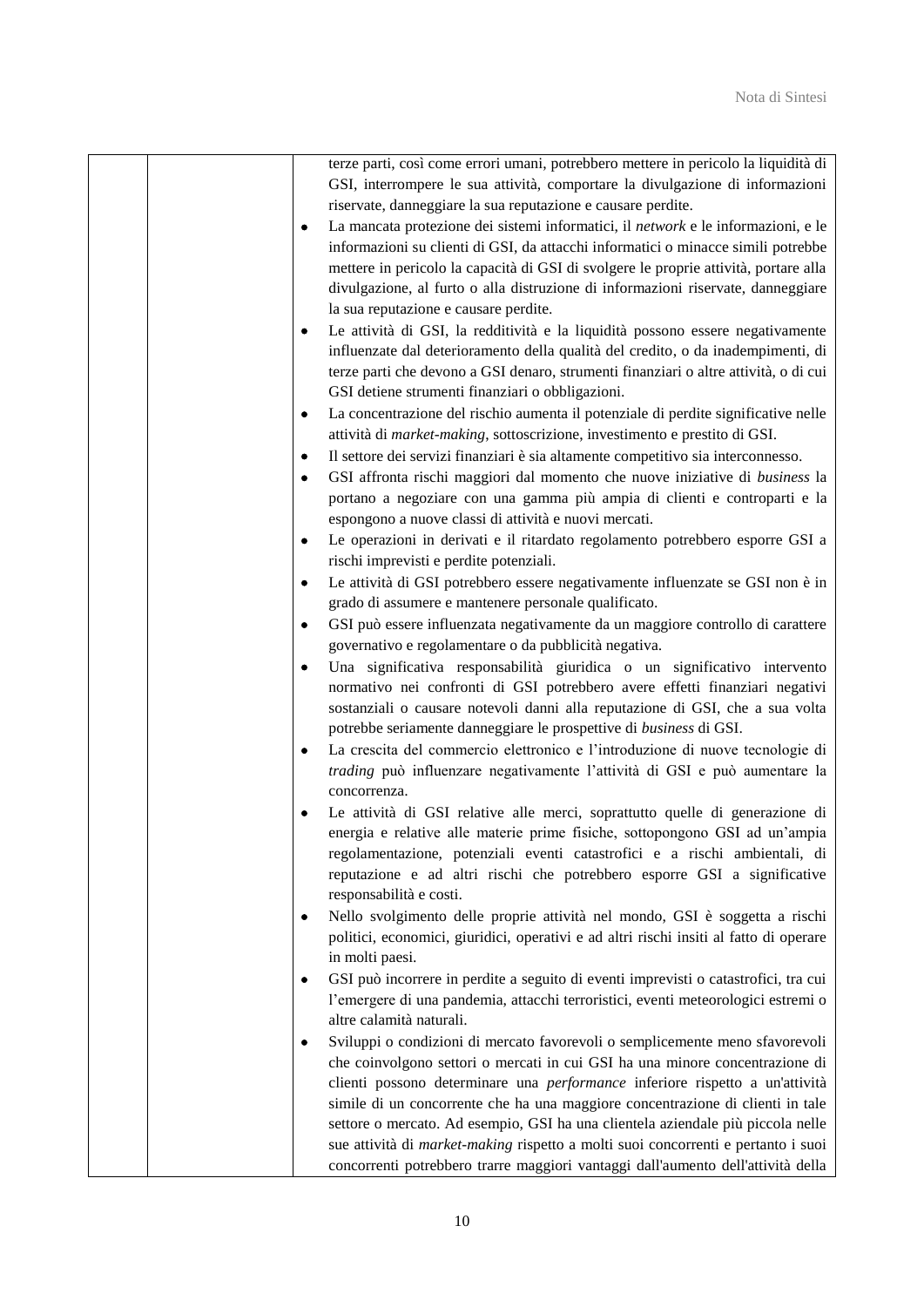| | | terze parti, così come errori umani, potrebbero mettere in pericolo la liquidità di GSI, interrompere le sua attività, comportare la divulgazione di informazioni riservate, danneggiare la sua reputazione e causare perdite.<br>• La mancata protezione dei sistemi informatici, il *network* e le informazioni, e le informazioni su clienti di GSI, da attacchi informatici o minacce simili potrebbe mettere in pericolo la capacità di GSI di svolgere le proprie attività, portare alla divulgazione, al furto o alla distruzione di informazioni riservate, danneggiare la sua reputazione e causare perdite.<br>• Le attività di GSI, la redditività e la liquidità possono essere negativamente influenzate dal deterioramento della qualità del credito, o da inadempimenti, di terze parti che devono a GSI denaro, strumenti finanziari o altre attività, o di cui GSI detiene strumenti finanziari o obbligazioni.<br>• La concentrazione del rischio aumenta il potenziale di perdite significative nelle attività di *market-making*, sottoscrizione, investimento e prestito di GSI.<br>• Il settore dei servizi finanziari è sia altamente competitivo sia interconnesso.<br>• GSI affronta rischi maggiori dal momento che nuove iniziative di *business* la portano a negoziare con una gamma più ampia di clienti e controparti e la espongono a nuove classi di attività e nuovi mercati.<br>• Le operazioni in derivati e il ritardato regolamento potrebbero esporre GSI a rischi imprevisti e perdite potenziali.<br>• Le attività di GSI potrebbero essere negativamente influenzate se GSI non è in grado di assumere e mantenere personale qualificato.<br>• GSI può essere influenzata negativamente da un maggiore controllo di carattere governativo e regolamentare o da pubblicità negativa.<br>• Una significativa responsabilità giuridica o un significativo intervento normativo nei confronti di GSI potrebbero avere effetti finanziari negativi sostanziali o causare notevoli danni alla reputazione di GSI, che a sua volta potrebbe seriamente danneggiare le prospettive di *business* di GSI.<br>• La crescita del commercio elettronico e l'introduzione di nuove tecnologie di *trading* può influenzare negativamente l'attività di GSI e può aumentare la concorrenza.<br>• Le attività di GSI relative alle merci, soprattutto quelle di generazione di energia e relative alle materie prime fisiche, sottopongono GSI ad un'ampia regolamentazione, potenziali eventi catastrofici e a rischi ambientali, di reputazione e ad altri rischi che potrebbero esporre GSI a significative responsabilità e costi.<br>• Nello svolgimento delle proprie attività nel mondo, GSI è soggetta a rischi politici, economici, giuridici, operativi e ad altri rischi insiti al fatto di operare in molti paesi.<br>• GSI può incorrere in perdite a seguito di eventi imprevisti o catastrofici, tra cui l'emergere di una pandemia, attacchi terroristici, eventi meteorologici estremi o altre calamità naturali.<br>• Sviluppi o condizioni di mercato favorevoli o semplicemente meno sfavorevoli che coinvolgono settori o mercati in cui GSI ha una minore concentrazione di clienti possono determinare una *performance* inferiore rispetto a un'attività simile di un concorrente che ha una maggiore concentrazione di clienti in tale settore o mercato. Ad esempio, GSI ha una clientela aziendale più piccola nelle sue attività di *market-making* rispetto a molti suoi concorrenti e pertanto i suoi concorrenti potrebbero trarre maggiori vantaggi dall'aumento dell'attività della |
|---|---|---|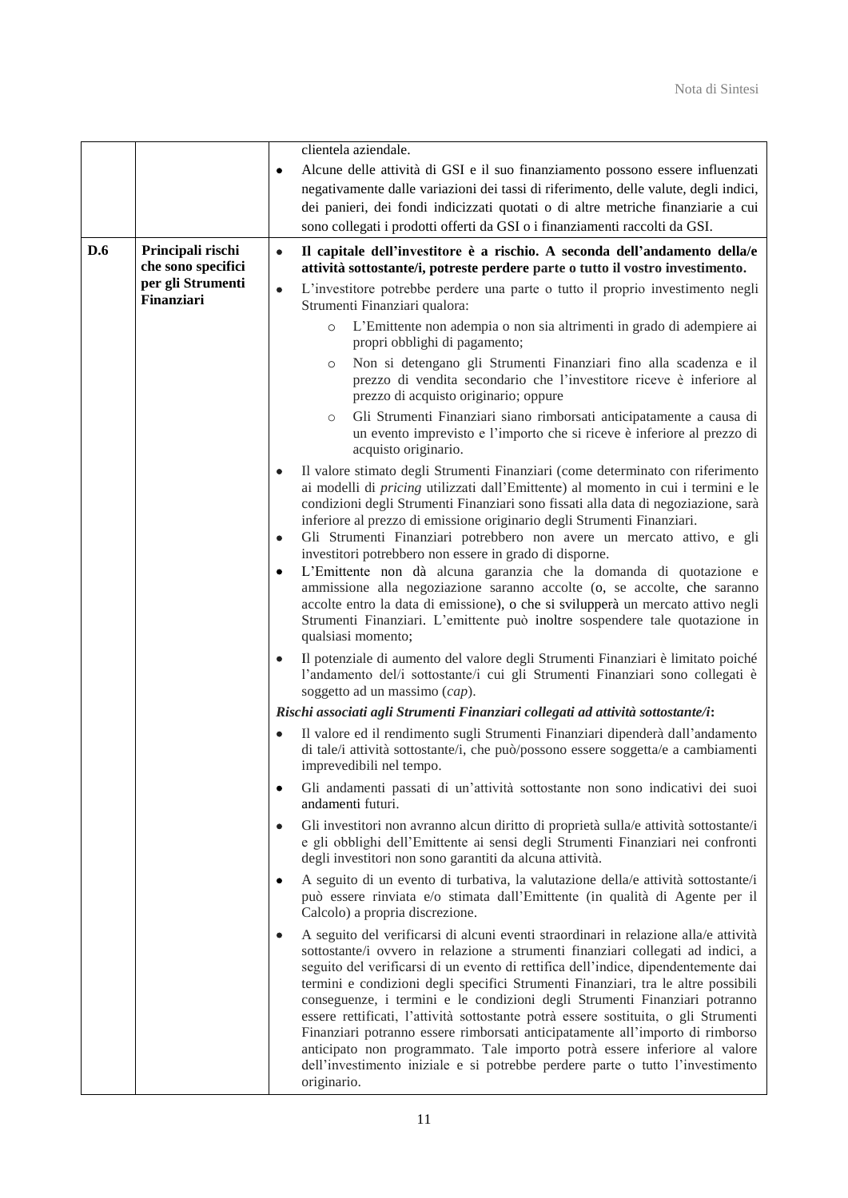| | | |
|---|---|---|
| | | clientela aziendale.<br>• Alcune delle attività di GSI e il suo finanziamento possono essere influenzati negativamente dalle variazioni dei tassi di riferimento, delle valute, degli indici, dei panieri, dei fondi indicizzati quotati o di altre metriche finanziarie a cui sono collegati i prodotti offerti da GSI o i finanziamenti raccolti da GSI. |
| **D.6** | **Principali rischi che sono specifici per gli Strumenti Finanziari** | • **Il capitale dell'investitore è a rischio. A seconda dell'andamento della/e attività sottostante/i, potreste perdere parte o tutto il vostro investimento.**<br>• L'investitore potrebbe perdere una parte o tutto il proprio investimento negli Strumenti Finanziari qualora:<br>  ○ L'Emittente non adempia o non sia altrimenti in grado di adempiere ai propri obblighi di pagamento;<br>  ○ Non si detengano gli Strumenti Finanziari fino alla scadenza e il prezzo di vendita secondario che l'investitore riceve è inferiore al prezzo di acquisto originario; oppure<br>  ○ Gli Strumenti Finanziari siano rimborsati anticipatamente a causa di un evento imprevisto e l'importo che si riceve è inferiore al prezzo di acquisto originario.<br>• Il valore stimato degli Strumenti Finanziari (come determinato con riferimento ai modelli di *pricing* utilizzati dall'Emittente) al momento in cui i termini e le condizioni degli Strumenti Finanziari sono fissati alla data di negoziazione, sarà inferiore al prezzo di emissione originario degli Strumenti Finanziari.<br>• Gli Strumenti Finanziari potrebbero non avere un mercato attivo, e gli investitori potrebbero non essere in grado di disporne.<br>• L'Emittente non dà alcuna garanzia che la domanda di quotazione e ammissione alla negoziazione saranno accolte (o, se accolte, che saranno accolte entro la data di emissione), o che si svilupperà un mercato attivo negli Strumenti Finanziari. L'emittente può inoltre sospendere tale quotazione in qualsiasi momento;<br>• Il potenziale di aumento del valore degli Strumenti Finanziari è limitato poiché l'andamento del/i sottostante/i cui gli Strumenti Finanziari sono collegati è soggetto ad un massimo (*cap*).<br>***Rischi associati agli Strumenti Finanziari collegati ad attività sottostante/i:***<br>• Il valore ed il rendimento sugli Strumenti Finanziari dipenderà dall'andamento di tale/i attività sottostante/i, che può/possono essere soggetta/e a cambiamenti imprevedibili nel tempo.<br>• Gli andamenti passati di un'attività sottostante non sono indicativi dei suoi andamenti futuri.<br>• Gli investitori non avranno alcun diritto di proprietà sulla/e attività sottostante/i e gli obblighi dell'Emittente ai sensi degli Strumenti Finanziari nei confronti degli investitori non sono garantiti da alcuna attività.<br>• A seguito di un evento di turbativa, la valutazione della/e attività sottostante/i può essere rinviata e/o stimata dall'Emittente (in qualità di Agente per il Calcolo) a propria discrezione.<br>• A seguito del verificarsi di alcuni eventi straordinari in relazione alla/e attività sottostante/i ovvero in relazione a strumenti finanziari collegati ad indici, a seguito del verificarsi di un evento di rettifica dell'indice, dipendentemente dai termini e condizioni degli specifici Strumenti Finanziari, tra le altre possibili conseguenze, i termini e le condizioni degli Strumenti Finanziari potranno essere rettificati, l'attività sottostante potrà essere sostituita, o gli Strumenti Finanziari potranno essere rimborsati anticipatamente all'importo di rimborso anticipato non programmato. Tale importo potrà essere inferiore al valore dell'investimento iniziale e si potrebbe perdere parte o tutto l'investimento originario. |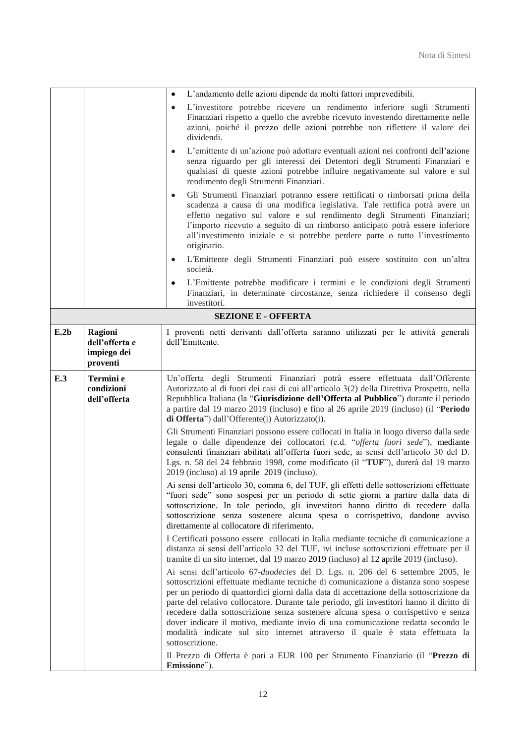| | | |
|---|---|---|
| | | • L'andamento delle azioni dipende da molti fattori imprevedibili.<br>• L'investitore potrebbe ricevere un rendimento inferiore sugli Strumenti Finanziari rispetto a quello che avrebbe ricevuto investendo direttamente nelle azioni, poiché il prezzo delle azioni potrebbe non riflettere il valore dei dividendi.<br>• L'emittente di un'azione può adottare eventuali azioni nei confronti dell'azione senza riguardo per gli interessi dei Detentori degli Strumenti Finanziari e qualsiasi di queste azioni potrebbe influire negativamente sul valore e sul rendimento degli Strumenti Finanziari.<br>• Gli Strumenti Finanziari potranno essere rettificati o rimborsati prima della scadenza a causa di una modifica legislativa. Tale rettifica potrà avere un effetto negativo sul valore e sul rendimento degli Strumenti Finanziari; l'importo ricevuto a seguito di un rimborso anticipato potrà essere inferiore all'investimento iniziale e si potrebbe perdere parte o tutto l'investimento originario.<br>• L'Emittente degli Strumenti Finanziari può essere sostituito con un'altra società.<br>• L'Emittente potrebbe modificare i termini e le condizioni degli Strumenti Finanziari, in determinate circostanze, senza richiedere il consenso degli investitori. |
| **SEZIONE E - OFFERTA** | | |
| **E.2b** | **Ragioni dell'offerta e impiego dei proventi** | I proventi netti derivanti dall'offerta saranno utilizzati per le attività generali dell'Emittente. |
| **E.3** | **Termini e condizioni dell'offerta** | Un'offerta degli Strumenti Finanziari potrà essere effettuata dall'Offerente Autorizzato al di fuori dei casi di cui all'articolo 3(2) della Direttiva Prospetto, nella Repubblica Italiana (la "**Giurisdizione dell'Offerta al Pubblico**") durante il periodo a partire dal 19 marzo 2019 (incluso) e fino al 26 aprile 2019 (incluso) (il "**Periodo di Offerta**") dall'Offerente(i) Autorizzato(i).<br><br>Gli Strumenti Finanziari possono essere collocati in Italia in luogo diverso dalla sede legale o dalle dipendenze dei collocatori (c.d. "*offerta fuori sede*"), mediante consulenti finanziari abilitati all'offerta fuori sede, ai sensi dell'articolo 30 del D. Lgs. n. 58 del 24 febbraio 1998, come modificato (il "**TUF**"), durerà dal 19 marzo 2019 (incluso) al 19 aprile 2019 (incluso).<br><br>Ai sensi dell'articolo 30, comma 6, del TUF, gli effetti delle sottoscrizioni effettuate "fuori sede" sono sospesi per un periodo di sette giorni a partire dalla data di sottoscrizione. In tale periodo, gli investitori hanno diritto di recedere dalla sottoscrizione senza sostenere alcuna spesa o corrispettivo, dandone avviso direttamente al collocatore di riferimento.<br><br>I Certificati possono essere collocati in Italia mediante tecniche di comunicazione a distanza ai sensi dell'articolo 32 del TUF, ivi incluse sottoscrizioni effettuate per il tramite di un sito internet, dal 19 marzo 2019 (incluso) al 12 aprile 2019 (incluso).<br><br>Ai sensi dell'articolo 67-*duodecies* del D. Lgs. n. 206 del 6 settembre 2005, le sottoscrizioni effettuate mediante tecniche di comunicazione a distanza sono sospese per un periodo di quattordici giorni dalla data di accettazione della sottoscrizione da parte del relativo collocatore. Durante tale periodo, gli investitori hanno il diritto di recedere dalla sottoscrizione senza sostenere alcuna spesa o corrispettivo e senza dover indicare il motivo, mediante invio di una comunicazione redatta secondo le modalità indicate sul sito internet attraverso il quale è stata effettuata la sottoscrizione.<br><br>Il Prezzo di Offerta è pari a EUR 100 per Strumento Finanziario (il "**Prezzo di Emissione**"). |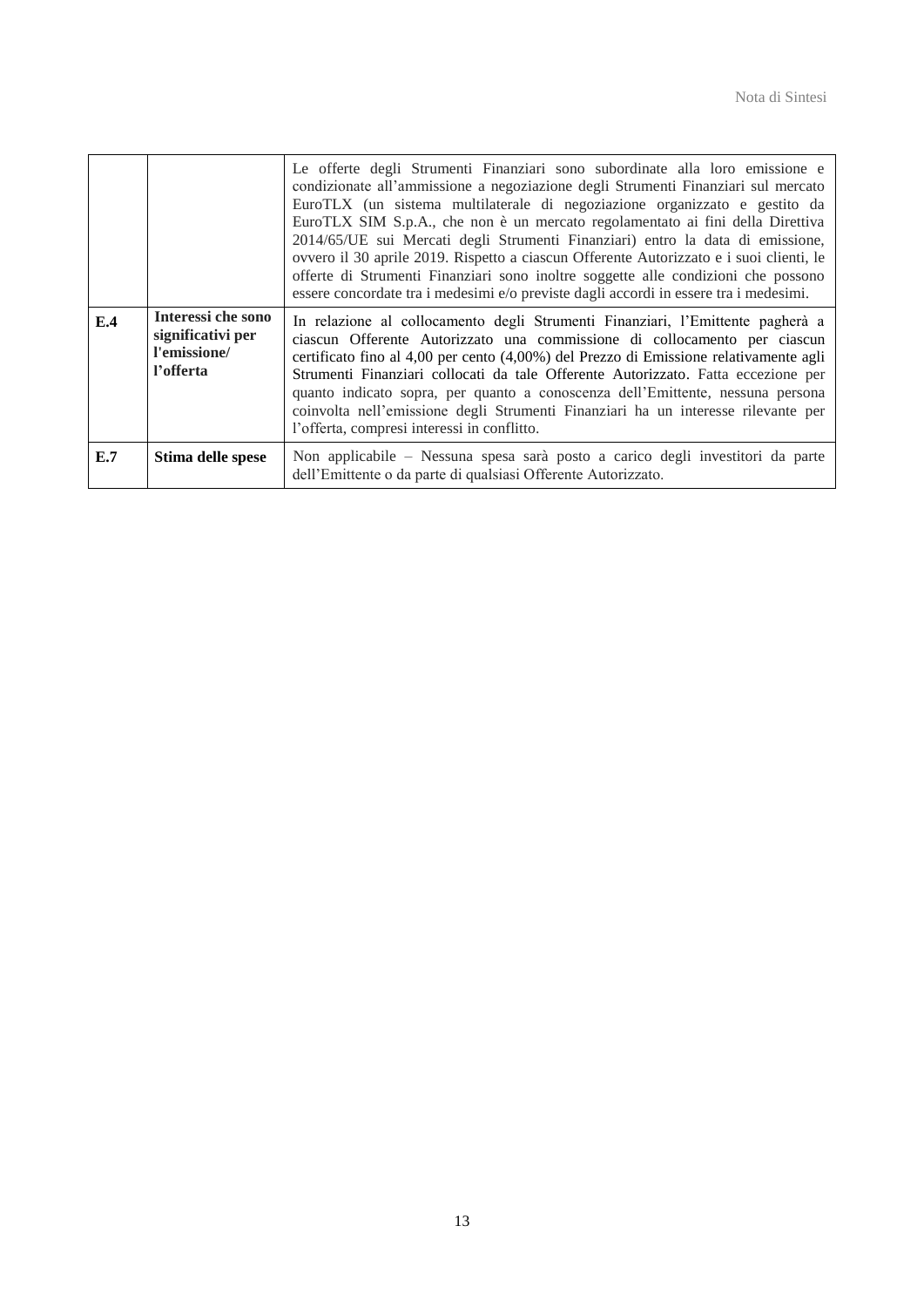| | | |
|---|---|---|
| | | Le offerte degli Strumenti Finanziari sono subordinate alla loro emissione e condizionate all'ammissione a negoziazione degli Strumenti Finanziari sul mercato EuroTLX (un sistema multilaterale di negoziazione organizzato e gestito da EuroTLX SIM S.p.A., che non è un mercato regolamentato ai fini della Direttiva 2014/65/UE sui Mercati degli Strumenti Finanziari) entro la data di emissione, ovvero il 30 aprile 2019. Rispetto a ciascun Offerente Autorizzato e i suoi clienti, le offerte di Strumenti Finanziari sono inoltre soggette alle condizioni che possono essere concordate tra i medesimi e/o previste dagli accordi in essere tra i medesimi. |
| **E.4** | **Interessi che sono significativi per l'emissione/ l'offerta** | In relazione al collocamento degli Strumenti Finanziari, l'Emittente pagherà a ciascun Offerente Autorizzato una commissione di collocamento per ciascun certificato fino al 4,00 per cento (4,00%) del Prezzo di Emissione relativamente agli Strumenti Finanziari collocati da tale Offerente Autorizzato. Fatta eccezione per quanto indicato sopra, per quanto a conoscenza dell'Emittente, nessuna persona coinvolta nell'emissione degli Strumenti Finanziari ha un interesse rilevante per l'offerta, compresi interessi in conflitto. |
| **E.7** | **Stima delle spese** | Non applicabile – Nessuna spesa sarà posto a carico degli investitori da parte dell'Emittente o da parte di qualsiasi Offerente Autorizzato. |